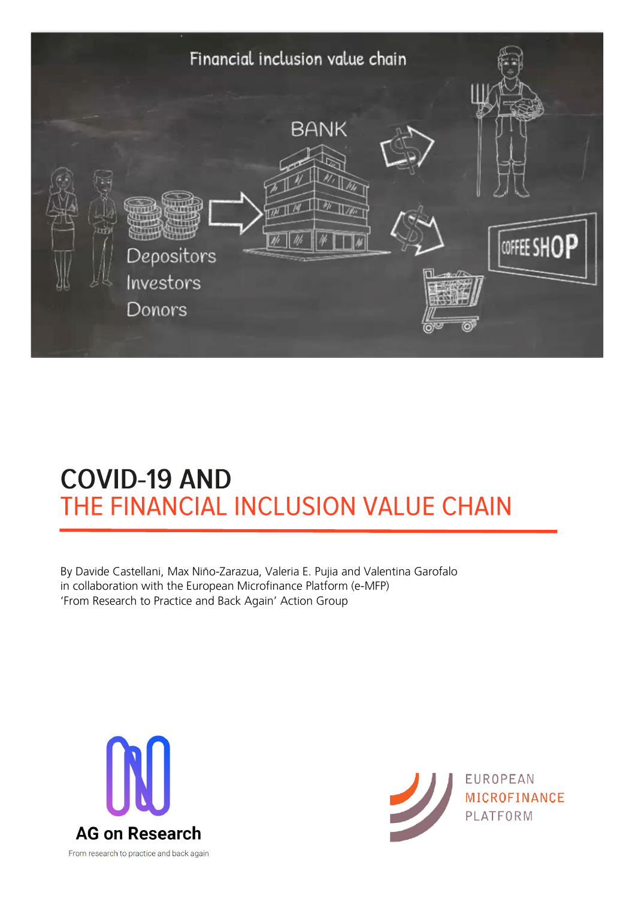# COVID-19 AND THE FINANCIAL INCLUSION VALUE CHAIN

By Davide Castellani, Max Niño-Zarazua, Valeria E. Pujia and Valentina Garofalo
in collaboration with the European Microfinance Platform (e-MFP)
'From Research to Practice and Back Again' Action Group

AG on Research
From research to practice and back again

EUROPEAN MICROFINANCE PLATFORM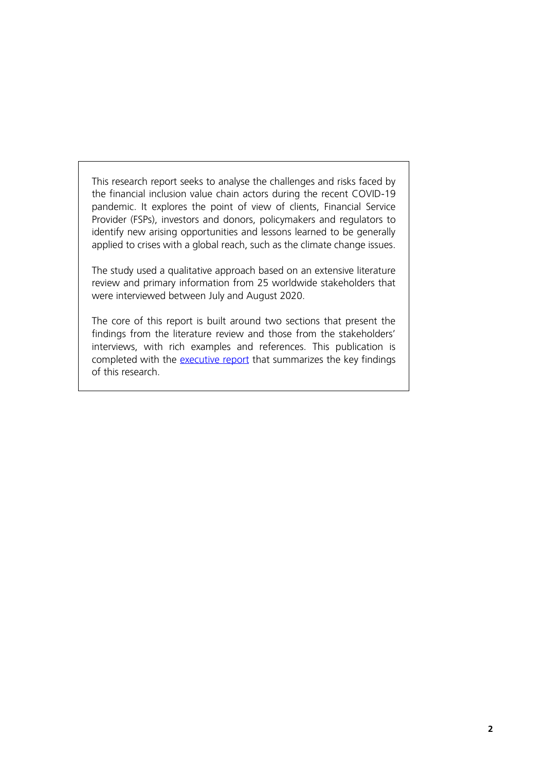This research report seeks to analyse the challenges and risks faced by the financial inclusion value chain actors during the recent COVID-19 pandemic. It explores the point of view of clients, Financial Service Provider (FSPs), investors and donors, policymakers and regulators to identify new arising opportunities and lessons learned to be generally applied to crises with a global reach, such as the climate change issues.

The study used a qualitative approach based on an extensive literature review and primary information from 25 worldwide stakeholders that were interviewed between July and August 2020.

The core of this report is built around two sections that present the findings from the literature review and those from the stakeholders' interviews, with rich examples and references. This publication is completed with the executive report that summarizes the key findings of this research.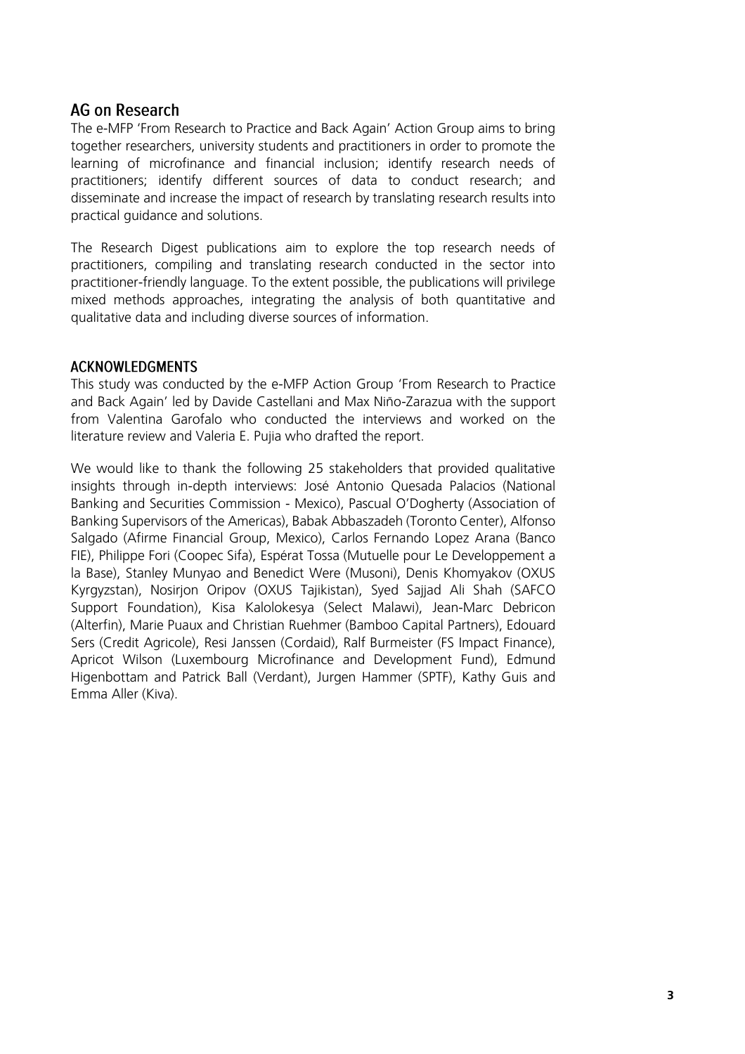## AG on Research

The e-MFP 'From Research to Practice and Back Again' Action Group aims to bring together researchers, university students and practitioners in order to promote the learning of microfinance and financial inclusion; identify research needs of practitioners; identify different sources of data to conduct research; and disseminate and increase the impact of research by translating research results into practical guidance and solutions.

The Research Digest publications aim to explore the top research needs of practitioners, compiling and translating research conducted in the sector into practitioner-friendly language. To the extent possible, the publications will privilege mixed methods approaches, integrating the analysis of both quantitative and qualitative data and including diverse sources of information.

## ACKNOWLEDGMENTS

This study was conducted by the e-MFP Action Group 'From Research to Practice and Back Again' led by Davide Castellani and Max Niño-Zarazua with the support from Valentina Garofalo who conducted the interviews and worked on the literature review and Valeria E. Pujia who drafted the report.

We would like to thank the following 25 stakeholders that provided qualitative insights through in-depth interviews: José Antonio Quesada Palacios (National Banking and Securities Commission - Mexico), Pascual O'Dogherty (Association of Banking Supervisors of the Americas), Babak Abbaszadeh (Toronto Center), Alfonso Salgado (Afirme Financial Group, Mexico), Carlos Fernando Lopez Arana (Banco FIE), Philippe Fori (Coopec Sifa), Espérat Tossa (Mutuelle pour Le Developpement a la Base), Stanley Munyao and Benedict Were (Musoni), Denis Khomyakov (OXUS Kyrgyzstan), Nosirjon Oripov (OXUS Tajikistan), Syed Sajjad Ali Shah (SAFCO Support Foundation), Kisa Kalolokesya (Select Malawi), Jean-Marc Debricon (Alterfin), Marie Puaux and Christian Ruehmer (Bamboo Capital Partners), Edouard Sers (Credit Agricole), Resi Janssen (Cordaid), Ralf Burmeister (FS Impact Finance), Apricot Wilson (Luxembourg Microfinance and Development Fund), Edmund Higenbottam and Patrick Ball (Verdant), Jurgen Hammer (SPTF), Kathy Guis and Emma Aller (Kiva).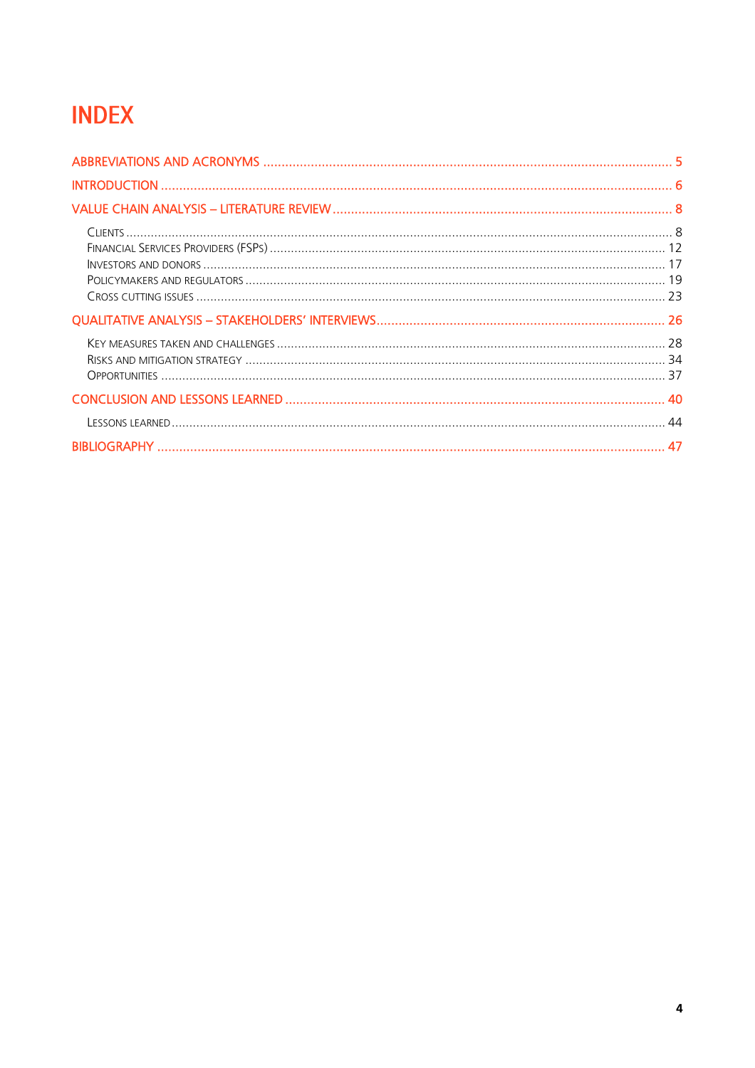# INDEX

ABBREVIATIONS AND ACRONYMS ..... 5

INTRODUCTION ..... 6

VALUE CHAIN ANALYSIS – LITERATURE REVIEW ..... 8

- Clients ..... 8
- Financial Services Providers (FSPs) ..... 12
- Investors and donors ..... 17
- Policymakers and regulators ..... 19
- Cross cutting issues ..... 23

QUALITATIVE ANALYSIS – STAKEHOLDERS' INTERVIEWS ..... 26

- Key measures taken and challenges ..... 28
- Risks and mitigation strategy ..... 34
- Opportunities ..... 37

CONCLUSION AND LESSONS LEARNED ..... 40

- Lessons learned ..... 44

BIBLIOGRAPHY ..... 47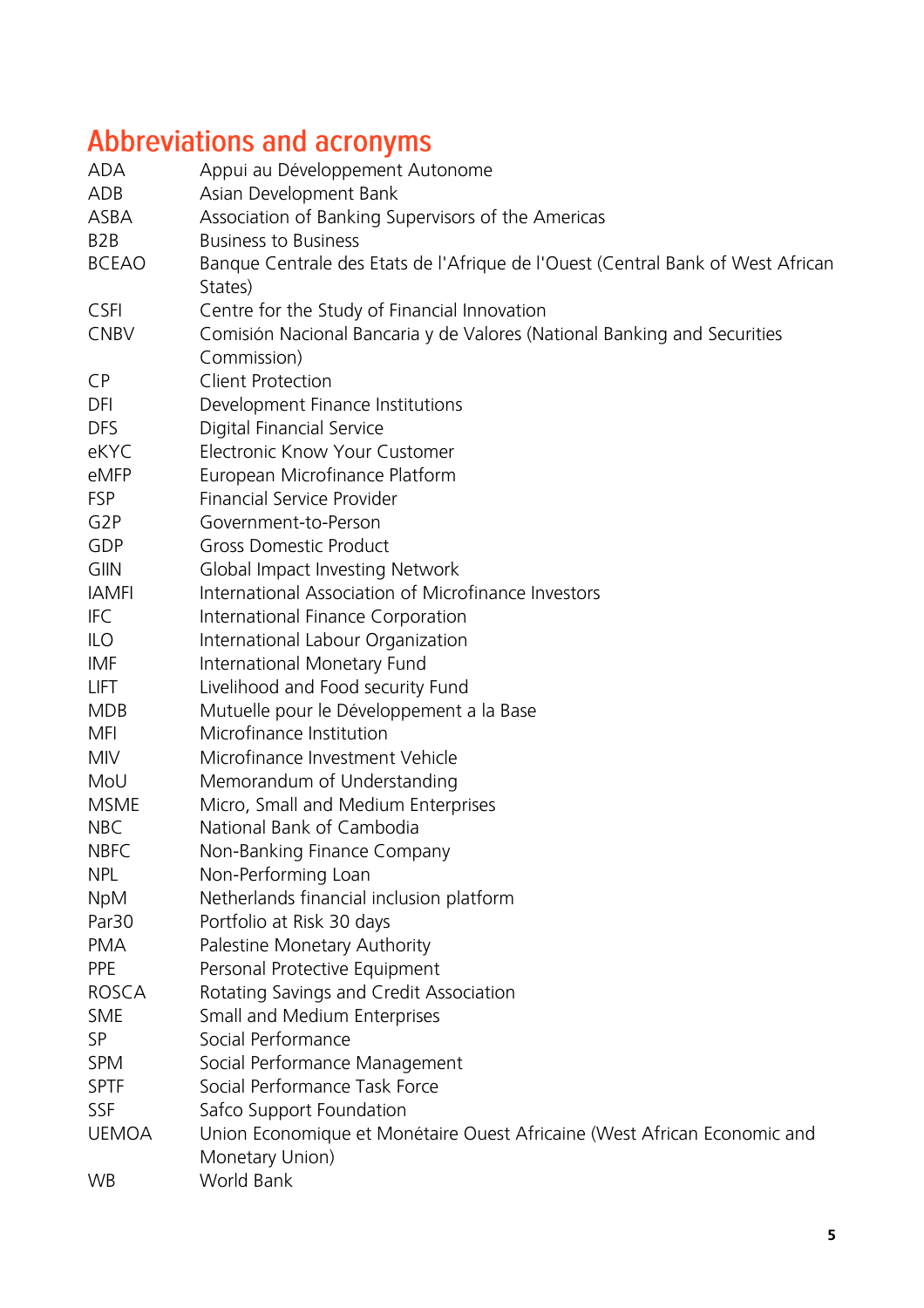# Abbreviations and acronyms

| | |
|---|---|
| ADA | Appui au Développement Autonome |
| ADB | Asian Development Bank |
| ASBA | Association of Banking Supervisors of the Americas |
| B2B | Business to Business |
| BCEAO | Banque Centrale des Etats de l'Afrique de l'Ouest (Central Bank of West African States) |
| CSFI | Centre for the Study of Financial Innovation |
| CNBV | Comisión Nacional Bancaria y de Valores (National Banking and Securities Commission) |
| CP | Client Protection |
| DFI | Development Finance Institutions |
| DFS | Digital Financial Service |
| eKYC | Electronic Know Your Customer |
| eMFP | European Microfinance Platform |
| FSP | Financial Service Provider |
| G2P | Government-to-Person |
| GDP | Gross Domestic Product |
| GIIN | Global Impact Investing Network |
| IAMFI | International Association of Microfinance Investors |
| IFC | International Finance Corporation |
| ILO | International Labour Organization |
| IMF | International Monetary Fund |
| LIFT | Livelihood and Food security Fund |
| MDB | Mutuelle pour le Développement a la Base |
| MFI | Microfinance Institution |
| MIV | Microfinance Investment Vehicle |
| MoU | Memorandum of Understanding |
| MSME | Micro, Small and Medium Enterprises |
| NBC | National Bank of Cambodia |
| NBFC | Non-Banking Finance Company |
| NPL | Non-Performing Loan |
| NpM | Netherlands financial inclusion platform |
| Par30 | Portfolio at Risk 30 days |
| PMA | Palestine Monetary Authority |
| PPE | Personal Protective Equipment |
| ROSCA | Rotating Savings and Credit Association |
| SME | Small and Medium Enterprises |
| SP | Social Performance |
| SPM | Social Performance Management |
| SPTF | Social Performance Task Force |
| SSF | Safco Support Foundation |
| UEMOA | Union Economique et Monétaire Ouest Africaine (West African Economic and Monetary Union) |
| WB | World Bank |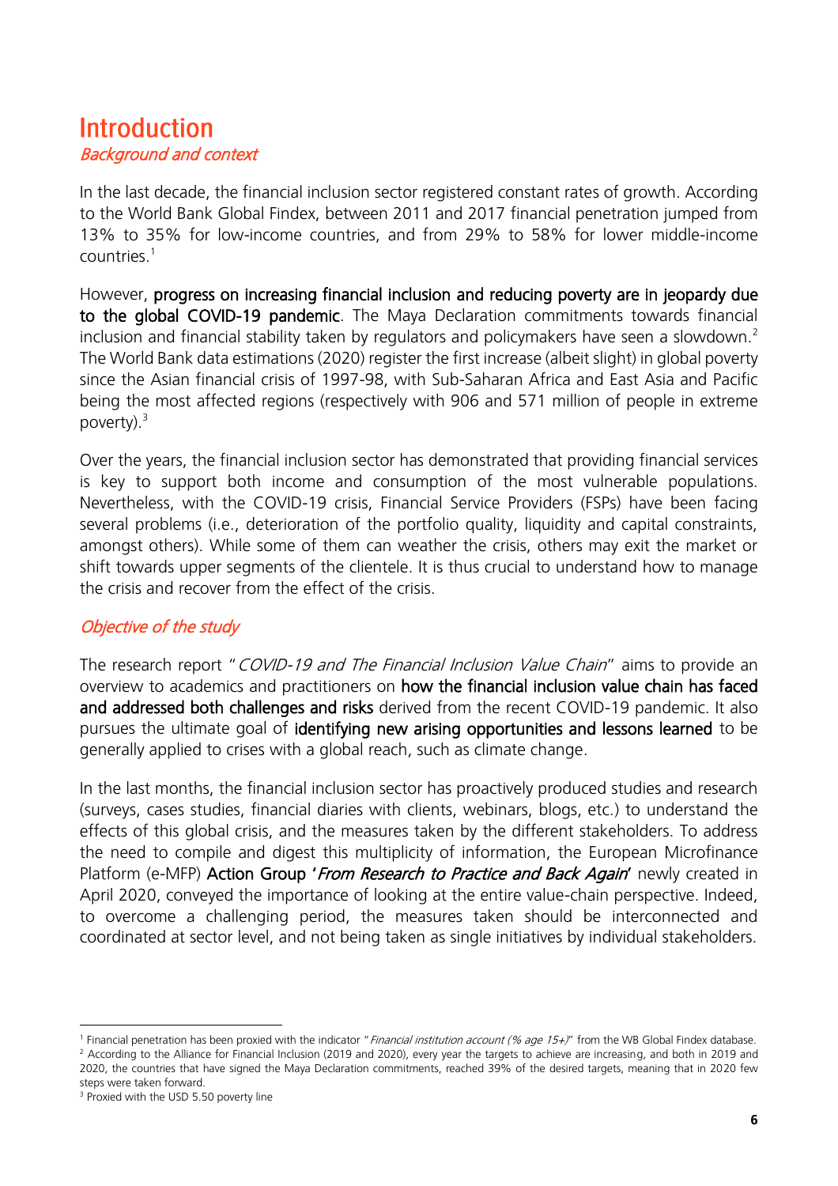# Introduction

## *Background and context*

In the last decade, the financial inclusion sector registered constant rates of growth. According to the World Bank Global Findex, between 2011 and 2017 financial penetration jumped from 13% to 35% for low-income countries, and from 29% to 58% for lower middle-income countries.[1]

However, **progress on increasing financial inclusion and reducing poverty are in jeopardy due to the global COVID-19 pandemic**. The Maya Declaration commitments towards financial inclusion and financial stability taken by regulators and policymakers have seen a slowdown.[2] The World Bank data estimations (2020) register the first increase (albeit slight) in global poverty since the Asian financial crisis of 1997-98, with Sub-Saharan Africa and East Asia and Pacific being the most affected regions (respectively with 906 and 571 million of people in extreme poverty).[3]

Over the years, the financial inclusion sector has demonstrated that providing financial services is key to support both income and consumption of the most vulnerable populations. Nevertheless, with the COVID-19 crisis, Financial Service Providers (FSPs) have been facing several problems (i.e., deterioration of the portfolio quality, liquidity and capital constraints, amongst others). While some of them can weather the crisis, others may exit the market or shift towards upper segments of the clientele. It is thus crucial to understand how to manage the crisis and recover from the effect of the crisis.

## *Objective of the study*

The research report "*COVID-19 and The Financial Inclusion Value Chain*" aims to provide an overview to academics and practitioners on **how the financial inclusion value chain has faced and addressed both challenges and risks** derived from the recent COVID-19 pandemic. It also pursues the ultimate goal of **identifying new arising opportunities and lessons learned** to be generally applied to crises with a global reach, such as climate change.

In the last months, the financial inclusion sector has proactively produced studies and research (surveys, cases studies, financial diaries with clients, webinars, blogs, etc.) to understand the effects of this global crisis, and the measures taken by the different stakeholders. To address the need to compile and digest this multiplicity of information, the European Microfinance Platform (e-MFP) **Action Group '*From Research to Practice and Back Again*'** newly created in April 2020, conveyed the importance of looking at the entire value-chain perspective. Indeed, to overcome a challenging period, the measures taken should be interconnected and coordinated at sector level, and not being taken as single initiatives by individual stakeholders.

---

[1] Financial penetration has been proxied with the indicator "*Financial institution account (% age 15+)*" from the WB Global Findex database.

[2] According to the Alliance for Financial Inclusion (2019 and 2020), every year the targets to achieve are increasing, and both in 2019 and 2020, the countries that have signed the Maya Declaration commitments, reached 39% of the desired targets, meaning that in 2020 few steps were taken forward.

[3] Proxied with the USD 5.50 poverty line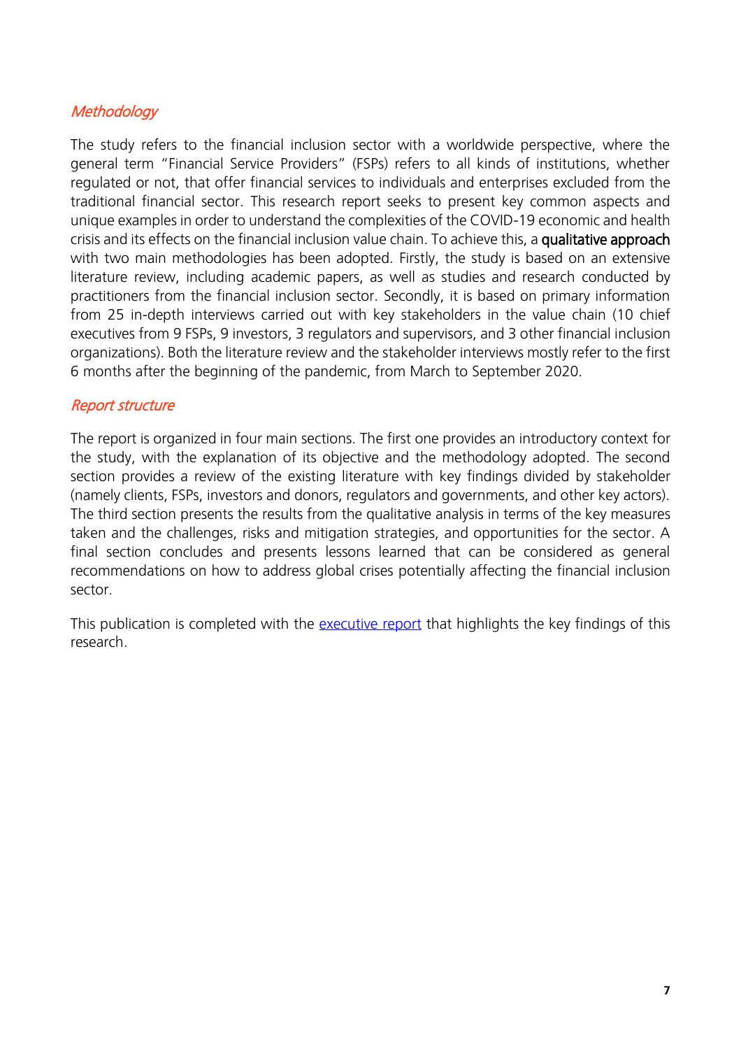## *Methodology*

The study refers to the financial inclusion sector with a worldwide perspective, where the general term "Financial Service Providers" (FSPs) refers to all kinds of institutions, whether regulated or not, that offer financial services to individuals and enterprises excluded from the traditional financial sector. This research report seeks to present key common aspects and unique examples in order to understand the complexities of the COVID-19 economic and health crisis and its effects on the financial inclusion value chain. To achieve this, a **qualitative approach** with two main methodologies has been adopted. Firstly, the study is based on an extensive literature review, including academic papers, as well as studies and research conducted by practitioners from the financial inclusion sector. Secondly, it is based on primary information from 25 in-depth interviews carried out with key stakeholders in the value chain (10 chief executives from 9 FSPs, 9 investors, 3 regulators and supervisors, and 3 other financial inclusion organizations). Both the literature review and the stakeholder interviews mostly refer to the first 6 months after the beginning of the pandemic, from March to September 2020.

## *Report structure*

The report is organized in four main sections. The first one provides an introductory context for the study, with the explanation of its objective and the methodology adopted. The second section provides a review of the existing literature with key findings divided by stakeholder (namely clients, FSPs, investors and donors, regulators and governments, and other key actors). The third section presents the results from the qualitative analysis in terms of the key measures taken and the challenges, risks and mitigation strategies, and opportunities for the sector. A final section concludes and presents lessons learned that can be considered as general recommendations on how to address global crises potentially affecting the financial inclusion sector.

This publication is completed with the executive report that highlights the key findings of this research.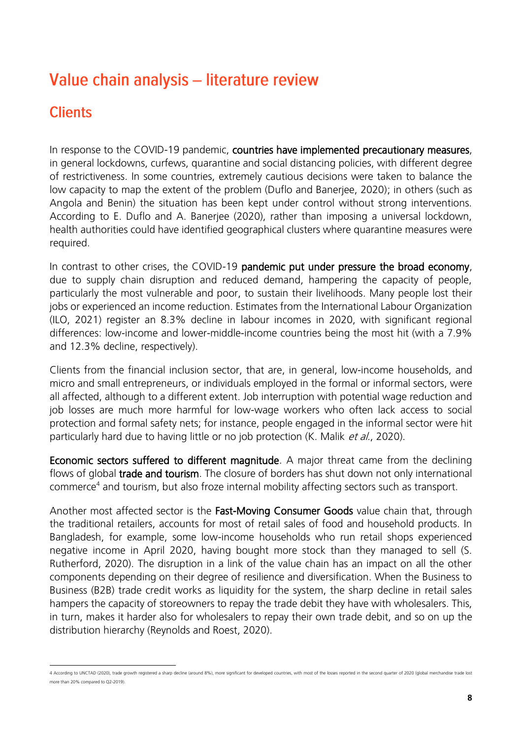# Value chain analysis – literature review

## Clients

In response to the COVID-19 pandemic, **countries have implemented precautionary measures**, in general lockdowns, curfews, quarantine and social distancing policies, with different degree of restrictiveness. In some countries, extremely cautious decisions were taken to balance the low capacity to map the extent of the problem (Duflo and Banerjee, 2020); in others (such as Angola and Benin) the situation has been kept under control without strong interventions. According to E. Duflo and A. Banerjee (2020), rather than imposing a universal lockdown, health authorities could have identified geographical clusters where quarantine measures were required.

In contrast to other crises, the COVID-19 **pandemic put under pressure the broad economy**, due to supply chain disruption and reduced demand, hampering the capacity of people, particularly the most vulnerable and poor, to sustain their livelihoods. Many people lost their jobs or experienced an income reduction. Estimates from the International Labour Organization (ILO, 2021) register an 8.3% decline in labour incomes in 2020, with significant regional differences: low-income and lower-middle-income countries being the most hit (with a 7.9% and 12.3% decline, respectively).

Clients from the financial inclusion sector, that are, in general, low-income households, and micro and small entrepreneurs, or individuals employed in the formal or informal sectors, were all affected, although to a different extent. Job interruption with potential wage reduction and job losses are much more harmful for low-wage workers who often lack access to social protection and formal safety nets; for instance, people engaged in the informal sector were hit particularly hard due to having little or no job protection (K. Malik *et al.*, 2020).

**Economic sectors suffered to different magnitude**. A major threat came from the declining flows of global **trade and tourism**. The closure of borders has shut down not only international commerce[4] and tourism, but also froze internal mobility affecting sectors such as transport.

Another most affected sector is the **Fast-Moving Consumer Goods** value chain that, through the traditional retailers, accounts for most of retail sales of food and household products. In Bangladesh, for example, some low-income households who run retail shops experienced negative income in April 2020, having bought more stock than they managed to sell (S. Rutherford, 2020). The disruption in a link of the value chain has an impact on all the other components depending on their degree of resilience and diversification. When the Business to Business (B2B) trade credit works as liquidity for the system, the sharp decline in retail sales hampers the capacity of storeowners to repay the trade debit they have with wholesalers. This, in turn, makes it harder also for wholesalers to repay their own trade debit, and so on up the distribution hierarchy (Reynolds and Roest, 2020).

---

[4] According to UNCTAD (2020), trade growth registered a sharp decline (around 8%), more significant for developed countries, with most of the losses reported in the second quarter of 2020 (global merchandise trade lost more than 20% compared to Q2-2019).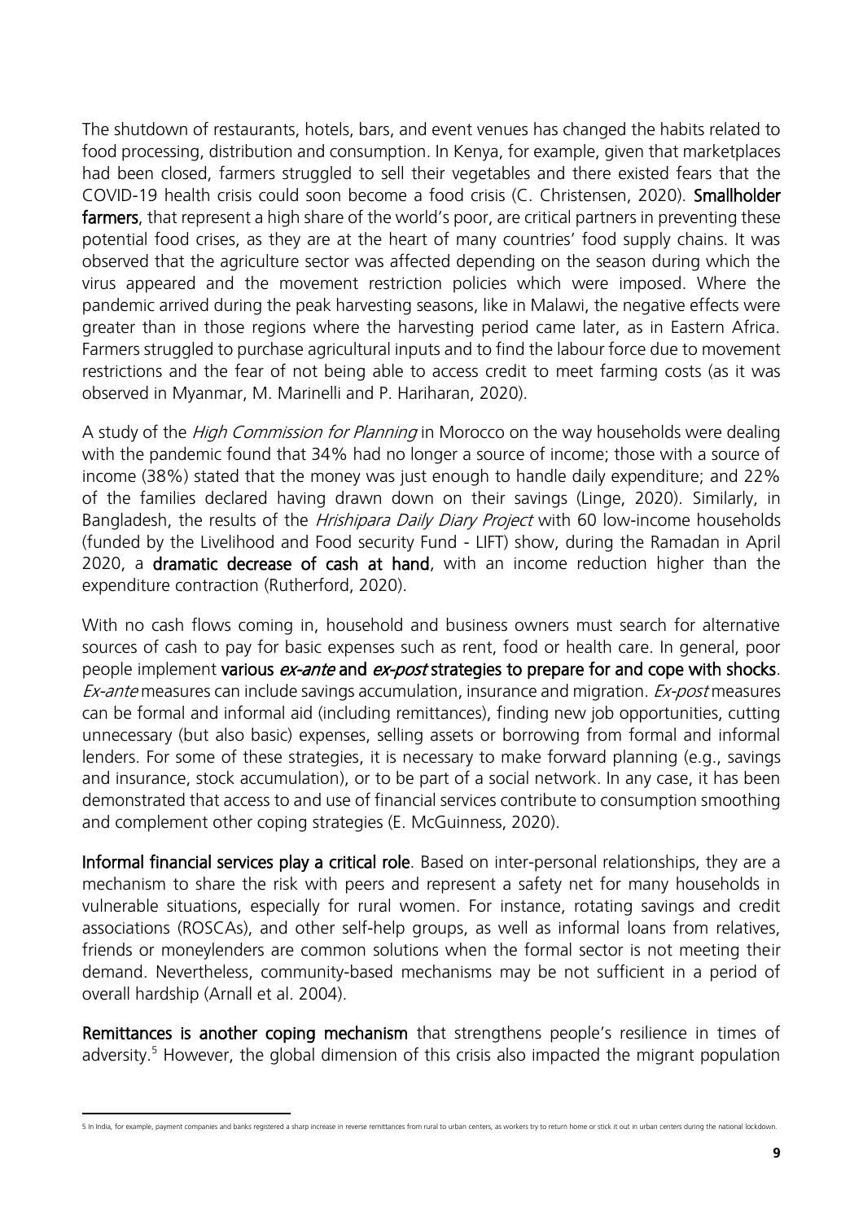The shutdown of restaurants, hotels, bars, and event venues has changed the habits related to food processing, distribution and consumption. In Kenya, for example, given that marketplaces had been closed, farmers struggled to sell their vegetables and there existed fears that the COVID-19 health crisis could soon become a food crisis (C. Christensen, 2020). **Smallholder farmers**, that represent a high share of the world's poor, are critical partners in preventing these potential food crises, as they are at the heart of many countries' food supply chains. It was observed that the agriculture sector was affected depending on the season during which the virus appeared and the movement restriction policies which were imposed. Where the pandemic arrived during the peak harvesting seasons, like in Malawi, the negative effects were greater than in those regions where the harvesting period came later, as in Eastern Africa. Farmers struggled to purchase agricultural inputs and to find the labour force due to movement restrictions and the fear of not being able to access credit to meet farming costs (as it was observed in Myanmar, M. Marinelli and P. Hariharan, 2020).

A study of the *High Commission for Planning* in Morocco on the way households were dealing with the pandemic found that 34% had no longer a source of income; those with a source of income (38%) stated that the money was just enough to handle daily expenditure; and 22% of the families declared having drawn down on their savings (Linge, 2020). Similarly, in Bangladesh, the results of the *Hrishipara Daily Diary Project* with 60 low-income households (funded by the Livelihood and Food security Fund - LIFT) show, during the Ramadan in April 2020, a **dramatic decrease of cash at hand**, with an income reduction higher than the expenditure contraction (Rutherford, 2020).

With no cash flows coming in, household and business owners must search for alternative sources of cash to pay for basic expenses such as rent, food or health care. In general, poor people implement **various *ex-ante* and *ex-post* strategies to prepare for and cope with shocks**. *Ex-ante* measures can include savings accumulation, insurance and migration. *Ex-post* measures can be formal and informal aid (including remittances), finding new job opportunities, cutting unnecessary (but also basic) expenses, selling assets or borrowing from formal and informal lenders. For some of these strategies, it is necessary to make forward planning (e.g., savings and insurance, stock accumulation), or to be part of a social network. In any case, it has been demonstrated that access to and use of financial services contribute to consumption smoothing and complement other coping strategies (E. McGuinness, 2020).

**Informal financial services play a critical role**. Based on inter-personal relationships, they are a mechanism to share the risk with peers and represent a safety net for many households in vulnerable situations, especially for rural women. For instance, rotating savings and credit associations (ROSCAs), and other self-help groups, as well as informal loans from relatives, friends or moneylenders are common solutions when the formal sector is not meeting their demand. Nevertheless, community-based mechanisms may be not sufficient in a period of overall hardship (Arnall et al. 2004).

**Remittances is another coping mechanism** that strengthens people's resilience in times of adversity.[5] However, the global dimension of this crisis also impacted the migrant population

---

[5] In India, for example, payment companies and banks registered a sharp increase in reverse remittances from rural to urban centers, as workers try to return home or stick it out in urban centers during the national lockdown.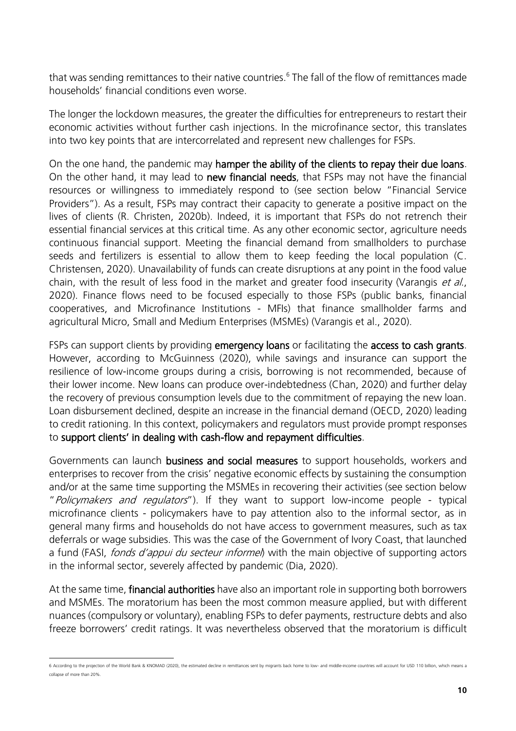that was sending remittances to their native countries.[6] The fall of the flow of remittances made households' financial conditions even worse.

The longer the lockdown measures, the greater the difficulties for entrepreneurs to restart their economic activities without further cash injections. In the microfinance sector, this translates into two key points that are intercorrelated and represent new challenges for FSPs.

On the one hand, the pandemic may **hamper the ability of the clients to repay their due loans**. On the other hand, it may lead to **new financial needs**, that FSPs may not have the financial resources or willingness to immediately respond to (see section below "Financial Service Providers"). As a result, FSPs may contract their capacity to generate a positive impact on the lives of clients (R. Christen, 2020b). Indeed, it is important that FSPs do not retrench their essential financial services at this critical time. As any other economic sector, agriculture needs continuous financial support. Meeting the financial demand from smallholders to purchase seeds and fertilizers is essential to allow them to keep feeding the local population (C. Christensen, 2020). Unavailability of funds can create disruptions at any point in the food value chain, with the result of less food in the market and greater food insecurity (Varangis *et al.*, 2020). Finance flows need to be focused especially to those FSPs (public banks, financial cooperatives, and Microfinance Institutions - MFIs) that finance smallholder farms and agricultural Micro, Small and Medium Enterprises (MSMEs) (Varangis et al., 2020).

FSPs can support clients by providing **emergency loans** or facilitating the **access to cash grants**. However, according to McGuinness (2020), while savings and insurance can support the resilience of low-income groups during a crisis, borrowing is not recommended, because of their lower income. New loans can produce over-indebtedness (Chan, 2020) and further delay the recovery of previous consumption levels due to the commitment of repaying the new loan. Loan disbursement declined, despite an increase in the financial demand (OECD, 2020) leading to credit rationing. In this context, policymakers and regulators must provide prompt responses to **support clients' in dealing with cash-flow and repayment difficulties**.

Governments can launch **business and social measures** to support households, workers and enterprises to recover from the crisis' negative economic effects by sustaining the consumption and/or at the same time supporting the MSMEs in recovering their activities (see section below "*Policymakers and regulators*"). If they want to support low-income people - typical microfinance clients - policymakers have to pay attention also to the informal sector, as in general many firms and households do not have access to government measures, such as tax deferrals or wage subsidies. This was the case of the Government of Ivory Coast, that launched a fund (FASI, *fonds d'appui du secteur informel*) with the main objective of supporting actors in the informal sector, severely affected by pandemic (Dia, 2020).

At the same time, **financial authorities** have also an important role in supporting both borrowers and MSMEs. The moratorium has been the most common measure applied, but with different nuances (compulsory or voluntary), enabling FSPs to defer payments, restructure debts and also freeze borrowers' credit ratings. It was nevertheless observed that the moratorium is difficult

---

6 According to the projection of the World Bank & KNOMAD (2020), the estimated decline in remittances sent by migrants back home to low- and middle-income countries will account for USD 110 billion, which means a collapse of more than 20%.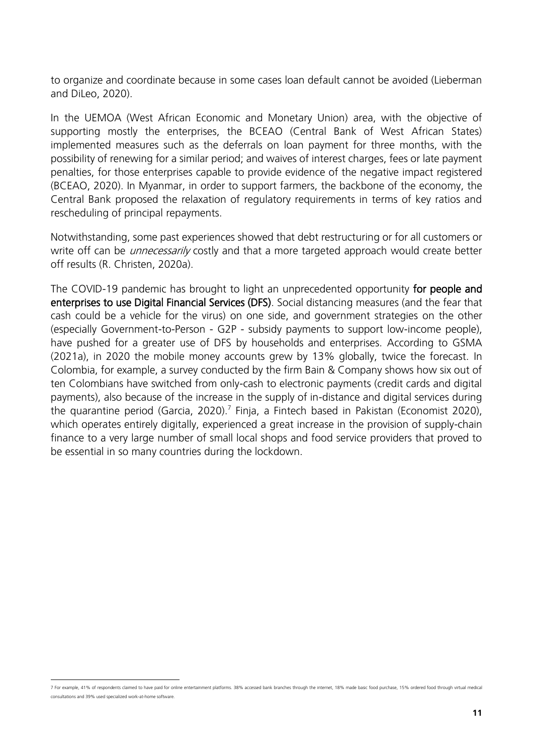to organize and coordinate because in some cases loan default cannot be avoided (Lieberman and DiLeo, 2020).

In the UEMOA (West African Economic and Monetary Union) area, with the objective of supporting mostly the enterprises, the BCEAO (Central Bank of West African States) implemented measures such as the deferrals on loan payment for three months, with the possibility of renewing for a similar period; and waives of interest charges, fees or late payment penalties, for those enterprises capable to provide evidence of the negative impact registered (BCEAO, 2020). In Myanmar, in order to support farmers, the backbone of the economy, the Central Bank proposed the relaxation of regulatory requirements in terms of key ratios and rescheduling of principal repayments.

Notwithstanding, some past experiences showed that debt restructuring or for all customers or write off can be *unnecessarily* costly and that a more targeted approach would create better off results (R. Christen, 2020a).

The COVID-19 pandemic has brought to light an unprecedented opportunity **for people and enterprises to use Digital Financial Services (DFS)**. Social distancing measures (and the fear that cash could be a vehicle for the virus) on one side, and government strategies on the other (especially Government-to-Person - G2P - subsidy payments to support low-income people), have pushed for a greater use of DFS by households and enterprises. According to GSMA (2021a), in 2020 the mobile money accounts grew by 13% globally, twice the forecast. In Colombia, for example, a survey conducted by the firm Bain & Company shows how six out of ten Colombians have switched from only-cash to electronic payments (credit cards and digital payments), also because of the increase in the supply of in-distance and digital services during the quarantine period (Garcia, 2020).[7] Finja, a Fintech based in Pakistan (Economist 2020), which operates entirely digitally, experienced a great increase in the provision of supply-chain finance to a very large number of small local shops and food service providers that proved to be essential in so many countries during the lockdown.

---

[7] For example, 41% of respondents claimed to have paid for online entertainment platforms. 38% accessed bank branches through the internet, 18% made basic food purchase, 15% ordered food through virtual medical consultations and 39% used specialized work-at-home software.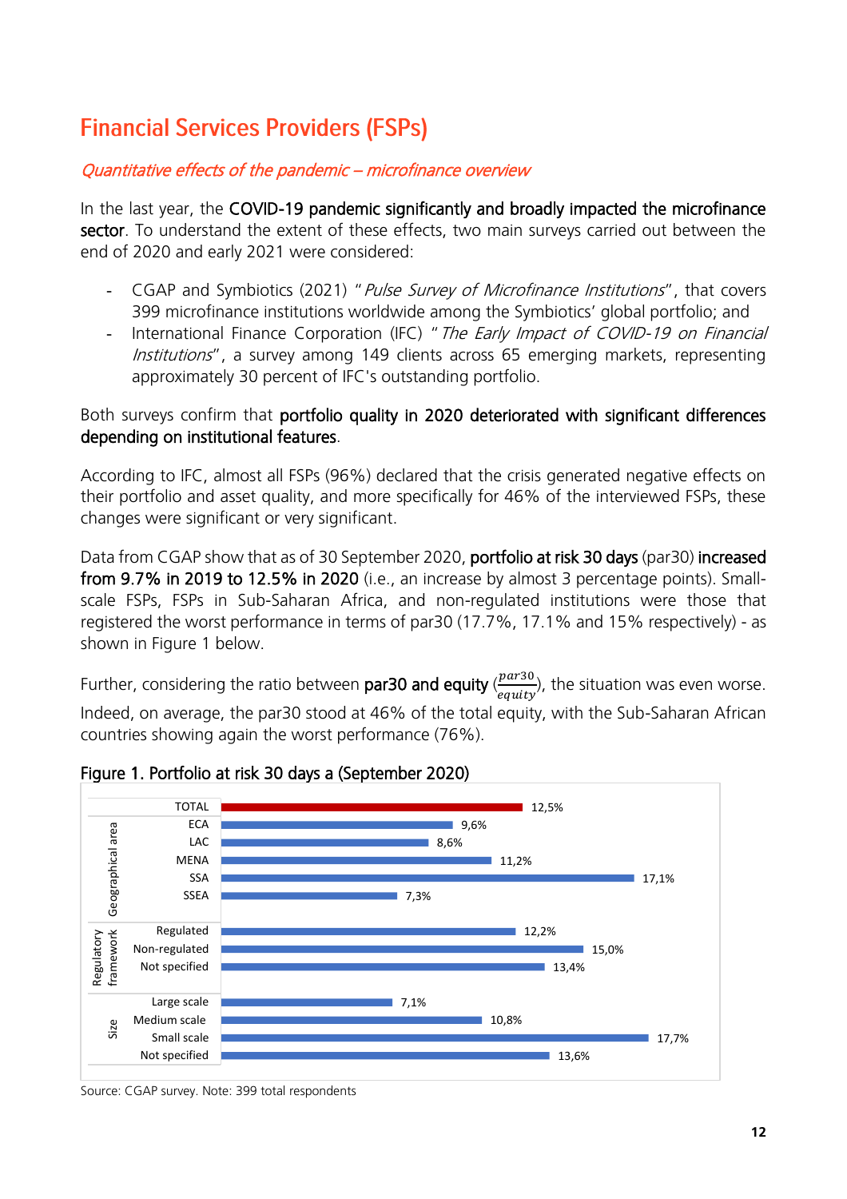# Financial Services Providers (FSPs)

*Quantitative effects of the pandemic – microfinance overview*

In the last year, the **COVID-19 pandemic significantly and broadly impacted the microfinance sector**. To understand the extent of these effects, two main surveys carried out between the end of 2020 and early 2021 were considered:

- CGAP and Symbiotics (2021) "*Pulse Survey of Microfinance Institutions*", that covers 399 microfinance institutions worldwide among the Symbiotics' global portfolio; and
- International Finance Corporation (IFC) "*The Early Impact of COVID-19 on Financial Institutions*", a survey among 149 clients across 65 emerging markets, representing approximately 30 percent of IFC's outstanding portfolio.

Both surveys confirm that **portfolio quality in 2020 deteriorated with significant differences depending on institutional features**.

According to IFC, almost all FSPs (96%) declared that the crisis generated negative effects on their portfolio and asset quality, and more specifically for 46% of the interviewed FSPs, these changes were significant or very significant.

Data from CGAP show that as of 30 September 2020, **portfolio at risk 30 days** (par30) **increased from 9.7% in 2019 to 12.5% in 2020** (i.e., an increase by almost 3 percentage points). Small-scale FSPs, FSPs in Sub-Saharan Africa, and non-regulated institutions were those that registered the worst performance in terms of par30 (17.7%, 17.1% and 15% respectively) - as shown in Figure 1 below.

Further, considering the ratio between **par30 and equity** ($\frac{par30}{equity}$), the situation was even worse. Indeed, on average, the par30 stood at 46% of the total equity, with the Sub-Saharan African countries showing again the worst performance (76%).

**Figure 1. Portfolio at risk 30 days a (September 2020)**

| Group | Category | Par30 |
|---|---|---|
| | TOTAL | 12,5% |
| Geographical area | ECA | 9,6% |
| | LAC | 8,6% |
| | MENA | 11,2% |
| | SSA | 17,1% |
| | SSEA | 7,3% |
| Regulatory framework | Regulated | 12,2% |
| | Non-regulated | 15,0% |
| | Not specified | 13,4% |
| Size | Large scale | 7,1% |
| | Medium scale | 10,8% |
| | Small scale | 17,7% |
| | Not specified | 13,6% |

Source: CGAP survey. Note: 399 total respondents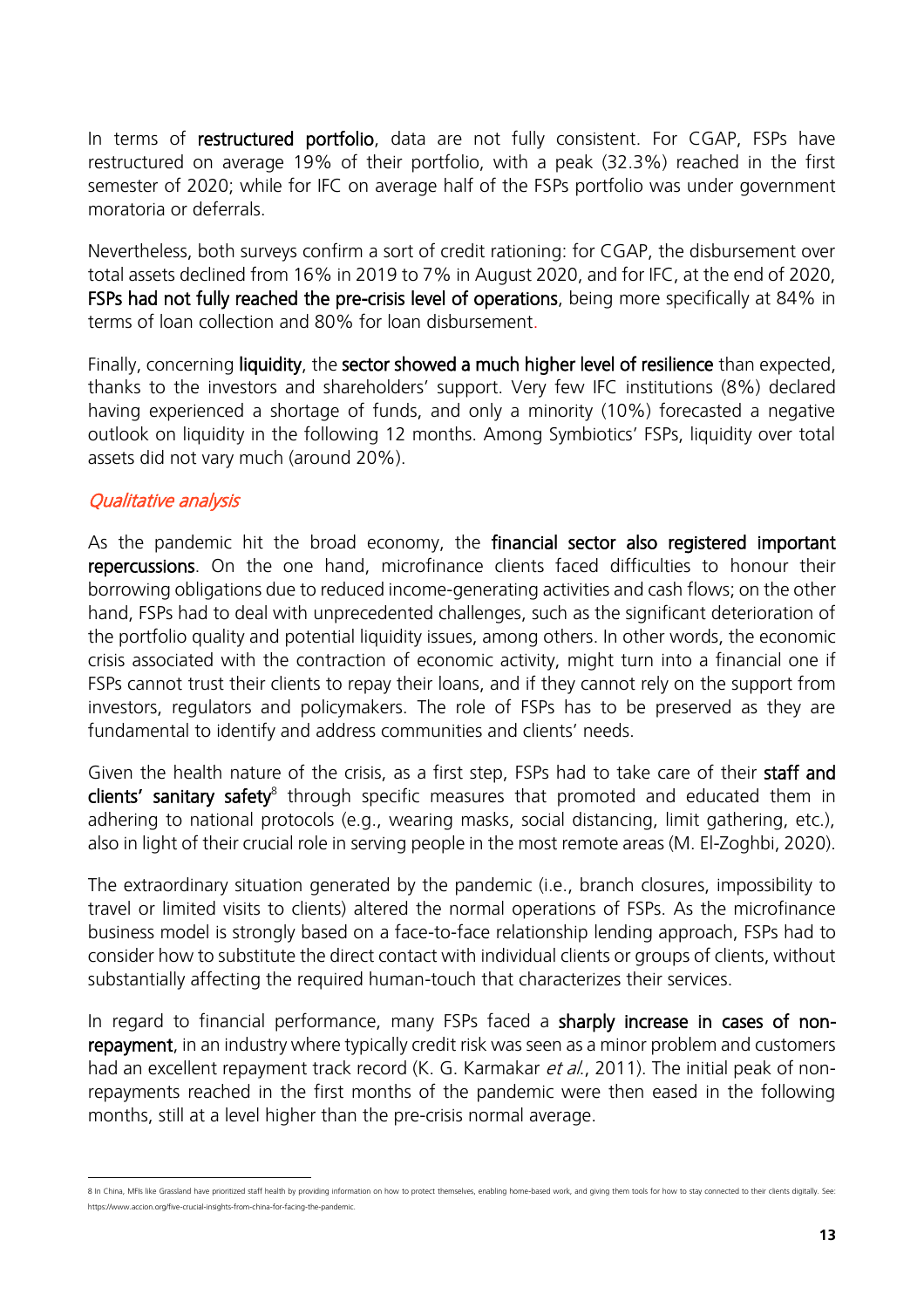In terms of **restructured portfolio**, data are not fully consistent. For CGAP, FSPs have restructured on average 19% of their portfolio, with a peak (32.3%) reached in the first semester of 2020; while for IFC on average half of the FSPs portfolio was under government moratoria or deferrals.

Nevertheless, both surveys confirm a sort of credit rationing: for CGAP, the disbursement over total assets declined from 16% in 2019 to 7% in August 2020, and for IFC, at the end of 2020, **FSPs had not fully reached the pre-crisis level of operations**, being more specifically at 84% in terms of loan collection and 80% for loan disbursement.

Finally, concerning **liquidity**, the **sector showed a much higher level of resilience** than expected, thanks to the investors and shareholders' support. Very few IFC institutions (8%) declared having experienced a shortage of funds, and only a minority (10%) forecasted a negative outlook on liquidity in the following 12 months. Among Symbiotics' FSPs, liquidity over total assets did not vary much (around 20%).

### *Qualitative analysis*

As the pandemic hit the broad economy, the **financial sector also registered important repercussions**. On the one hand, microfinance clients faced difficulties to honour their borrowing obligations due to reduced income-generating activities and cash flows; on the other hand, FSPs had to deal with unprecedented challenges, such as the significant deterioration of the portfolio quality and potential liquidity issues, among others. In other words, the economic crisis associated with the contraction of economic activity, might turn into a financial one if FSPs cannot trust their clients to repay their loans, and if they cannot rely on the support from investors, regulators and policymakers. The role of FSPs has to be preserved as they are fundamental to identify and address communities and clients' needs.

Given the health nature of the crisis, as a first step, FSPs had to take care of their **staff and clients' sanitary safety**[8] through specific measures that promoted and educated them in adhering to national protocols (e.g., wearing masks, social distancing, limit gathering, etc.), also in light of their crucial role in serving people in the most remote areas (M. El-Zoghbi, 2020).

The extraordinary situation generated by the pandemic (i.e., branch closures, impossibility to travel or limited visits to clients) altered the normal operations of FSPs. As the microfinance business model is strongly based on a face-to-face relationship lending approach, FSPs had to consider how to substitute the direct contact with individual clients or groups of clients, without substantially affecting the required human-touch that characterizes their services.

In regard to financial performance, many FSPs faced a **sharply increase in cases of non-repayment**, in an industry where typically credit risk was seen as a minor problem and customers had an excellent repayment track record (K. G. Karmakar *et al.*, 2011). The initial peak of non-repayments reached in the first months of the pandemic were then eased in the following months, still at a level higher than the pre-crisis normal average.

---

8 In China, MFIs like Grassland have prioritized staff health by providing information on how to protect themselves, enabling home-based work, and giving them tools for how to stay connected to their clients digitally. See: https://www.accion.org/five-crucial-insights-from-china-for-facing-the-pandemic.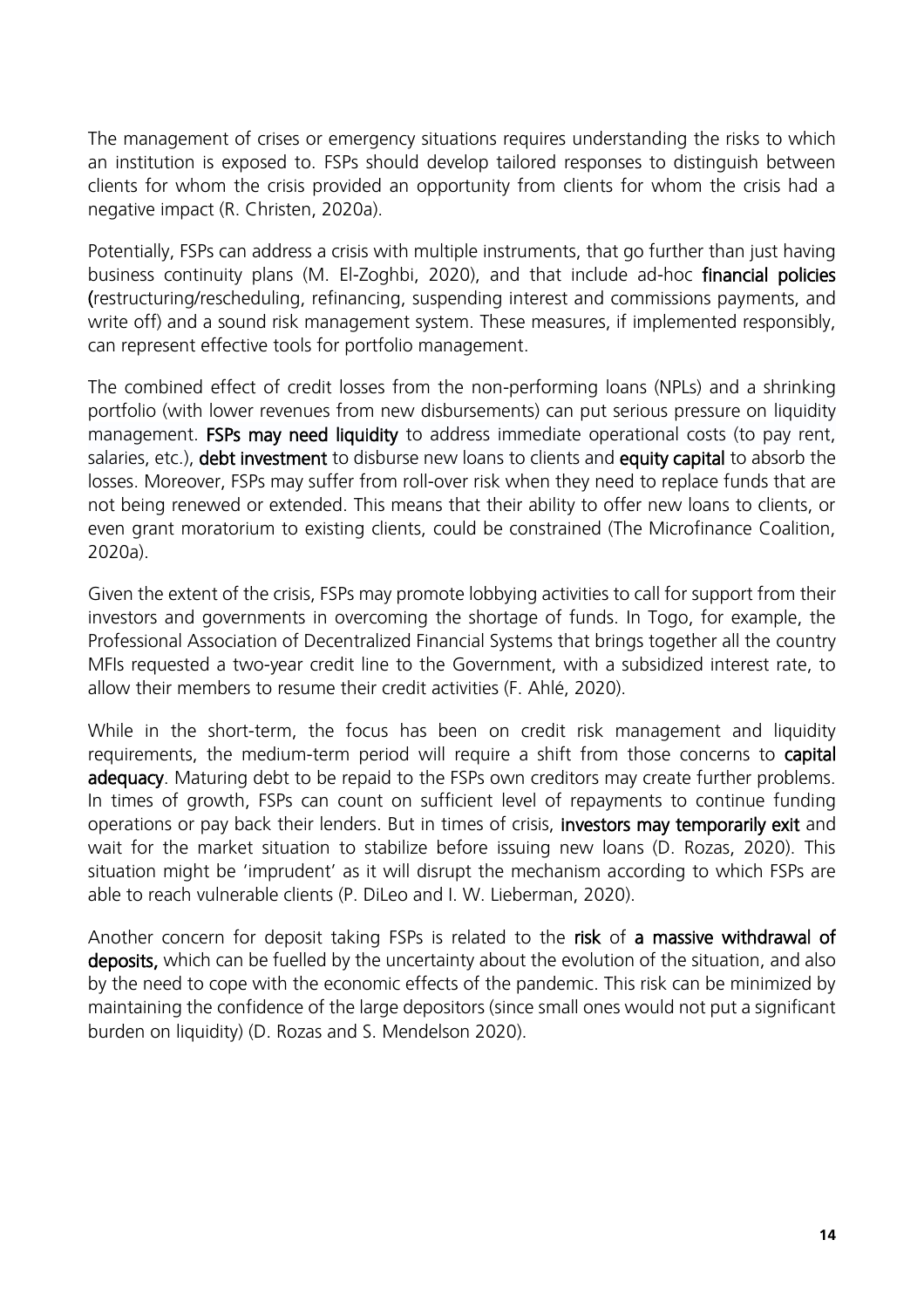The management of crises or emergency situations requires understanding the risks to which an institution is exposed to. FSPs should develop tailored responses to distinguish between clients for whom the crisis provided an opportunity from clients for whom the crisis had a negative impact (R. Christen, 2020a).

Potentially, FSPs can address a crisis with multiple instruments, that go further than just having business continuity plans (M. El-Zoghbi, 2020), and that include ad-hoc **financial policies** (restructuring/rescheduling, refinancing, suspending interest and commissions payments, and write off) and a sound risk management system. These measures, if implemented responsibly, can represent effective tools for portfolio management.

The combined effect of credit losses from the non-performing loans (NPLs) and a shrinking portfolio (with lower revenues from new disbursements) can put serious pressure on liquidity management. **FSPs may need liquidity** to address immediate operational costs (to pay rent, salaries, etc.), **debt investment** to disburse new loans to clients and **equity capital** to absorb the losses. Moreover, FSPs may suffer from roll-over risk when they need to replace funds that are not being renewed or extended. This means that their ability to offer new loans to clients, or even grant moratorium to existing clients, could be constrained (The Microfinance Coalition, 2020a).

Given the extent of the crisis, FSPs may promote lobbying activities to call for support from their investors and governments in overcoming the shortage of funds. In Togo, for example, the Professional Association of Decentralized Financial Systems that brings together all the country MFIs requested a two-year credit line to the Government, with a subsidized interest rate, to allow their members to resume their credit activities (F. Ahlé, 2020).

While in the short-term, the focus has been on credit risk management and liquidity requirements, the medium-term period will require a shift from those concerns to **capital adequacy**. Maturing debt to be repaid to the FSPs own creditors may create further problems. In times of growth, FSPs can count on sufficient level of repayments to continue funding operations or pay back their lenders. But in times of crisis, **investors may temporarily exit** and wait for the market situation to stabilize before issuing new loans (D. Rozas, 2020). This situation might be 'imprudent' as it will disrupt the mechanism according to which FSPs are able to reach vulnerable clients (P. DiLeo and I. W. Lieberman, 2020).

Another concern for deposit taking FSPs is related to the **risk** of **a massive withdrawal of deposits,** which can be fuelled by the uncertainty about the evolution of the situation, and also by the need to cope with the economic effects of the pandemic. This risk can be minimized by maintaining the confidence of the large depositors (since small ones would not put a significant burden on liquidity) (D. Rozas and S. Mendelson 2020).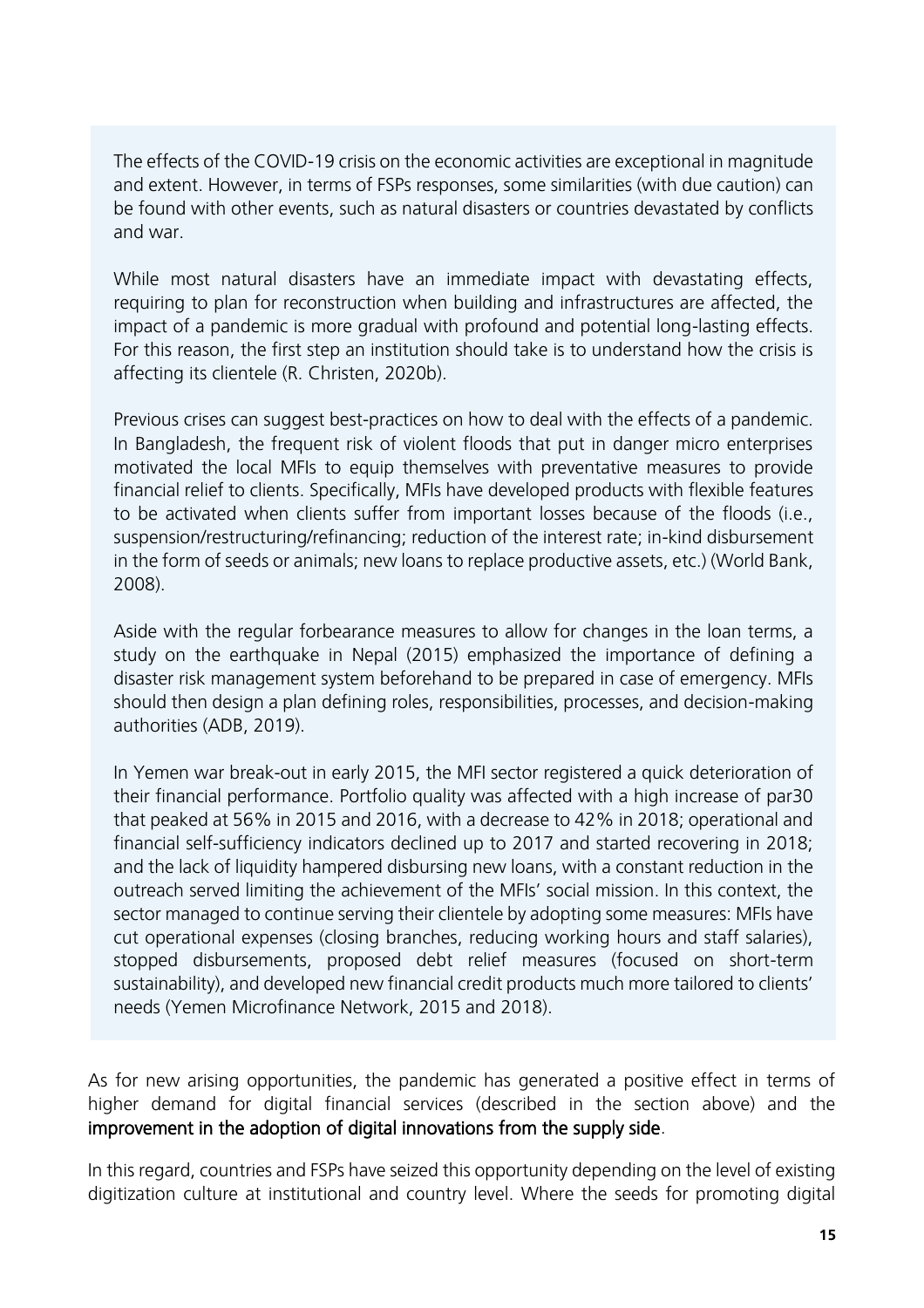The effects of the COVID-19 crisis on the economic activities are exceptional in magnitude and extent. However, in terms of FSPs responses, some similarities (with due caution) can be found with other events, such as natural disasters or countries devastated by conflicts and war.

While most natural disasters have an immediate impact with devastating effects, requiring to plan for reconstruction when building and infrastructures are affected, the impact of a pandemic is more gradual with profound and potential long-lasting effects. For this reason, the first step an institution should take is to understand how the crisis is affecting its clientele (R. Christen, 2020b).

Previous crises can suggest best-practices on how to deal with the effects of a pandemic. In Bangladesh, the frequent risk of violent floods that put in danger micro enterprises motivated the local MFIs to equip themselves with preventative measures to provide financial relief to clients. Specifically, MFIs have developed products with flexible features to be activated when clients suffer from important losses because of the floods (i.e., suspension/restructuring/refinancing; reduction of the interest rate; in-kind disbursement in the form of seeds or animals; new loans to replace productive assets, etc.) (World Bank, 2008).

Aside with the regular forbearance measures to allow for changes in the loan terms, a study on the earthquake in Nepal (2015) emphasized the importance of defining a disaster risk management system beforehand to be prepared in case of emergency. MFIs should then design a plan defining roles, responsibilities, processes, and decision-making authorities (ADB, 2019).

In Yemen war break-out in early 2015, the MFI sector registered a quick deterioration of their financial performance. Portfolio quality was affected with a high increase of par30 that peaked at 56% in 2015 and 2016, with a decrease to 42% in 2018; operational and financial self-sufficiency indicators declined up to 2017 and started recovering in 2018; and the lack of liquidity hampered disbursing new loans, with a constant reduction in the outreach served limiting the achievement of the MFIs' social mission. In this context, the sector managed to continue serving their clientele by adopting some measures: MFIs have cut operational expenses (closing branches, reducing working hours and staff salaries), stopped disbursements, proposed debt relief measures (focused on short-term sustainability), and developed new financial credit products much more tailored to clients' needs (Yemen Microfinance Network, 2015 and 2018).

As for new arising opportunities, the pandemic has generated a positive effect in terms of higher demand for digital financial services (described in the section above) and the **improvement in the adoption of digital innovations from the supply side**.

In this regard, countries and FSPs have seized this opportunity depending on the level of existing digitization culture at institutional and country level. Where the seeds for promoting digital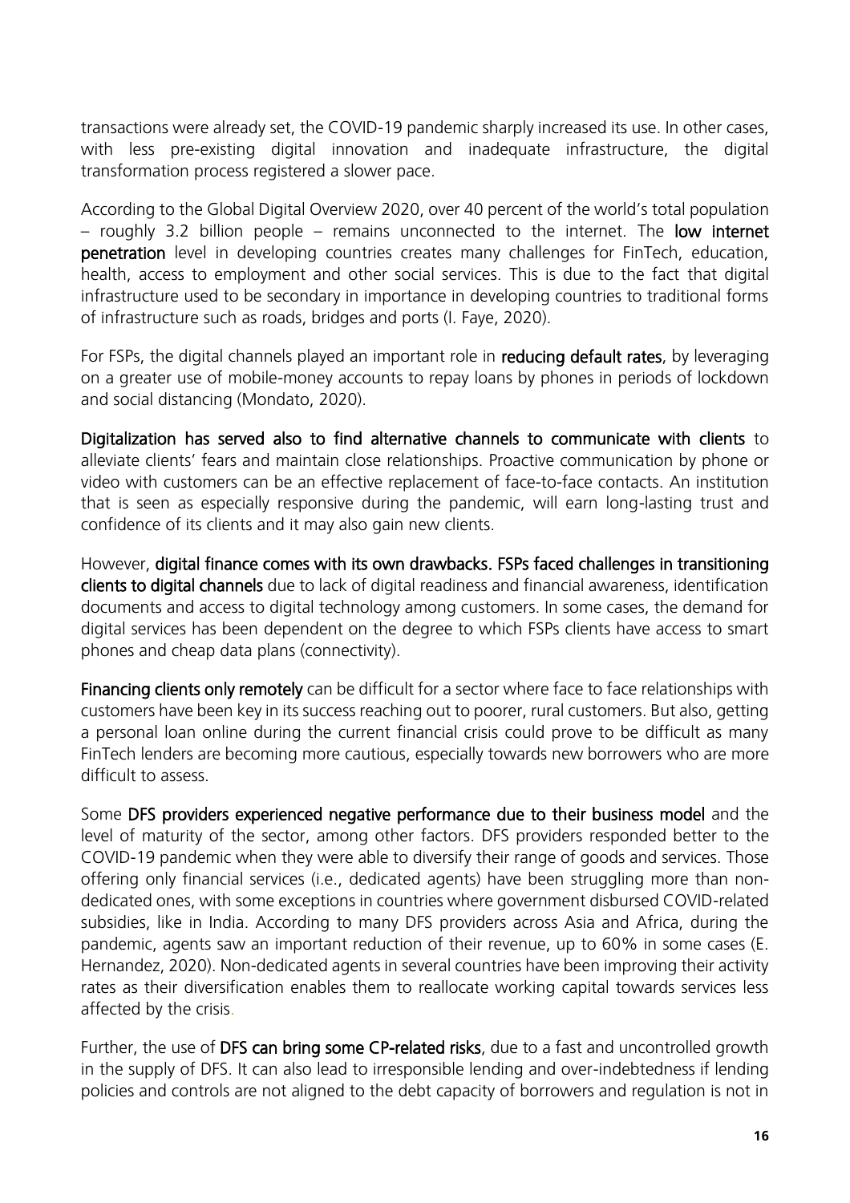transactions were already set, the COVID-19 pandemic sharply increased its use. In other cases, with less pre-existing digital innovation and inadequate infrastructure, the digital transformation process registered a slower pace.

According to the Global Digital Overview 2020, over 40 percent of the world's total population – roughly 3.2 billion people – remains unconnected to the internet. The **low internet penetration** level in developing countries creates many challenges for FinTech, education, health, access to employment and other social services. This is due to the fact that digital infrastructure used to be secondary in importance in developing countries to traditional forms of infrastructure such as roads, bridges and ports (I. Faye, 2020).

For FSPs, the digital channels played an important role in **reducing default rates**, by leveraging on a greater use of mobile-money accounts to repay loans by phones in periods of lockdown and social distancing (Mondato, 2020).

**Digitalization has served also to find alternative channels to communicate with clients** to alleviate clients' fears and maintain close relationships. Proactive communication by phone or video with customers can be an effective replacement of face-to-face contacts. An institution that is seen as especially responsive during the pandemic, will earn long-lasting trust and confidence of its clients and it may also gain new clients.

However, **digital finance comes with its own drawbacks. FSPs faced challenges in transitioning clients to digital channels** due to lack of digital readiness and financial awareness, identification documents and access to digital technology among customers. In some cases, the demand for digital services has been dependent on the degree to which FSPs clients have access to smart phones and cheap data plans (connectivity).

**Financing clients only remotely** can be difficult for a sector where face to face relationships with customers have been key in its success reaching out to poorer, rural customers. But also, getting a personal loan online during the current financial crisis could prove to be difficult as many FinTech lenders are becoming more cautious, especially towards new borrowers who are more difficult to assess.

Some **DFS providers experienced negative performance due to their business model** and the level of maturity of the sector, among other factors. DFS providers responded better to the COVID-19 pandemic when they were able to diversify their range of goods and services. Those offering only financial services (i.e., dedicated agents) have been struggling more than non-dedicated ones, with some exceptions in countries where government disbursed COVID-related subsidies, like in India. According to many DFS providers across Asia and Africa, during the pandemic, agents saw an important reduction of their revenue, up to 60% in some cases (E. Hernandez, 2020). Non-dedicated agents in several countries have been improving their activity rates as their diversification enables them to reallocate working capital towards services less affected by the crisis.

Further, the use of **DFS can bring some CP-related risks**, due to a fast and uncontrolled growth in the supply of DFS. It can also lead to irresponsible lending and over-indebtedness if lending policies and controls are not aligned to the debt capacity of borrowers and regulation is not in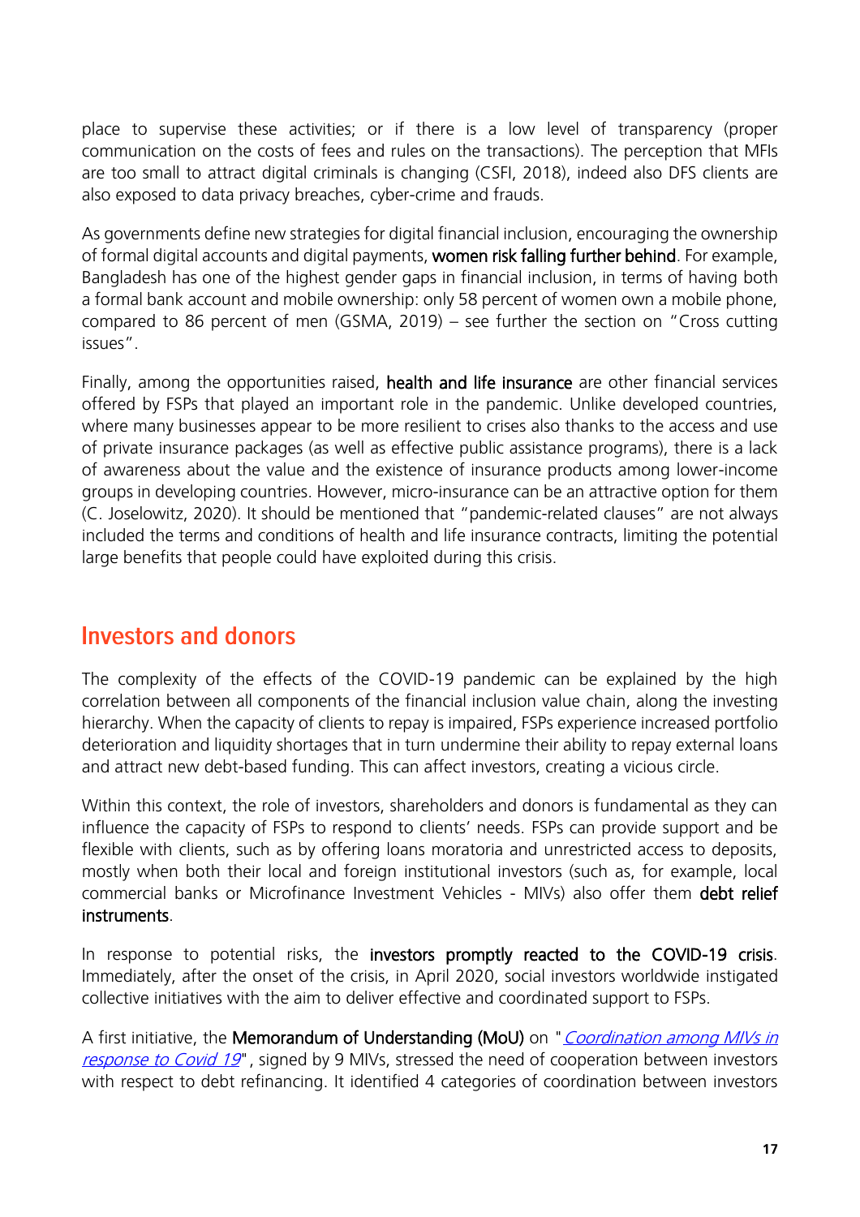place to supervise these activities; or if there is a low level of transparency (proper communication on the costs of fees and rules on the transactions). The perception that MFIs are too small to attract digital criminals is changing (CSFI, 2018), indeed also DFS clients are also exposed to data privacy breaches, cyber-crime and frauds.

As governments define new strategies for digital financial inclusion, encouraging the ownership of formal digital accounts and digital payments, **women risk falling further behind**. For example, Bangladesh has one of the highest gender gaps in financial inclusion, in terms of having both a formal bank account and mobile ownership: only 58 percent of women own a mobile phone, compared to 86 percent of men (GSMA, 2019) – see further the section on "Cross cutting issues".

Finally, among the opportunities raised, **health and life insurance** are other financial services offered by FSPs that played an important role in the pandemic. Unlike developed countries, where many businesses appear to be more resilient to crises also thanks to the access and use of private insurance packages (as well as effective public assistance programs), there is a lack of awareness about the value and the existence of insurance products among lower-income groups in developing countries. However, micro-insurance can be an attractive option for them (C. Joselowitz, 2020). It should be mentioned that "pandemic-related clauses" are not always included the terms and conditions of health and life insurance contracts, limiting the potential large benefits that people could have exploited during this crisis.

## Investors and donors

The complexity of the effects of the COVID-19 pandemic can be explained by the high correlation between all components of the financial inclusion value chain, along the investing hierarchy. When the capacity of clients to repay is impaired, FSPs experience increased portfolio deterioration and liquidity shortages that in turn undermine their ability to repay external loans and attract new debt-based funding. This can affect investors, creating a vicious circle.

Within this context, the role of investors, shareholders and donors is fundamental as they can influence the capacity of FSPs to respond to clients' needs. FSPs can provide support and be flexible with clients, such as by offering loans moratoria and unrestricted access to deposits, mostly when both their local and foreign institutional investors (such as, for example, local commercial banks or Microfinance Investment Vehicles - MIVs) also offer them **debt relief instruments**.

In response to potential risks, the **investors promptly reacted to the COVID-19 crisis**. Immediately, after the onset of the crisis, in April 2020, social investors worldwide instigated collective initiatives with the aim to deliver effective and coordinated support to FSPs.

A first initiative, the **Memorandum of Understanding (MoU)** on "*Coordination among MIVs in response to Covid 19*", signed by 9 MIVs, stressed the need of cooperation between investors with respect to debt refinancing. It identified 4 categories of coordination between investors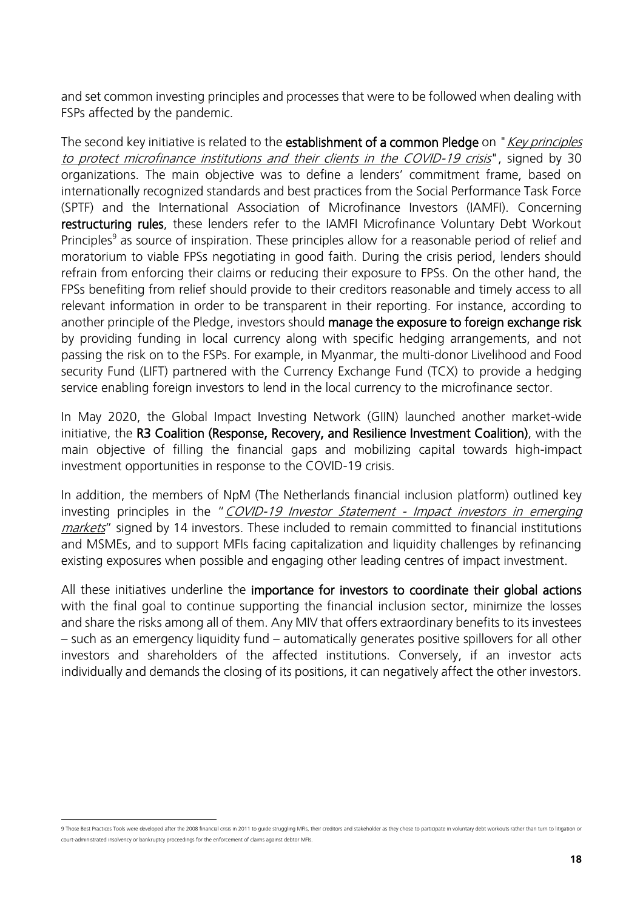and set common investing principles and processes that were to be followed when dealing with FSPs affected by the pandemic.

The second key initiative is related to the **establishment of a common Pledge** on "*Key principles to protect microfinance institutions and their clients in the COVID-19 crisis*", signed by 30 organizations. The main objective was to define a lenders' commitment frame, based on internationally recognized standards and best practices from the Social Performance Task Force (SPTF) and the International Association of Microfinance Investors (IAMFI). Concerning **restructuring rules**, these lenders refer to the IAMFI Microfinance Voluntary Debt Workout Principles[9] as source of inspiration. These principles allow for a reasonable period of relief and moratorium to viable FPSs negotiating in good faith. During the crisis period, lenders should refrain from enforcing their claims or reducing their exposure to FPSs. On the other hand, the FPSs benefiting from relief should provide to their creditors reasonable and timely access to all relevant information in order to be transparent in their reporting. For instance, according to another principle of the Pledge, investors should **manage the exposure to foreign exchange risk** by providing funding in local currency along with specific hedging arrangements, and not passing the risk on to the FSPs. For example, in Myanmar, the multi-donor Livelihood and Food security Fund (LIFT) partnered with the Currency Exchange Fund (TCX) to provide a hedging service enabling foreign investors to lend in the local currency to the microfinance sector.

In May 2020, the Global Impact Investing Network (GIIN) launched another market-wide initiative, the **R3 Coalition (Response, Recovery, and Resilience Investment Coalition)**, with the main objective of filling the financial gaps and mobilizing capital towards high-impact investment opportunities in response to the COVID-19 crisis.

In addition, the members of NpM (The Netherlands financial inclusion platform) outlined key investing principles in the "*COVID-19 Investor Statement - Impact investors in emerging markets*" signed by 14 investors. These included to remain committed to financial institutions and MSMEs, and to support MFIs facing capitalization and liquidity challenges by refinancing existing exposures when possible and engaging other leading centres of impact investment.

All these initiatives underline the **importance for investors to coordinate their global actions** with the final goal to continue supporting the financial inclusion sector, minimize the losses and share the risks among all of them. Any MIV that offers extraordinary benefits to its investees – such as an emergency liquidity fund – automatically generates positive spillovers for all other investors and shareholders of the affected institutions. Conversely, if an investor acts individually and demands the closing of its positions, it can negatively affect the other investors.

---

[9] Those Best Practices Tools were developed after the 2008 financial crisis in 2011 to guide struggling MFIs, their creditors and stakeholder as they chose to participate in voluntary debt workouts rather than turn to litigation or court-administrated insolvency or bankruptcy proceedings for the enforcement of claims against debtor MFIs.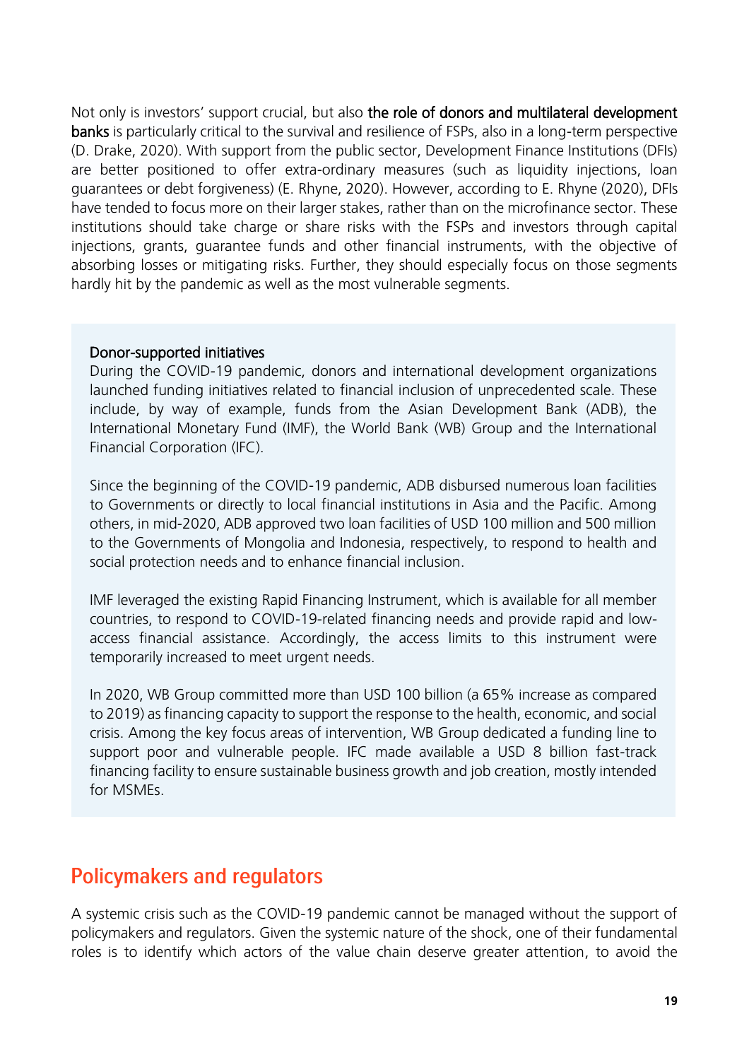Not only is investors' support crucial, but also **the role of donors and multilateral development banks** is particularly critical to the survival and resilience of FSPs, also in a long-term perspective (D. Drake, 2020). With support from the public sector, Development Finance Institutions (DFIs) are better positioned to offer extra-ordinary measures (such as liquidity injections, loan guarantees or debt forgiveness) (E. Rhyne, 2020). However, according to E. Rhyne (2020), DFIs have tended to focus more on their larger stakes, rather than on the microfinance sector. These institutions should take charge or share risks with the FSPs and investors through capital injections, grants, guarantee funds and other financial instruments, with the objective of absorbing losses or mitigating risks. Further, they should especially focus on those segments hardly hit by the pandemic as well as the most vulnerable segments.

**Donor-supported initiatives**

During the COVID-19 pandemic, donors and international development organizations launched funding initiatives related to financial inclusion of unprecedented scale. These include, by way of example, funds from the Asian Development Bank (ADB), the International Monetary Fund (IMF), the World Bank (WB) Group and the International Financial Corporation (IFC).

Since the beginning of the COVID-19 pandemic, ADB disbursed numerous loan facilities to Governments or directly to local financial institutions in Asia and the Pacific. Among others, in mid-2020, ADB approved two loan facilities of USD 100 million and 500 million to the Governments of Mongolia and Indonesia, respectively, to respond to health and social protection needs and to enhance financial inclusion.

IMF leveraged the existing Rapid Financing Instrument, which is available for all member countries, to respond to COVID-19-related financing needs and provide rapid and low-access financial assistance. Accordingly, the access limits to this instrument were temporarily increased to meet urgent needs.

In 2020, WB Group committed more than USD 100 billion (a 65% increase as compared to 2019) as financing capacity to support the response to the health, economic, and social crisis. Among the key focus areas of intervention, WB Group dedicated a funding line to support poor and vulnerable people. IFC made available a USD 8 billion fast-track financing facility to ensure sustainable business growth and job creation, mostly intended for MSMEs.

## Policymakers and regulators

A systemic crisis such as the COVID-19 pandemic cannot be managed without the support of policymakers and regulators. Given the systemic nature of the shock, one of their fundamental roles is to identify which actors of the value chain deserve greater attention, to avoid the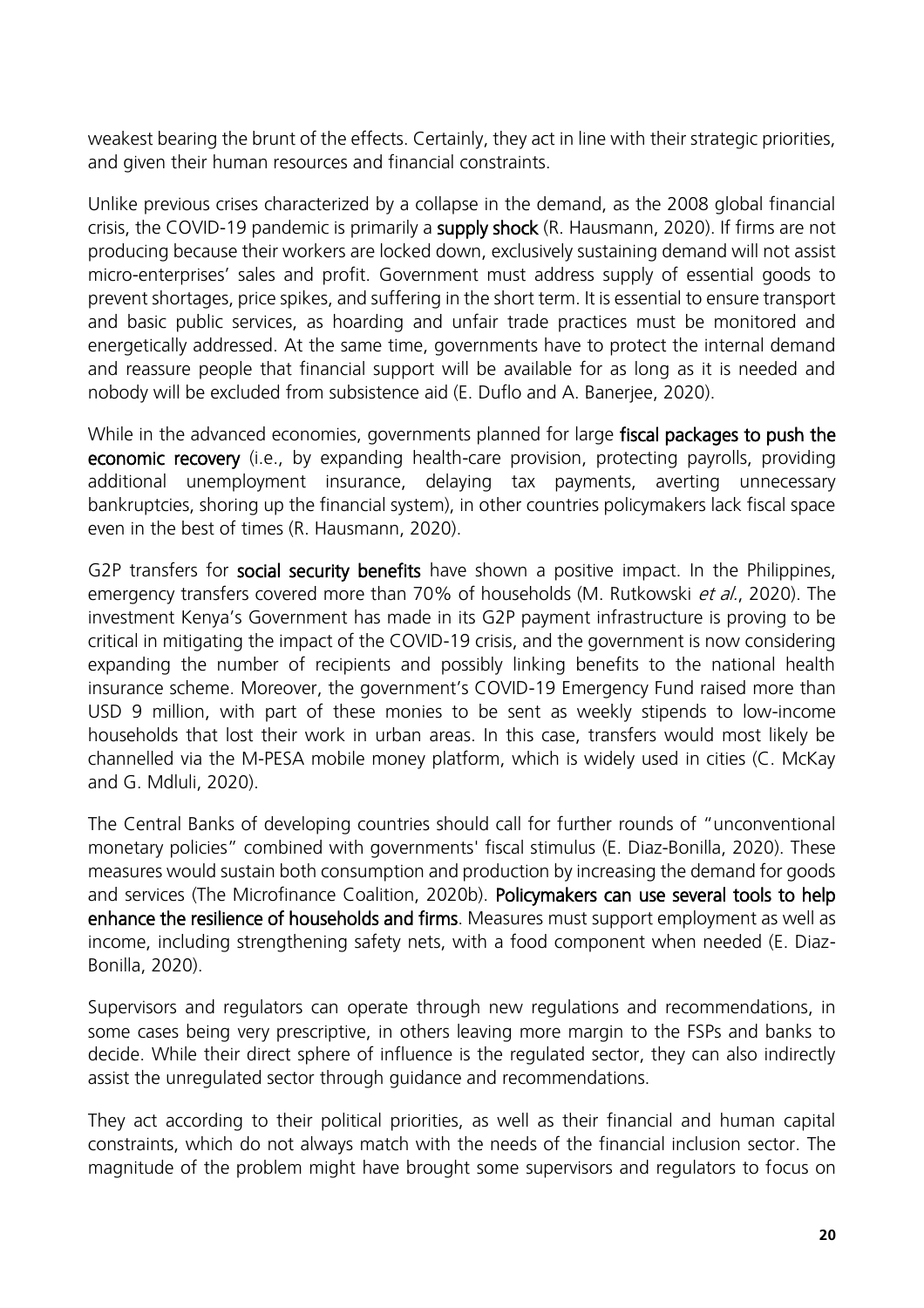weakest bearing the brunt of the effects. Certainly, they act in line with their strategic priorities, and given their human resources and financial constraints.

Unlike previous crises characterized by a collapse in the demand, as the 2008 global financial crisis, the COVID-19 pandemic is primarily a **supply shock** (R. Hausmann, 2020). If firms are not producing because their workers are locked down, exclusively sustaining demand will not assist micro-enterprises' sales and profit. Government must address supply of essential goods to prevent shortages, price spikes, and suffering in the short term. It is essential to ensure transport and basic public services, as hoarding and unfair trade practices must be monitored and energetically addressed. At the same time, governments have to protect the internal demand and reassure people that financial support will be available for as long as it is needed and nobody will be excluded from subsistence aid (E. Duflo and A. Banerjee, 2020).

While in the advanced economies, governments planned for large **fiscal packages to push the economic recovery** (i.e., by expanding health-care provision, protecting payrolls, providing additional unemployment insurance, delaying tax payments, averting unnecessary bankruptcies, shoring up the financial system), in other countries policymakers lack fiscal space even in the best of times (R. Hausmann, 2020).

G2P transfers for **social security benefits** have shown a positive impact. In the Philippines, emergency transfers covered more than 70% of households (M. Rutkowski *et al.*, 2020). The investment Kenya's Government has made in its G2P payment infrastructure is proving to be critical in mitigating the impact of the COVID-19 crisis, and the government is now considering expanding the number of recipients and possibly linking benefits to the national health insurance scheme. Moreover, the government's COVID-19 Emergency Fund raised more than USD 9 million, with part of these monies to be sent as weekly stipends to low-income households that lost their work in urban areas. In this case, transfers would most likely be channelled via the M-PESA mobile money platform, which is widely used in cities (C. McKay and G. Mdluli, 2020).

The Central Banks of developing countries should call for further rounds of "unconventional monetary policies" combined with governments' fiscal stimulus (E. Diaz-Bonilla, 2020). These measures would sustain both consumption and production by increasing the demand for goods and services (The Microfinance Coalition, 2020b). **Policymakers can use several tools to help enhance the resilience of households and firms**. Measures must support employment as well as income, including strengthening safety nets, with a food component when needed (E. Diaz-Bonilla, 2020).

Supervisors and regulators can operate through new regulations and recommendations, in some cases being very prescriptive, in others leaving more margin to the FSPs and banks to decide. While their direct sphere of influence is the regulated sector, they can also indirectly assist the unregulated sector through guidance and recommendations.

They act according to their political priorities, as well as their financial and human capital constraints, which do not always match with the needs of the financial inclusion sector. The magnitude of the problem might have brought some supervisors and regulators to focus on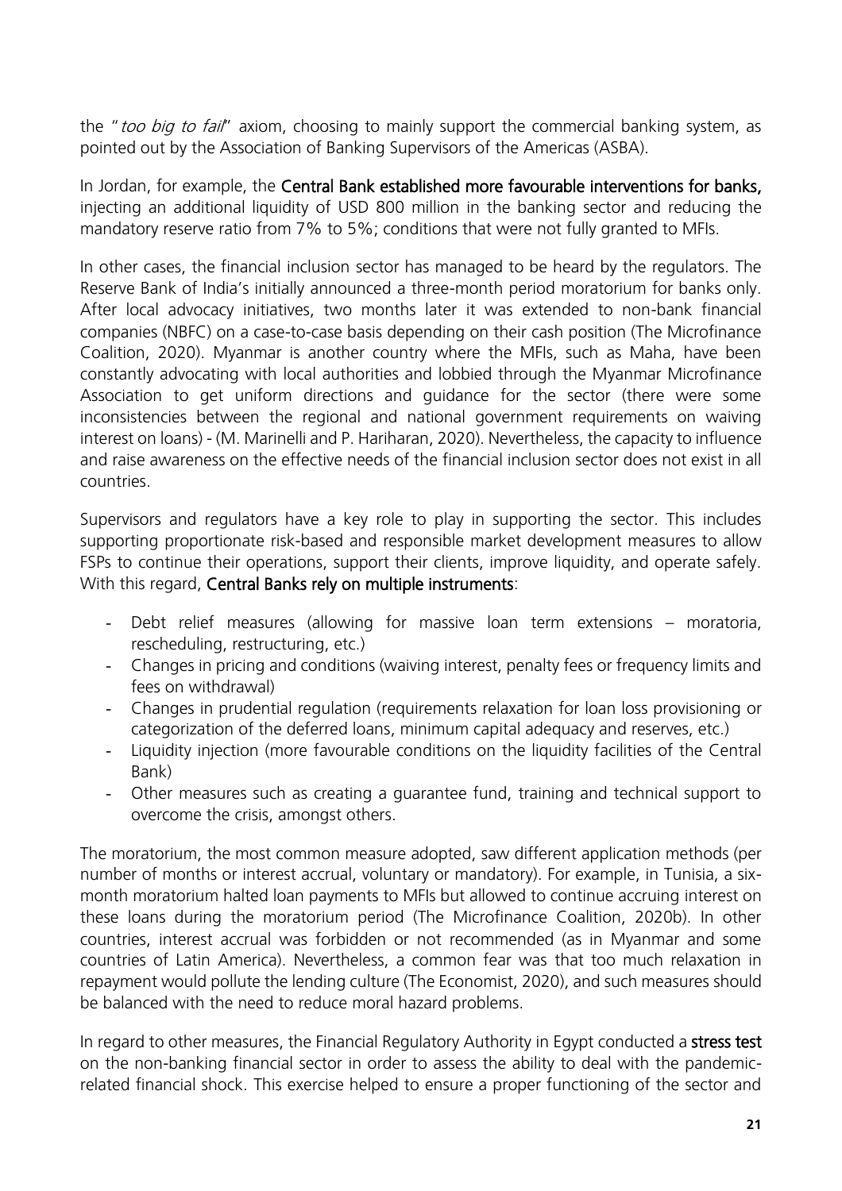the "*too big to fail*" axiom, choosing to mainly support the commercial banking system, as pointed out by the Association of Banking Supervisors of the Americas (ASBA).

In Jordan, for example, the **Central Bank established more favourable interventions for banks,** injecting an additional liquidity of USD 800 million in the banking sector and reducing the mandatory reserve ratio from 7% to 5%; conditions that were not fully granted to MFIs.

In other cases, the financial inclusion sector has managed to be heard by the regulators. The Reserve Bank of India's initially announced a three-month period moratorium for banks only. After local advocacy initiatives, two months later it was extended to non-bank financial companies (NBFC) on a case-to-case basis depending on their cash position (The Microfinance Coalition, 2020). Myanmar is another country where the MFIs, such as Maha, have been constantly advocating with local authorities and lobbied through the Myanmar Microfinance Association to get uniform directions and guidance for the sector (there were some inconsistencies between the regional and national government requirements on waiving interest on loans) - (M. Marinelli and P. Hariharan, 2020). Nevertheless, the capacity to influence and raise awareness on the effective needs of the financial inclusion sector does not exist in all countries.

Supervisors and regulators have a key role to play in supporting the sector. This includes supporting proportionate risk-based and responsible market development measures to allow FSPs to continue their operations, support their clients, improve liquidity, and operate safely. With this regard, **Central Banks rely on multiple instruments**:

- Debt relief measures (allowing for massive loan term extensions – moratoria, rescheduling, restructuring, etc.)
- Changes in pricing and conditions (waiving interest, penalty fees or frequency limits and fees on withdrawal)
- Changes in prudential regulation (requirements relaxation for loan loss provisioning or categorization of the deferred loans, minimum capital adequacy and reserves, etc.)
- Liquidity injection (more favourable conditions on the liquidity facilities of the Central Bank)
- Other measures such as creating a guarantee fund, training and technical support to overcome the crisis, amongst others.

The moratorium, the most common measure adopted, saw different application methods (per number of months or interest accrual, voluntary or mandatory). For example, in Tunisia, a six-month moratorium halted loan payments to MFIs but allowed to continue accruing interest on these loans during the moratorium period (The Microfinance Coalition, 2020b). In other countries, interest accrual was forbidden or not recommended (as in Myanmar and some countries of Latin America). Nevertheless, a common fear was that too much relaxation in repayment would pollute the lending culture (The Economist, 2020), and such measures should be balanced with the need to reduce moral hazard problems.

In regard to other measures, the Financial Regulatory Authority in Egypt conducted a **stress test** on the non-banking financial sector in order to assess the ability to deal with the pandemic-related financial shock. This exercise helped to ensure a proper functioning of the sector and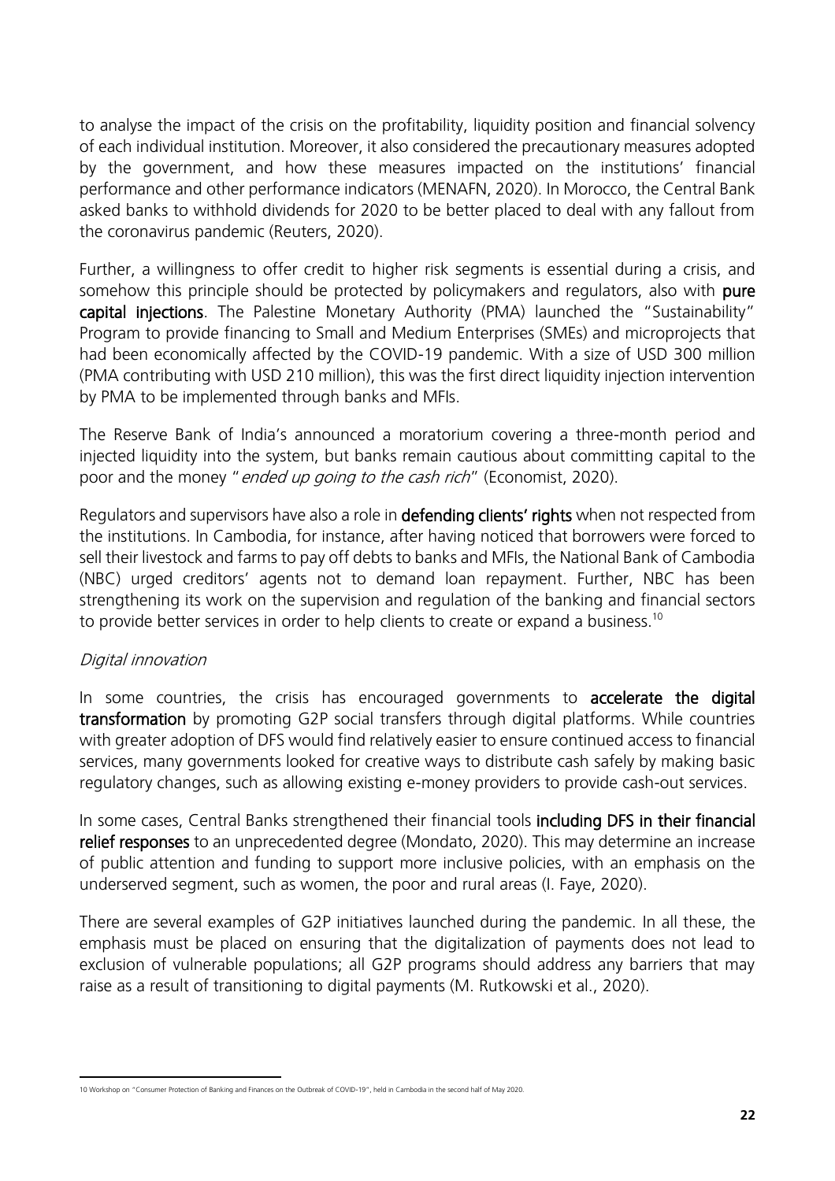to analyse the impact of the crisis on the profitability, liquidity position and financial solvency of each individual institution. Moreover, it also considered the precautionary measures adopted by the government, and how these measures impacted on the institutions' financial performance and other performance indicators (MENAFN, 2020). In Morocco, the Central Bank asked banks to withhold dividends for 2020 to be better placed to deal with any fallout from the coronavirus pandemic (Reuters, 2020).

Further, a willingness to offer credit to higher risk segments is essential during a crisis, and somehow this principle should be protected by policymakers and regulators, also with **pure capital injections**. The Palestine Monetary Authority (PMA) launched the "Sustainability" Program to provide financing to Small and Medium Enterprises (SMEs) and microprojects that had been economically affected by the COVID-19 pandemic. With a size of USD 300 million (PMA contributing with USD 210 million), this was the first direct liquidity injection intervention by PMA to be implemented through banks and MFIs.

The Reserve Bank of India's announced a moratorium covering a three-month period and injected liquidity into the system, but banks remain cautious about committing capital to the poor and the money "*ended up going to the cash rich*" (Economist, 2020).

Regulators and supervisors have also a role in **defending clients' rights** when not respected from the institutions. In Cambodia, for instance, after having noticed that borrowers were forced to sell their livestock and farms to pay off debts to banks and MFIs, the National Bank of Cambodia (NBC) urged creditors' agents not to demand loan repayment. Further, NBC has been strengthening its work on the supervision and regulation of the banking and financial sectors to provide better services in order to help clients to create or expand a business.[10]

*Digital innovation*

In some countries, the crisis has encouraged governments to **accelerate the digital transformation** by promoting G2P social transfers through digital platforms. While countries with greater adoption of DFS would find relatively easier to ensure continued access to financial services, many governments looked for creative ways to distribute cash safely by making basic regulatory changes, such as allowing existing e-money providers to provide cash-out services.

In some cases, Central Banks strengthened their financial tools **including DFS in their financial relief responses** to an unprecedented degree (Mondato, 2020). This may determine an increase of public attention and funding to support more inclusive policies, with an emphasis on the underserved segment, such as women, the poor and rural areas (I. Faye, 2020).

There are several examples of G2P initiatives launched during the pandemic. In all these, the emphasis must be placed on ensuring that the digitalization of payments does not lead to exclusion of vulnerable populations; all G2P programs should address any barriers that may raise as a result of transitioning to digital payments (M. Rutkowski et al., 2020).

[10] Workshop on "Consumer Protection of Banking and Finances on the Outbreak of COVID-19", held in Cambodia in the second half of May 2020.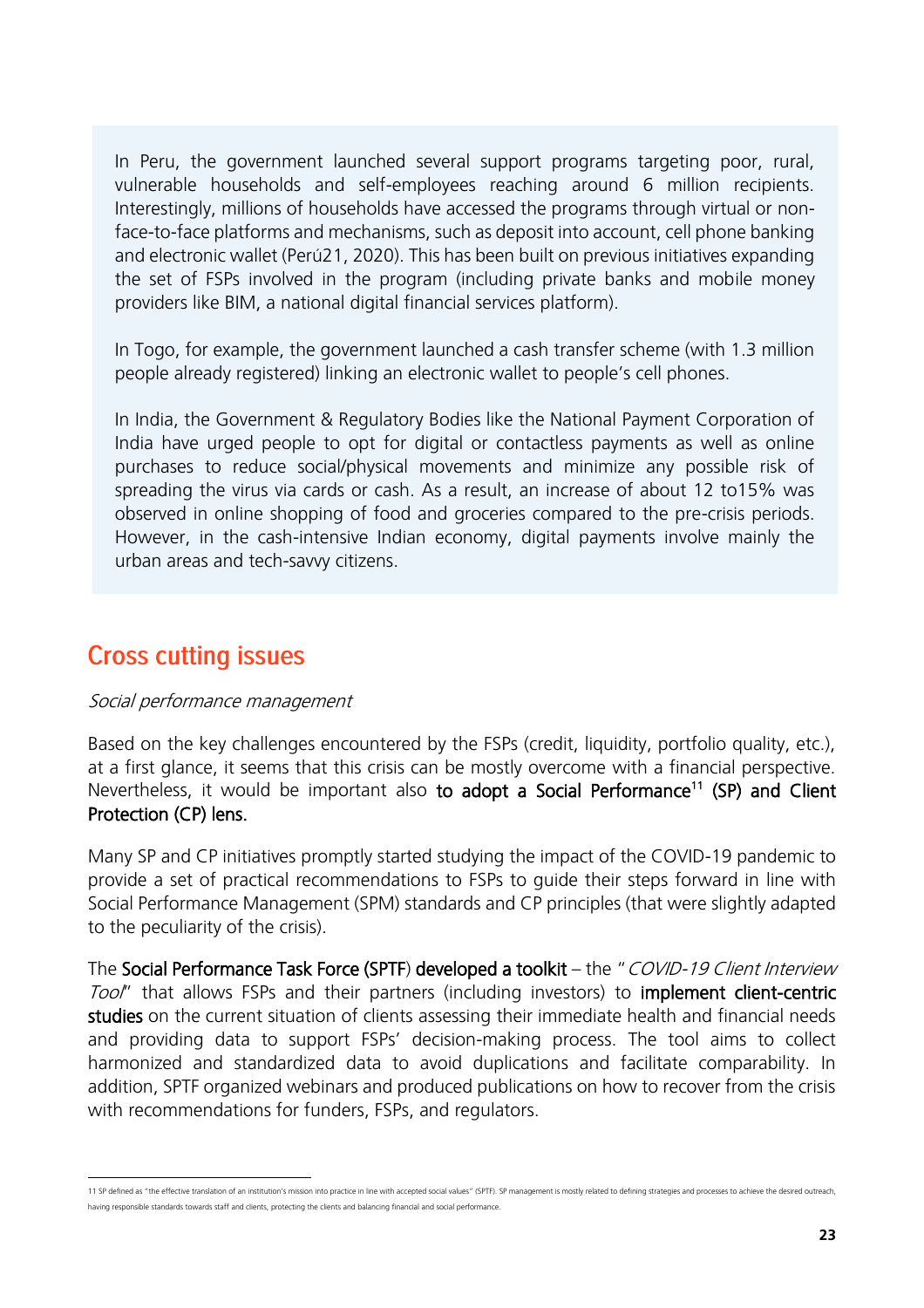In Peru, the government launched several support programs targeting poor, rural, vulnerable households and self-employees reaching around 6 million recipients. Interestingly, millions of households have accessed the programs through virtual or non-face-to-face platforms and mechanisms, such as deposit into account, cell phone banking and electronic wallet (Perú21, 2020). This has been built on previous initiatives expanding the set of FSPs involved in the program (including private banks and mobile money providers like BIM, a national digital financial services platform).

In Togo, for example, the government launched a cash transfer scheme (with 1.3 million people already registered) linking an electronic wallet to people's cell phones.

In India, the Government & Regulatory Bodies like the National Payment Corporation of India have urged people to opt for digital or contactless payments as well as online purchases to reduce social/physical movements and minimize any possible risk of spreading the virus via cards or cash. As a result, an increase of about 12 to15% was observed in online shopping of food and groceries compared to the pre-crisis periods. However, in the cash-intensive Indian economy, digital payments involve mainly the urban areas and tech-savvy citizens.

## Cross cutting issues

*Social performance management*

Based on the key challenges encountered by the FSPs (credit, liquidity, portfolio quality, etc.), at a first glance, it seems that this crisis can be mostly overcome with a financial perspective. Nevertheless, it would be important also **to adopt a Social Performance**[11] **(SP) and Client Protection (CP) lens.**

Many SP and CP initiatives promptly started studying the impact of the COVID-19 pandemic to provide a set of practical recommendations to FSPs to guide their steps forward in line with Social Performance Management (SPM) standards and CP principles (that were slightly adapted to the peculiarity of the crisis).

The **Social Performance Task Force (SPTF) developed a toolkit** – the "*COVID-19 Client Interview Tool*" that allows FSPs and their partners (including investors) to **implement client-centric studies** on the current situation of clients assessing their immediate health and financial needs and providing data to support FSPs' decision-making process. The tool aims to collect harmonized and standardized data to avoid duplications and facilitate comparability. In addition, SPTF organized webinars and produced publications on how to recover from the crisis with recommendations for funders, FSPs, and regulators.

---

11 SP defined as "the effective translation of an institution's mission into practice in line with accepted social values" (SPTF). SP management is mostly related to defining strategies and processes to achieve the desired outreach, having responsible standards towards staff and clients, protecting the clients and balancing financial and social performance.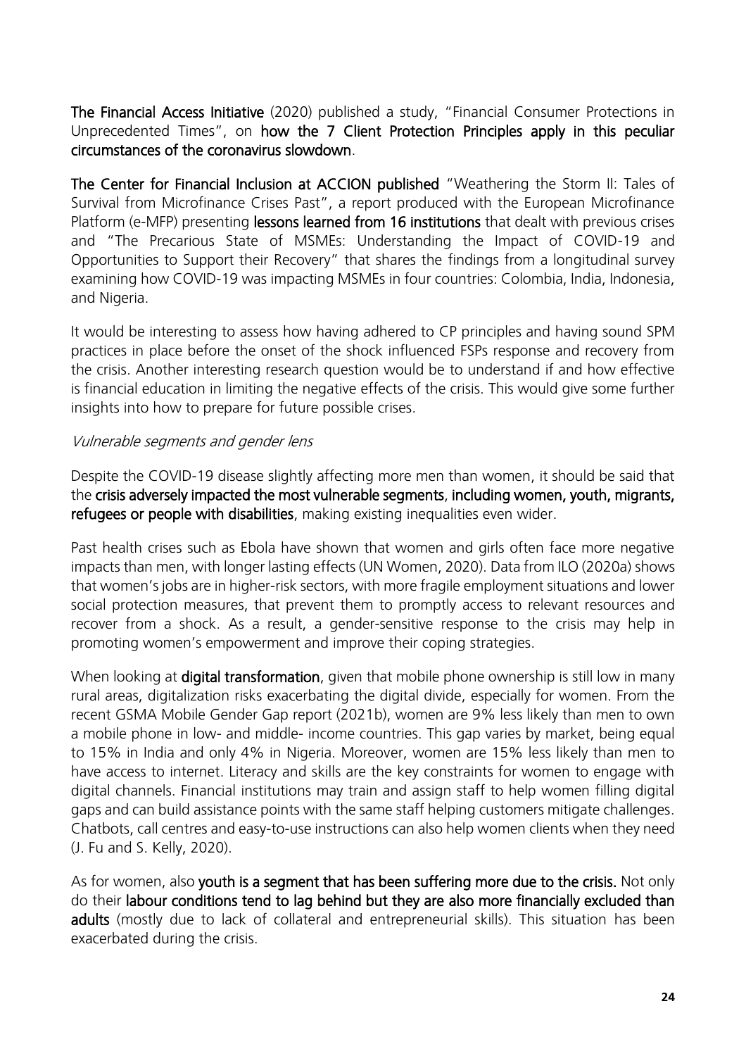**The Financial Access Initiative** (2020) published a study, "Financial Consumer Protections in Unprecedented Times", on **how the 7 Client Protection Principles apply in this peculiar circumstances of the coronavirus slowdown**.

**The Center for Financial Inclusion at ACCION published** "Weathering the Storm II: Tales of Survival from Microfinance Crises Past", a report produced with the European Microfinance Platform (e-MFP) presenting **lessons learned from 16 institutions** that dealt with previous crises and "The Precarious State of MSMEs: Understanding the Impact of COVID-19 and Opportunities to Support their Recovery" that shares the findings from a longitudinal survey examining how COVID-19 was impacting MSMEs in four countries: Colombia, India, Indonesia, and Nigeria.

It would be interesting to assess how having adhered to CP principles and having sound SPM practices in place before the onset of the shock influenced FSPs response and recovery from the crisis. Another interesting research question would be to understand if and how effective is financial education in limiting the negative effects of the crisis. This would give some further insights into how to prepare for future possible crises.

*Vulnerable segments and gender lens*

Despite the COVID-19 disease slightly affecting more men than women, it should be said that the **crisis adversely impacted the most vulnerable segments, including women, youth, migrants, refugees or people with disabilities**, making existing inequalities even wider.

Past health crises such as Ebola have shown that women and girls often face more negative impacts than men, with longer lasting effects (UN Women, 2020). Data from ILO (2020a) shows that women's jobs are in higher-risk sectors, with more fragile employment situations and lower social protection measures, that prevent them to promptly access to relevant resources and recover from a shock. As a result, a gender-sensitive response to the crisis may help in promoting women's empowerment and improve their coping strategies.

When looking at **digital transformation**, given that mobile phone ownership is still low in many rural areas, digitalization risks exacerbating the digital divide, especially for women. From the recent GSMA Mobile Gender Gap report (2021b), women are 9% less likely than men to own a mobile phone in low- and middle- income countries. This gap varies by market, being equal to 15% in India and only 4% in Nigeria. Moreover, women are 15% less likely than men to have access to internet. Literacy and skills are the key constraints for women to engage with digital channels. Financial institutions may train and assign staff to help women filling digital gaps and can build assistance points with the same staff helping customers mitigate challenges. Chatbots, call centres and easy-to-use instructions can also help women clients when they need (J. Fu and S. Kelly, 2020).

As for women, also **youth is a segment that has been suffering more due to the crisis.** Not only do their **labour conditions tend to lag behind but they are also more financially excluded than adults** (mostly due to lack of collateral and entrepreneurial skills). This situation has been exacerbated during the crisis.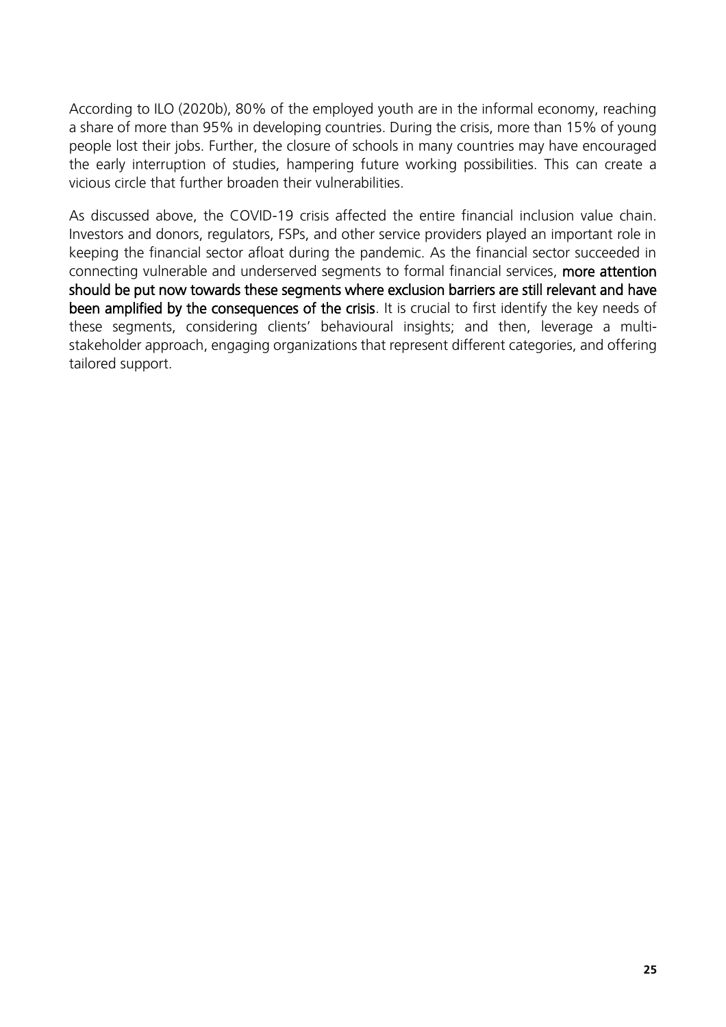According to ILO (2020b), 80% of the employed youth are in the informal economy, reaching a share of more than 95% in developing countries. During the crisis, more than 15% of young people lost their jobs. Further, the closure of schools in many countries may have encouraged the early interruption of studies, hampering future working possibilities. This can create a vicious circle that further broaden their vulnerabilities.

As discussed above, the COVID-19 crisis affected the entire financial inclusion value chain. Investors and donors, regulators, FSPs, and other service providers played an important role in keeping the financial sector afloat during the pandemic. As the financial sector succeeded in connecting vulnerable and underserved segments to formal financial services, **more attention should be put now towards these segments where exclusion barriers are still relevant and have been amplified by the consequences of the crisis**. It is crucial to first identify the key needs of these segments, considering clients' behavioural insights; and then, leverage a multi-stakeholder approach, engaging organizations that represent different categories, and offering tailored support.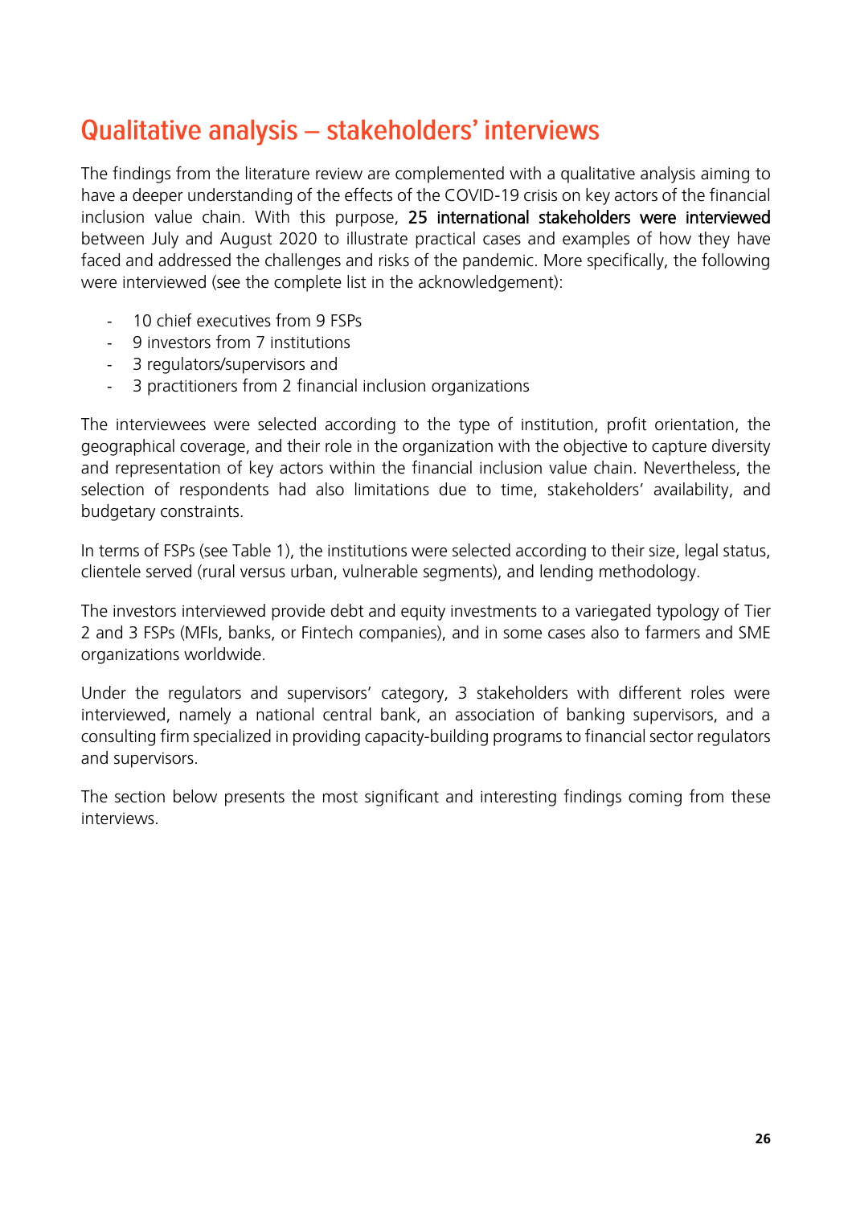# Qualitative analysis – stakeholders' interviews

The findings from the literature review are complemented with a qualitative analysis aiming to have a deeper understanding of the effects of the COVID-19 crisis on key actors of the financial inclusion value chain. With this purpose, **25 international stakeholders were interviewed** between July and August 2020 to illustrate practical cases and examples of how they have faced and addressed the challenges and risks of the pandemic. More specifically, the following were interviewed (see the complete list in the acknowledgement):

- 10 chief executives from 9 FSPs
- 9 investors from 7 institutions
- 3 regulators/supervisors and
- 3 practitioners from 2 financial inclusion organizations

The interviewees were selected according to the type of institution, profit orientation, the geographical coverage, and their role in the organization with the objective to capture diversity and representation of key actors within the financial inclusion value chain. Nevertheless, the selection of respondents had also limitations due to time, stakeholders' availability, and budgetary constraints.

In terms of FSPs (see Table 1), the institutions were selected according to their size, legal status, clientele served (rural versus urban, vulnerable segments), and lending methodology.

The investors interviewed provide debt and equity investments to a variegated typology of Tier 2 and 3 FSPs (MFIs, banks, or Fintech companies), and in some cases also to farmers and SME organizations worldwide.

Under the regulators and supervisors' category, 3 stakeholders with different roles were interviewed, namely a national central bank, an association of banking supervisors, and a consulting firm specialized in providing capacity-building programs to financial sector regulators and supervisors.

The section below presents the most significant and interesting findings coming from these interviews.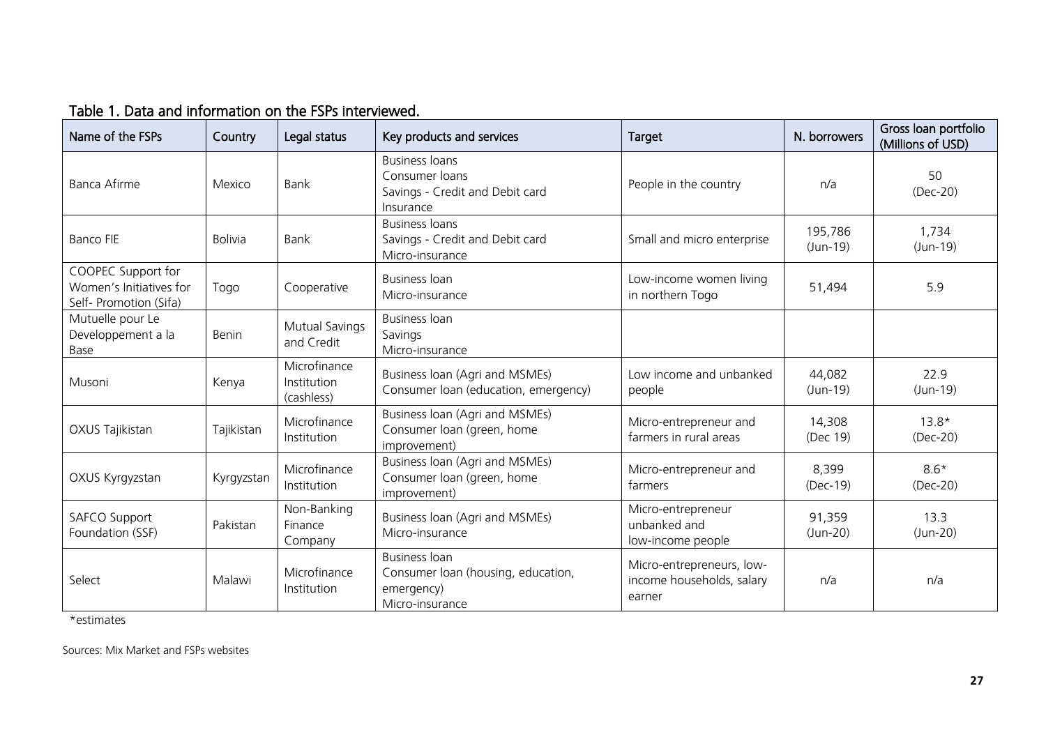## Table 1. Data and information on the FSPs interviewed.

| Name of the FSPs | Country | Legal status | Key products and services | Target | N. borrowers | Gross loan portfolio (Millions of USD) |
|---|---|---|---|---|---|---|
| Banca Afirme | Mexico | Bank | Business loans<br>Consumer loans<br>Savings - Credit and Debit card<br>Insurance | People in the country | n/a | 50<br>(Dec-20) |
| Banco FIE | Bolivia | Bank | Business loans<br>Savings - Credit and Debit card<br>Micro-insurance | Small and micro enterprise | 195,786<br>(Jun-19) | 1,734<br>(Jun-19) |
| COOPEC Support for Women's Initiatives for Self- Promotion (Sifa) | Togo | Cooperative | Business loan<br>Micro-insurance | Low-income women living in northern Togo | 51,494 | 5.9 |
| Mutuelle pour Le Developpement a la Base | Benin | Mutual Savings and Credit | Business loan<br>Savings<br>Micro-insurance | | | |
| Musoni | Kenya | Microfinance Institution (cashless) | Business loan (Agri and MSMEs)<br>Consumer loan (education, emergency) | Low income and unbanked people | 44,082<br>(Jun-19) | 22.9<br>(Jun-19) |
| OXUS Tajikistan | Tajikistan | Microfinance Institution | Business loan (Agri and MSMEs)<br>Consumer loan (green, home improvement) | Micro-entrepreneur and farmers in rural areas | 14,308<br>(Dec 19) | 13.8*<br>(Dec-20) |
| OXUS Kyrgyzstan | Kyrgyzstan | Microfinance Institution | Business loan (Agri and MSMEs)<br>Consumer loan (green, home improvement) | Micro-entrepreneur and farmers | 8,399<br>(Dec-19) | 8.6*<br>(Dec-20) |
| SAFCO Support Foundation (SSF) | Pakistan | Non-Banking Finance Company | Business loan (Agri and MSMEs)<br>Micro-insurance | Micro-entrepreneur unbanked and low-income people | 91,359<br>(Jun-20) | 13.3<br>(Jun-20) |
| Select | Malawi | Microfinance Institution | Business loan<br>Consumer loan (housing, education, emergency)<br>Micro-insurance | Micro-entrepreneurs, low-income households, salary earner | n/a | n/a |

*estimates

Sources: Mix Market and FSPs websites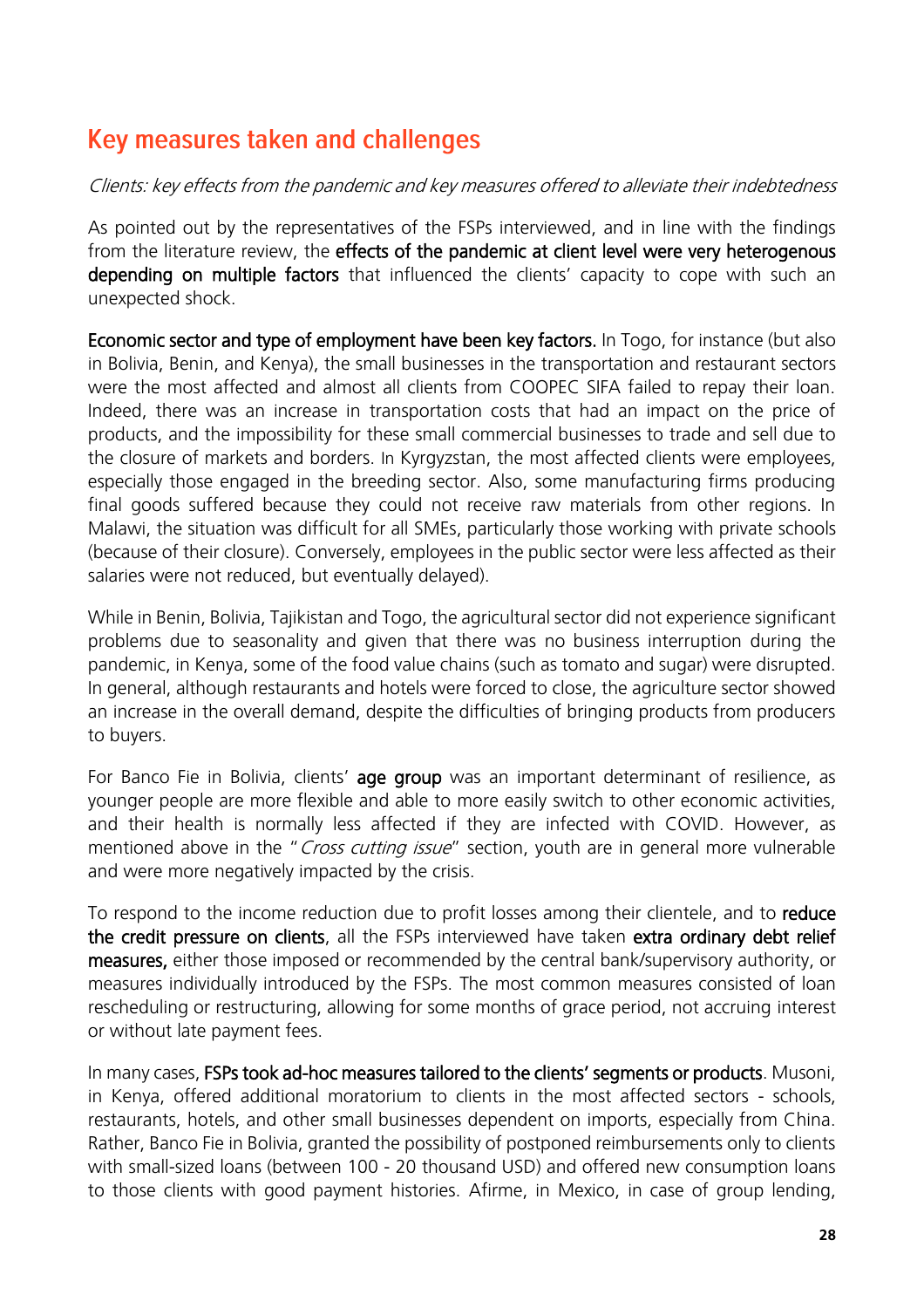## Key measures taken and challenges

*Clients: key effects from the pandemic and key measures offered to alleviate their indebtedness*

As pointed out by the representatives of the FSPs interviewed, and in line with the findings from the literature review, the **effects of the pandemic at client level were very heterogenous depending on multiple factors** that influenced the clients' capacity to cope with such an unexpected shock.

**Economic sector and type of employment have been key factors.** In Togo, for instance (but also in Bolivia, Benin, and Kenya), the small businesses in the transportation and restaurant sectors were the most affected and almost all clients from COOPEC SIFA failed to repay their loan. Indeed, there was an increase in transportation costs that had an impact on the price of products, and the impossibility for these small commercial businesses to trade and sell due to the closure of markets and borders. In Kyrgyzstan, the most affected clients were employees, especially those engaged in the breeding sector. Also, some manufacturing firms producing final goods suffered because they could not receive raw materials from other regions. In Malawi, the situation was difficult for all SMEs, particularly those working with private schools (because of their closure). Conversely, employees in the public sector were less affected as their salaries were not reduced, but eventually delayed).

While in Benin, Bolivia, Tajikistan and Togo, the agricultural sector did not experience significant problems due to seasonality and given that there was no business interruption during the pandemic, in Kenya, some of the food value chains (such as tomato and sugar) were disrupted. In general, although restaurants and hotels were forced to close, the agriculture sector showed an increase in the overall demand, despite the difficulties of bringing products from producers to buyers.

For Banco Fie in Bolivia, clients' **age group** was an important determinant of resilience, as younger people are more flexible and able to more easily switch to other economic activities, and their health is normally less affected if they are infected with COVID. However, as mentioned above in the "*Cross cutting issue*" section, youth are in general more vulnerable and were more negatively impacted by the crisis.

To respond to the income reduction due to profit losses among their clientele, and to **reduce the credit pressure on clients**, all the FSPs interviewed have taken **extra ordinary debt relief measures,** either those imposed or recommended by the central bank/supervisory authority, or measures individually introduced by the FSPs. The most common measures consisted of loan rescheduling or restructuring, allowing for some months of grace period, not accruing interest or without late payment fees.

In many cases, **FSPs took ad-hoc measures tailored to the clients' segments or products**. Musoni, in Kenya, offered additional moratorium to clients in the most affected sectors - schools, restaurants, hotels, and other small businesses dependent on imports, especially from China. Rather, Banco Fie in Bolivia, granted the possibility of postponed reimbursements only to clients with small-sized loans (between 100 - 20 thousand USD) and offered new consumption loans to those clients with good payment histories. Afirme, in Mexico, in case of group lending,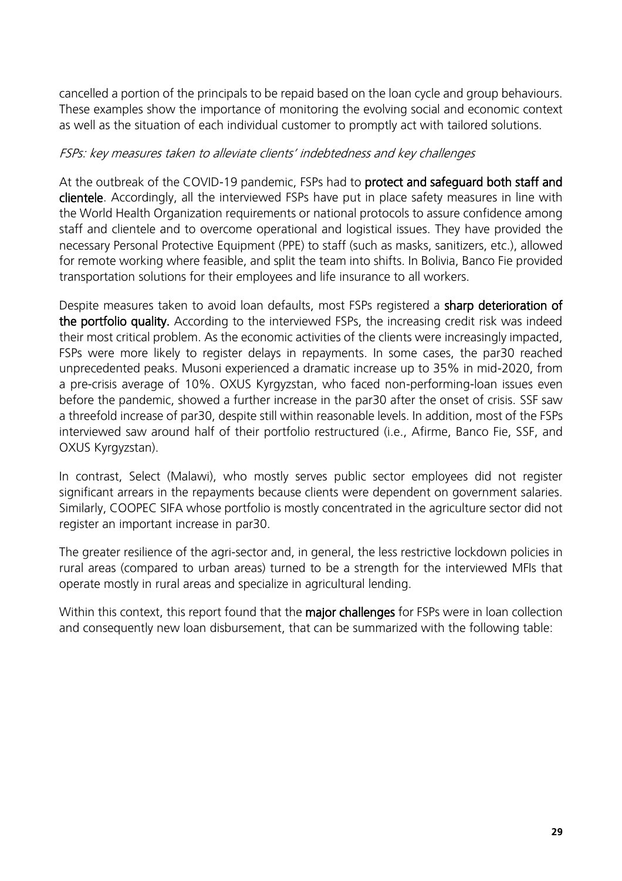cancelled a portion of the principals to be repaid based on the loan cycle and group behaviours. These examples show the importance of monitoring the evolving social and economic context as well as the situation of each individual customer to promptly act with tailored solutions.

*FSPs: key measures taken to alleviate clients' indebtedness and key challenges*

At the outbreak of the COVID-19 pandemic, FSPs had to **protect and safeguard both staff and clientele**. Accordingly, all the interviewed FSPs have put in place safety measures in line with the World Health Organization requirements or national protocols to assure confidence among staff and clientele and to overcome operational and logistical issues. They have provided the necessary Personal Protective Equipment (PPE) to staff (such as masks, sanitizers, etc.), allowed for remote working where feasible, and split the team into shifts. In Bolivia, Banco Fie provided transportation solutions for their employees and life insurance to all workers.

Despite measures taken to avoid loan defaults, most FSPs registered a **sharp deterioration of the portfolio quality.** According to the interviewed FSPs, the increasing credit risk was indeed their most critical problem. As the economic activities of the clients were increasingly impacted, FSPs were more likely to register delays in repayments. In some cases, the par30 reached unprecedented peaks. Musoni experienced a dramatic increase up to 35% in mid-2020, from a pre-crisis average of 10%. OXUS Kyrgyzstan, who faced non-performing-loan issues even before the pandemic, showed a further increase in the par30 after the onset of crisis. SSF saw a threefold increase of par30, despite still within reasonable levels. In addition, most of the FSPs interviewed saw around half of their portfolio restructured (i.e., Afirme, Banco Fie, SSF, and OXUS Kyrgyzstan).

In contrast, Select (Malawi), who mostly serves public sector employees did not register significant arrears in the repayments because clients were dependent on government salaries. Similarly, COOPEC SIFA whose portfolio is mostly concentrated in the agriculture sector did not register an important increase in par30.

The greater resilience of the agri-sector and, in general, the less restrictive lockdown policies in rural areas (compared to urban areas) turned to be a strength for the interviewed MFIs that operate mostly in rural areas and specialize in agricultural lending.

Within this context, this report found that the **major challenges** for FSPs were in loan collection and consequently new loan disbursement, that can be summarized with the following table: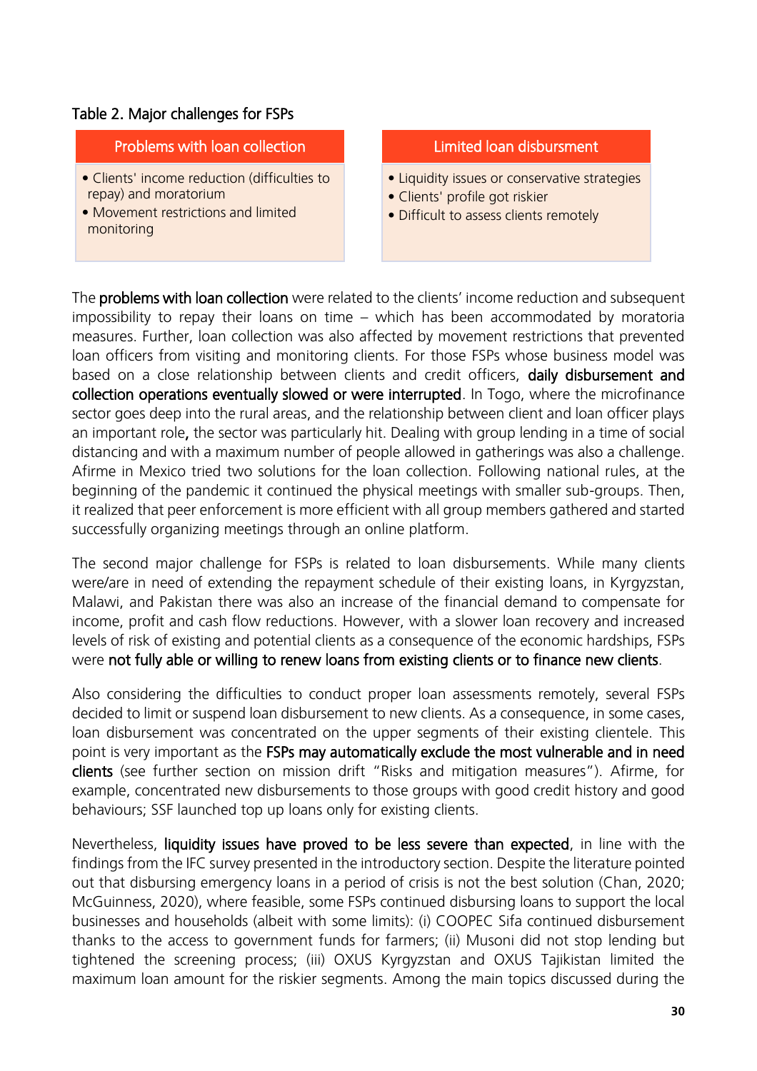Table 2. Major challenges for FSPs

| Problems with loan collection | Limited loan disbursment |
|---|---|
| • Clients' income reduction (difficulties to repay) and moratorium<br>• Movement restrictions and limited monitoring | • Liquidity issues or conservative strategies<br>• Clients' profile got riskier<br>• Difficult to assess clients remotely |

The **problems with loan collection** were related to the clients' income reduction and subsequent impossibility to repay their loans on time – which has been accommodated by moratoria measures. Further, loan collection was also affected by movement restrictions that prevented loan officers from visiting and monitoring clients. For those FSPs whose business model was based on a close relationship between clients and credit officers, **daily disbursement and collection operations eventually slowed or were interrupted**. In Togo, where the microfinance sector goes deep into the rural areas, and the relationship between client and loan officer plays an important role**,** the sector was particularly hit. Dealing with group lending in a time of social distancing and with a maximum number of people allowed in gatherings was also a challenge. Afirme in Mexico tried two solutions for the loan collection. Following national rules, at the beginning of the pandemic it continued the physical meetings with smaller sub-groups. Then, it realized that peer enforcement is more efficient with all group members gathered and started successfully organizing meetings through an online platform.

The second major challenge for FSPs is related to loan disbursements. While many clients were/are in need of extending the repayment schedule of their existing loans, in Kyrgyzstan, Malawi, and Pakistan there was also an increase of the financial demand to compensate for income, profit and cash flow reductions. However, with a slower loan recovery and increased levels of risk of existing and potential clients as a consequence of the economic hardships, FSPs were **not fully able or willing to renew loans from existing clients or to finance new clients**.

Also considering the difficulties to conduct proper loan assessments remotely, several FSPs decided to limit or suspend loan disbursement to new clients. As a consequence, in some cases, loan disbursement was concentrated on the upper segments of their existing clientele. This point is very important as the **FSPs may automatically exclude the most vulnerable and in need clients** (see further section on mission drift "Risks and mitigation measures"). Afirme, for example, concentrated new disbursements to those groups with good credit history and good behaviours; SSF launched top up loans only for existing clients.

Nevertheless, **liquidity issues have proved to be less severe than expected**, in line with the findings from the IFC survey presented in the introductory section. Despite the literature pointed out that disbursing emergency loans in a period of crisis is not the best solution (Chan, 2020; McGuinness, 2020), where feasible, some FSPs continued disbursing loans to support the local businesses and households (albeit with some limits): (i) COOPEC Sifa continued disbursement thanks to the access to government funds for farmers; (ii) Musoni did not stop lending but tightened the screening process; (iii) OXUS Kyrgyzstan and OXUS Tajikistan limited the maximum loan amount for the riskier segments. Among the main topics discussed during the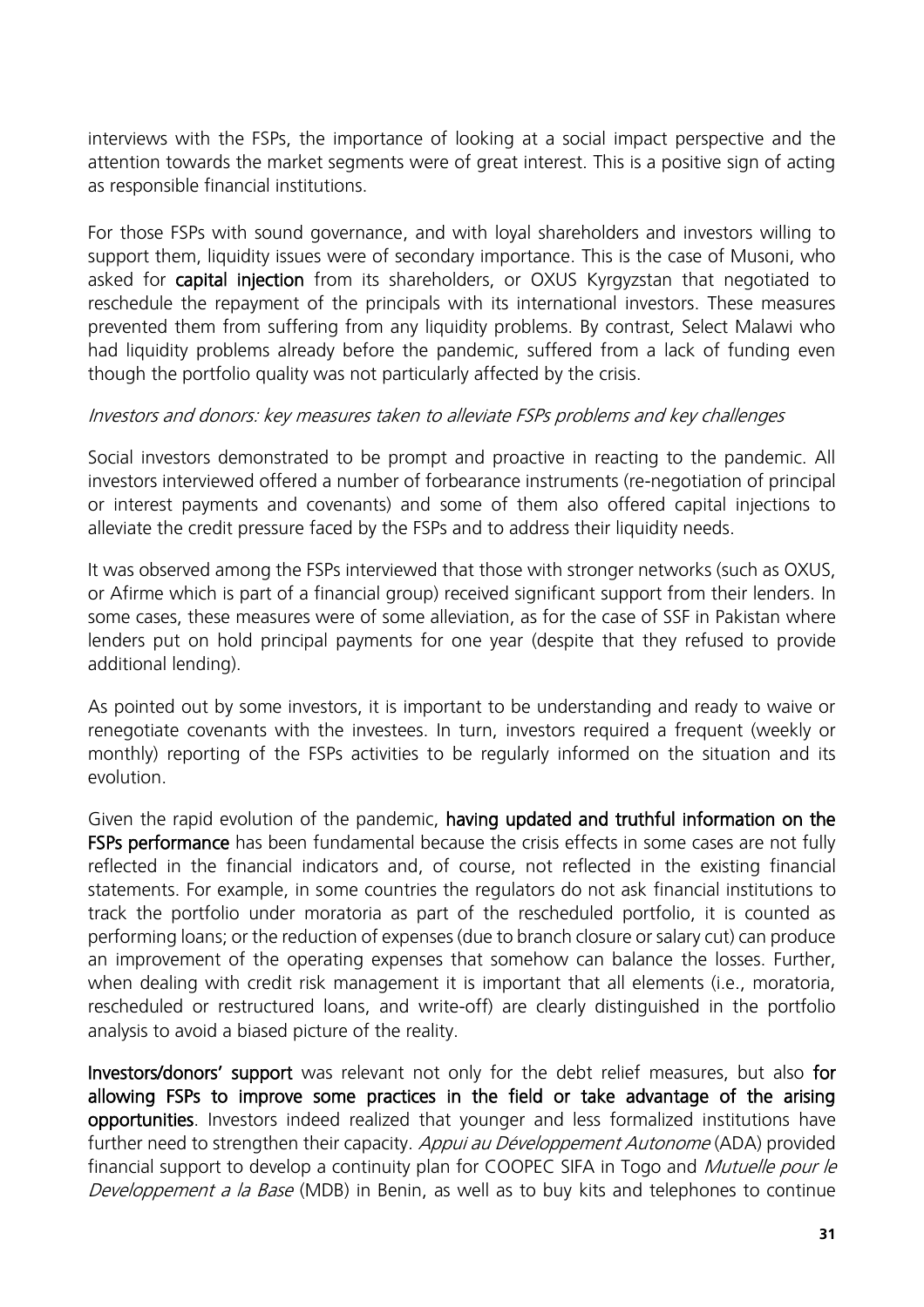interviews with the FSPs, the importance of looking at a social impact perspective and the attention towards the market segments were of great interest. This is a positive sign of acting as responsible financial institutions.

For those FSPs with sound governance, and with loyal shareholders and investors willing to support them, liquidity issues were of secondary importance. This is the case of Musoni, who asked for **capital injection** from its shareholders, or OXUS Kyrgyzstan that negotiated to reschedule the repayment of the principals with its international investors. These measures prevented them from suffering from any liquidity problems. By contrast, Select Malawi who had liquidity problems already before the pandemic, suffered from a lack of funding even though the portfolio quality was not particularly affected by the crisis.

*Investors and donors: key measures taken to alleviate FSPs problems and key challenges*

Social investors demonstrated to be prompt and proactive in reacting to the pandemic. All investors interviewed offered a number of forbearance instruments (re-negotiation of principal or interest payments and covenants) and some of them also offered capital injections to alleviate the credit pressure faced by the FSPs and to address their liquidity needs.

It was observed among the FSPs interviewed that those with stronger networks (such as OXUS, or Afirme which is part of a financial group) received significant support from their lenders. In some cases, these measures were of some alleviation, as for the case of SSF in Pakistan where lenders put on hold principal payments for one year (despite that they refused to provide additional lending).

As pointed out by some investors, it is important to be understanding and ready to waive or renegotiate covenants with the investees. In turn, investors required a frequent (weekly or monthly) reporting of the FSPs activities to be regularly informed on the situation and its evolution.

Given the rapid evolution of the pandemic, **having updated and truthful information on the FSPs performance** has been fundamental because the crisis effects in some cases are not fully reflected in the financial indicators and, of course, not reflected in the existing financial statements. For example, in some countries the regulators do not ask financial institutions to track the portfolio under moratoria as part of the rescheduled portfolio, it is counted as performing loans; or the reduction of expenses (due to branch closure or salary cut) can produce an improvement of the operating expenses that somehow can balance the losses. Further, when dealing with credit risk management it is important that all elements (i.e., moratoria, rescheduled or restructured loans, and write-off) are clearly distinguished in the portfolio analysis to avoid a biased picture of the reality.

**Investors/donors' support** was relevant not only for the debt relief measures, but also **for allowing FSPs to improve some practices in the field or take advantage of the arising opportunities**. Investors indeed realized that younger and less formalized institutions have further need to strengthen their capacity. *Appui au Développement Autonome* (ADA) provided financial support to develop a continuity plan for COOPEC SIFA in Togo and *Mutuelle pour le Developpement a la Base* (MDB) in Benin, as well as to buy kits and telephones to continue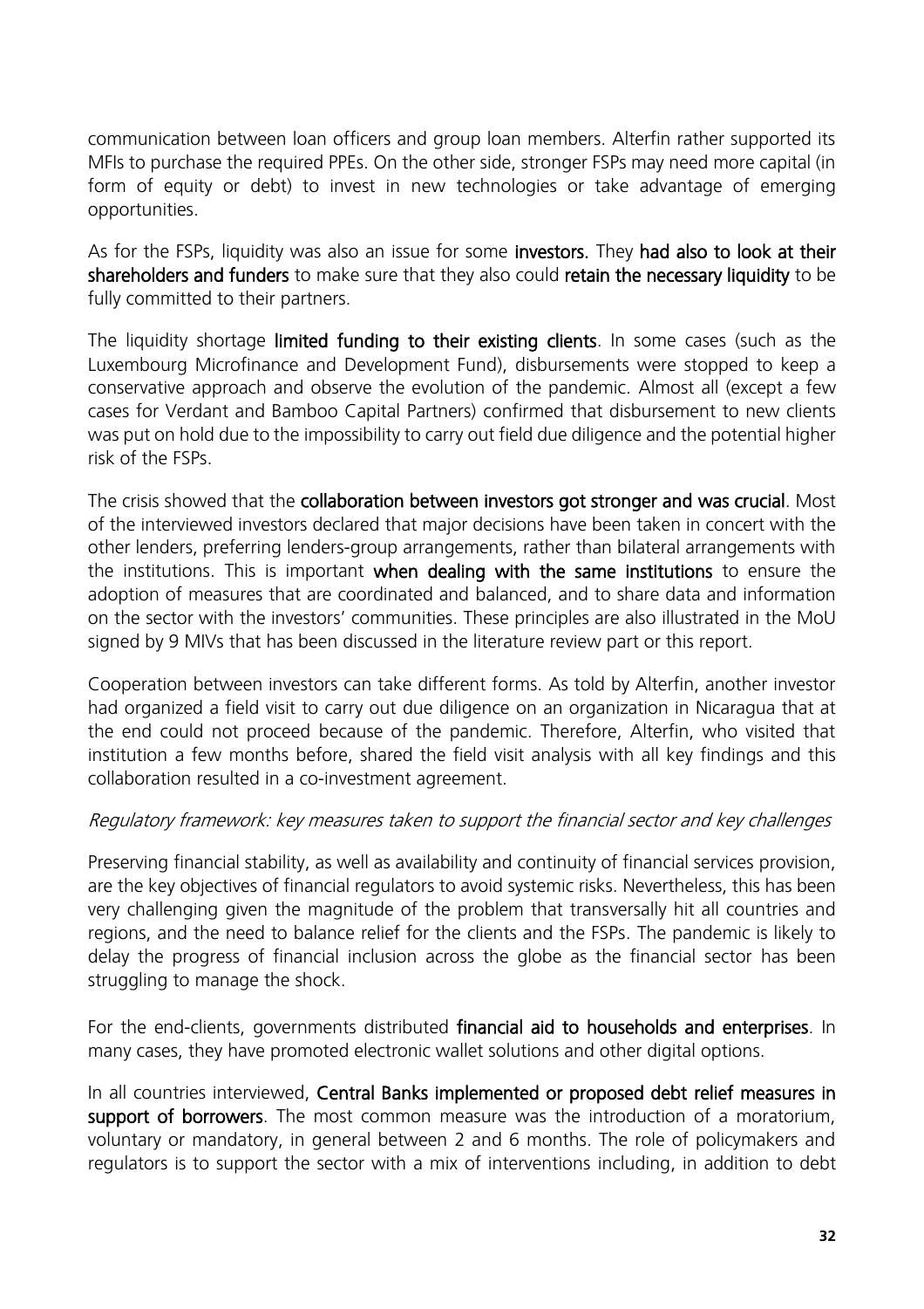communication between loan officers and group loan members. Alterfin rather supported its MFIs to purchase the required PPEs. On the other side, stronger FSPs may need more capital (in form of equity or debt) to invest in new technologies or take advantage of emerging opportunities.

As for the FSPs, liquidity was also an issue for some **investors.** They **had also to look at their shareholders and funders** to make sure that they also could **retain the necessary liquidity** to be fully committed to their partners.

The liquidity shortage **limited funding to their existing clients**. In some cases (such as the Luxembourg Microfinance and Development Fund), disbursements were stopped to keep a conservative approach and observe the evolution of the pandemic. Almost all (except a few cases for Verdant and Bamboo Capital Partners) confirmed that disbursement to new clients was put on hold due to the impossibility to carry out field due diligence and the potential higher risk of the FSPs.

The crisis showed that the **collaboration between investors got stronger and was crucial**. Most of the interviewed investors declared that major decisions have been taken in concert with the other lenders, preferring lenders-group arrangements, rather than bilateral arrangements with the institutions. This is important **when dealing with the same institutions** to ensure the adoption of measures that are coordinated and balanced, and to share data and information on the sector with the investors' communities. These principles are also illustrated in the MoU signed by 9 MIVs that has been discussed in the literature review part or this report.

Cooperation between investors can take different forms. As told by Alterfin, another investor had organized a field visit to carry out due diligence on an organization in Nicaragua that at the end could not proceed because of the pandemic. Therefore, Alterfin, who visited that institution a few months before, shared the field visit analysis with all key findings and this collaboration resulted in a co-investment agreement.

*Regulatory framework: key measures taken to support the financial sector and key challenges*

Preserving financial stability, as well as availability and continuity of financial services provision, are the key objectives of financial regulators to avoid systemic risks. Nevertheless, this has been very challenging given the magnitude of the problem that transversally hit all countries and regions, and the need to balance relief for the clients and the FSPs. The pandemic is likely to delay the progress of financial inclusion across the globe as the financial sector has been struggling to manage the shock.

For the end-clients, governments distributed **financial aid to households and enterprises**. In many cases, they have promoted electronic wallet solutions and other digital options.

In all countries interviewed, **Central Banks implemented or proposed debt relief measures in support of borrowers**. The most common measure was the introduction of a moratorium, voluntary or mandatory, in general between 2 and 6 months. The role of policymakers and regulators is to support the sector with a mix of interventions including, in addition to debt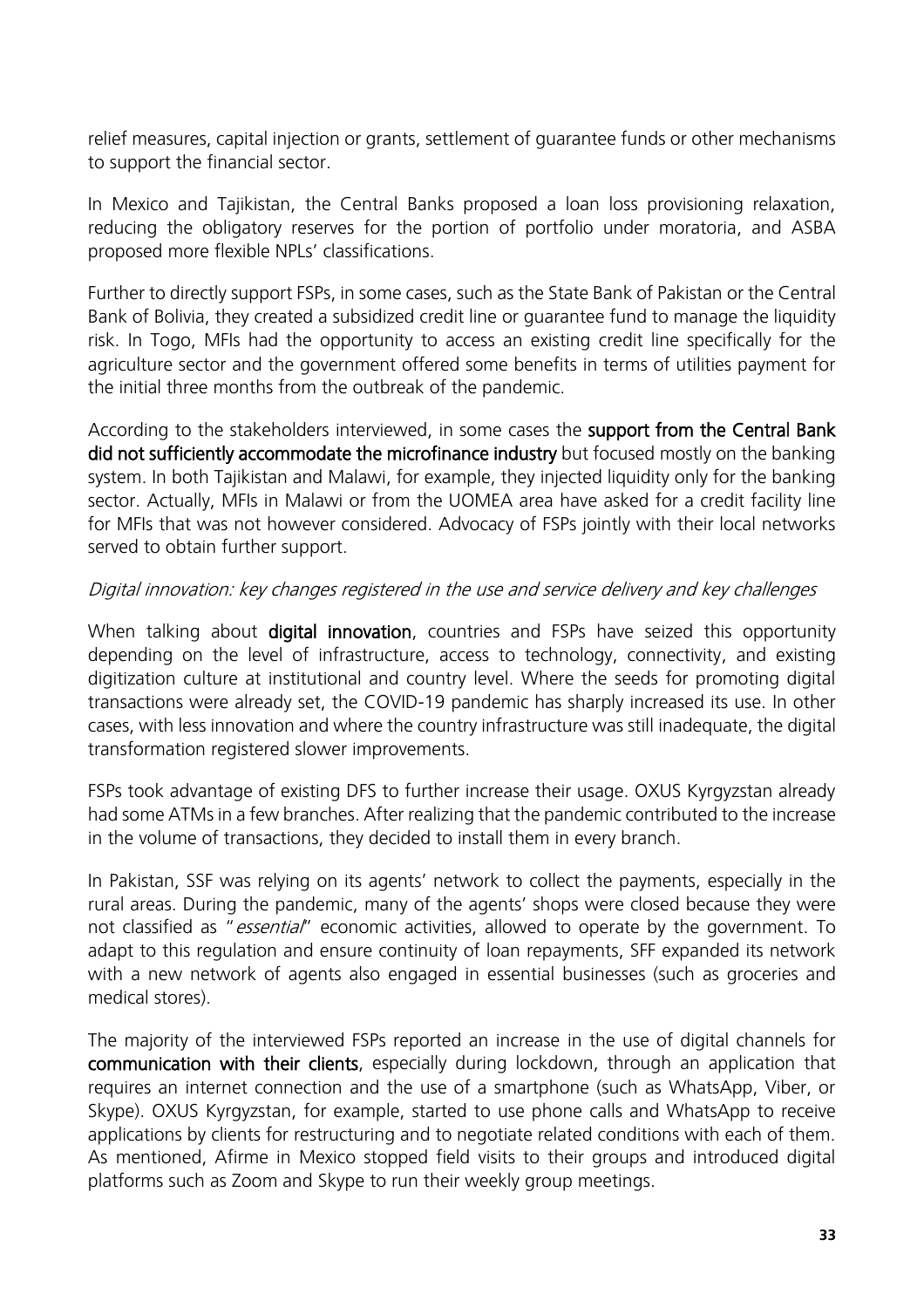relief measures, capital injection or grants, settlement of guarantee funds or other mechanisms to support the financial sector.

In Mexico and Tajikistan, the Central Banks proposed a loan loss provisioning relaxation, reducing the obligatory reserves for the portion of portfolio under moratoria, and ASBA proposed more flexible NPLs' classifications.

Further to directly support FSPs, in some cases, such as the State Bank of Pakistan or the Central Bank of Bolivia, they created a subsidized credit line or guarantee fund to manage the liquidity risk. In Togo, MFIs had the opportunity to access an existing credit line specifically for the agriculture sector and the government offered some benefits in terms of utilities payment for the initial three months from the outbreak of the pandemic.

According to the stakeholders interviewed, in some cases the **support from the Central Bank did not sufficiently accommodate the microfinance industry** but focused mostly on the banking system. In both Tajikistan and Malawi, for example, they injected liquidity only for the banking sector. Actually, MFIs in Malawi or from the UOMEA area have asked for a credit facility line for MFIs that was not however considered. Advocacy of FSPs jointly with their local networks served to obtain further support.

*Digital innovation: key changes registered in the use and service delivery and key challenges*

When talking about **digital innovation**, countries and FSPs have seized this opportunity depending on the level of infrastructure, access to technology, connectivity, and existing digitization culture at institutional and country level. Where the seeds for promoting digital transactions were already set, the COVID-19 pandemic has sharply increased its use. In other cases, with less innovation and where the country infrastructure was still inadequate, the digital transformation registered slower improvements.

FSPs took advantage of existing DFS to further increase their usage. OXUS Kyrgyzstan already had some ATMs in a few branches. After realizing that the pandemic contributed to the increase in the volume of transactions, they decided to install them in every branch.

In Pakistan, SSF was relying on its agents' network to collect the payments, especially in the rural areas. During the pandemic, many of the agents' shops were closed because they were not classified as "*essential*" economic activities, allowed to operate by the government. To adapt to this regulation and ensure continuity of loan repayments, SFF expanded its network with a new network of agents also engaged in essential businesses (such as groceries and medical stores).

The majority of the interviewed FSPs reported an increase in the use of digital channels for **communication with their clients**, especially during lockdown, through an application that requires an internet connection and the use of a smartphone (such as WhatsApp, Viber, or Skype). OXUS Kyrgyzstan, for example, started to use phone calls and WhatsApp to receive applications by clients for restructuring and to negotiate related conditions with each of them. As mentioned, Afirme in Mexico stopped field visits to their groups and introduced digital platforms such as Zoom and Skype to run their weekly group meetings.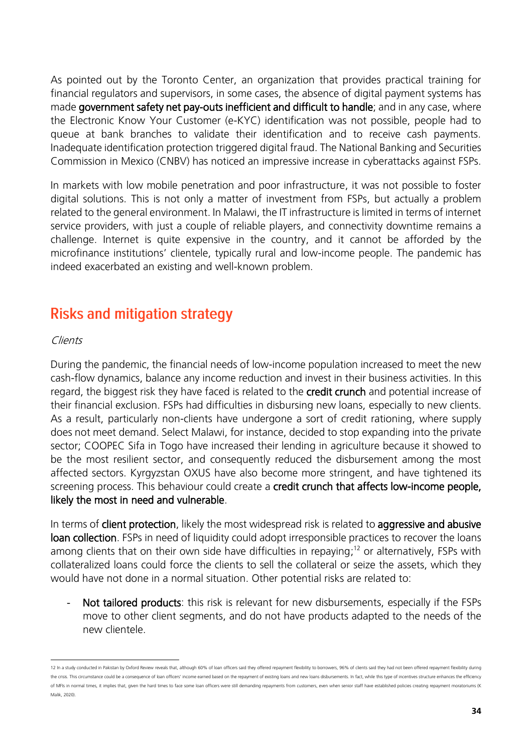As pointed out by the Toronto Center, an organization that provides practical training for financial regulators and supervisors, in some cases, the absence of digital payment systems has made **government safety net pay-outs inefficient and difficult to handle**; and in any case, where the Electronic Know Your Customer (e-KYC) identification was not possible, people had to queue at bank branches to validate their identification and to receive cash payments. Inadequate identification protection triggered digital fraud. The National Banking and Securities Commission in Mexico (CNBV) has noticed an impressive increase in cyberattacks against FSPs.

In markets with low mobile penetration and poor infrastructure, it was not possible to foster digital solutions. This is not only a matter of investment from FSPs, but actually a problem related to the general environment. In Malawi, the IT infrastructure is limited in terms of internet service providers, with just a couple of reliable players, and connectivity downtime remains a challenge. Internet is quite expensive in the country, and it cannot be afforded by the microfinance institutions' clientele, typically rural and low-income people. The pandemic has indeed exacerbated an existing and well-known problem.

## Risks and mitigation strategy

*Clients*

During the pandemic, the financial needs of low-income population increased to meet the new cash-flow dynamics, balance any income reduction and invest in their business activities. In this regard, the biggest risk they have faced is related to the **credit crunch** and potential increase of their financial exclusion. FSPs had difficulties in disbursing new loans, especially to new clients. As a result, particularly non-clients have undergone a sort of credit rationing, where supply does not meet demand. Select Malawi, for instance, decided to stop expanding into the private sector; COOPEC Sifa in Togo have increased their lending in agriculture because it showed to be the most resilient sector, and consequently reduced the disbursement among the most affected sectors. Kyrgyzstan OXUS have also become more stringent, and have tightened its screening process. This behaviour could create a **credit crunch that affects low-income people, likely the most in need and vulnerable**.

In terms of **client protection**, likely the most widespread risk is related to **aggressive and abusive loan collection**. FSPs in need of liquidity could adopt irresponsible practices to recover the loans among clients that on their own side have difficulties in repaying;[12] or alternatively, FSPs with collateralized loans could force the clients to sell the collateral or seize the assets, which they would have not done in a normal situation. Other potential risks are related to:

- **Not tailored products**: this risk is relevant for new disbursements, especially if the FSPs move to other client segments, and do not have products adapted to the needs of the new clientele.

---

12 In a study conducted in Pakistan by Oxford Review reveals that, although 60% of loan officers said they offered repayment flexibility to borrowers, 96% of clients said they had not been offered repayment flexibility during the crisis. This circumstance could be a consequence of loan officers' income earned based on the repayment of existing loans and new loans disbursements. In fact, while this type of incentives structure enhances the efficiency of MFIs in normal times, it implies that, given the hard times to face some loan officers were still demanding repayments from customers, even when senior staff have established policies creating repayment moratoriums (K Malik, 2020).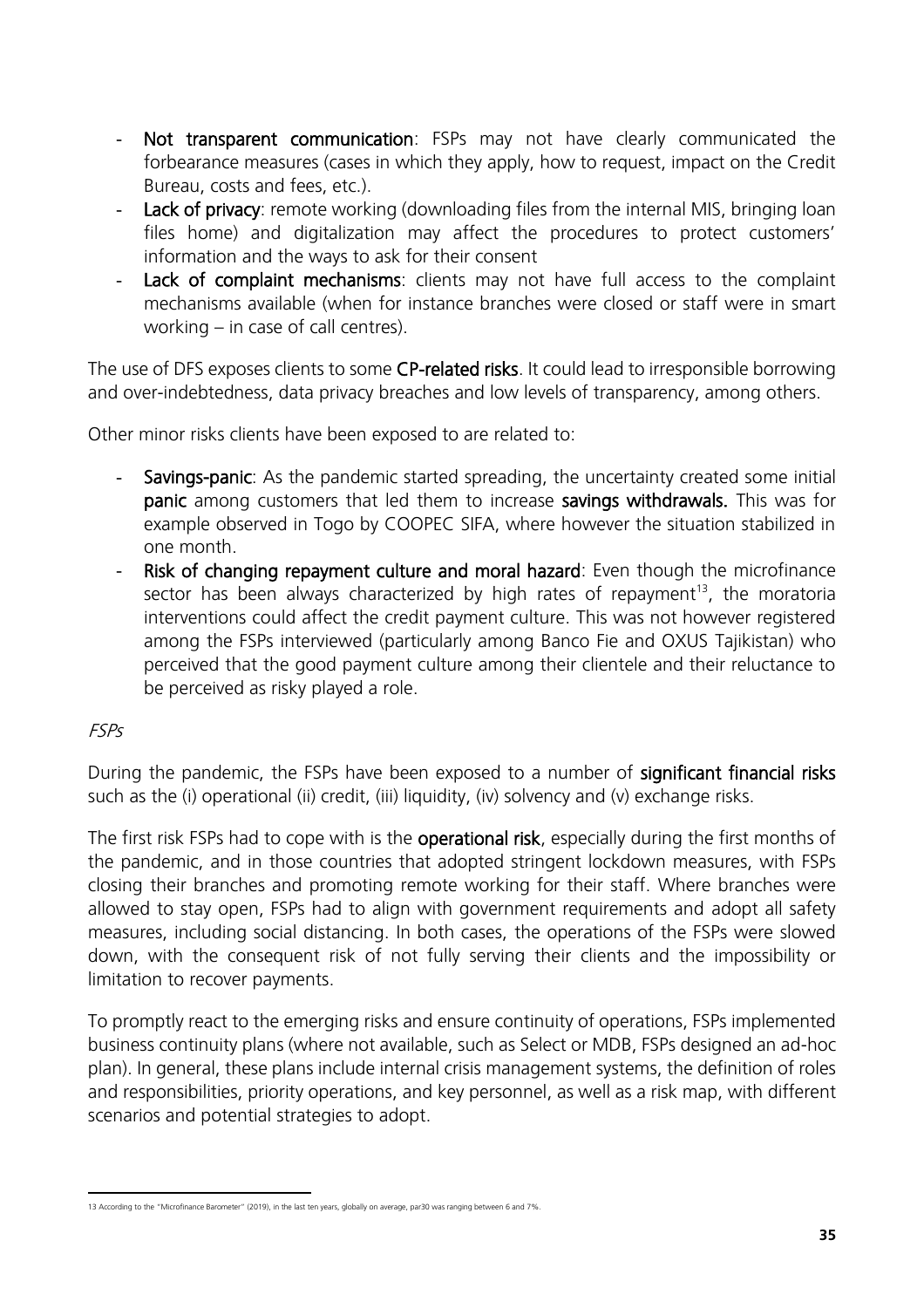- **Not transparent communication**: FSPs may not have clearly communicated the forbearance measures (cases in which they apply, how to request, impact on the Credit Bureau, costs and fees, etc.).
- **Lack of privacy**: remote working (downloading files from the internal MIS, bringing loan files home) and digitalization may affect the procedures to protect customers' information and the ways to ask for their consent
- **Lack of complaint mechanisms**: clients may not have full access to the complaint mechanisms available (when for instance branches were closed or staff were in smart working – in case of call centres).

The use of DFS exposes clients to some **CP-related risks**. It could lead to irresponsible borrowing and over-indebtedness, data privacy breaches and low levels of transparency, among others.

Other minor risks clients have been exposed to are related to:

- **Savings-panic**: As the pandemic started spreading, the uncertainty created some initial **panic** among customers that led them to increase **savings withdrawals.** This was for example observed in Togo by COOPEC SIFA, where however the situation stabilized in one month.
- **Risk of changing repayment culture and moral hazard**: Even though the microfinance sector has been always characterized by high rates of repayment[13], the moratoria interventions could affect the credit payment culture. This was not however registered among the FSPs interviewed (particularly among Banco Fie and OXUS Tajikistan) who perceived that the good payment culture among their clientele and their reluctance to be perceived as risky played a role.

*FSPs*

During the pandemic, the FSPs have been exposed to a number of **significant financial risks** such as the (i) operational (ii) credit, (iii) liquidity, (iv) solvency and (v) exchange risks.

The first risk FSPs had to cope with is the **operational risk**, especially during the first months of the pandemic, and in those countries that adopted stringent lockdown measures, with FSPs closing their branches and promoting remote working for their staff. Where branches were allowed to stay open, FSPs had to align with government requirements and adopt all safety measures, including social distancing. In both cases, the operations of the FSPs were slowed down, with the consequent risk of not fully serving their clients and the impossibility or limitation to recover payments.

To promptly react to the emerging risks and ensure continuity of operations, FSPs implemented business continuity plans (where not available, such as Select or MDB, FSPs designed an ad-hoc plan). In general, these plans include internal crisis management systems, the definition of roles and responsibilities, priority operations, and key personnel, as well as a risk map, with different scenarios and potential strategies to adopt.

[13] According to the "Microfinance Barometer" (2019), in the last ten years, globally on average, par30 was ranging between 6 and 7%.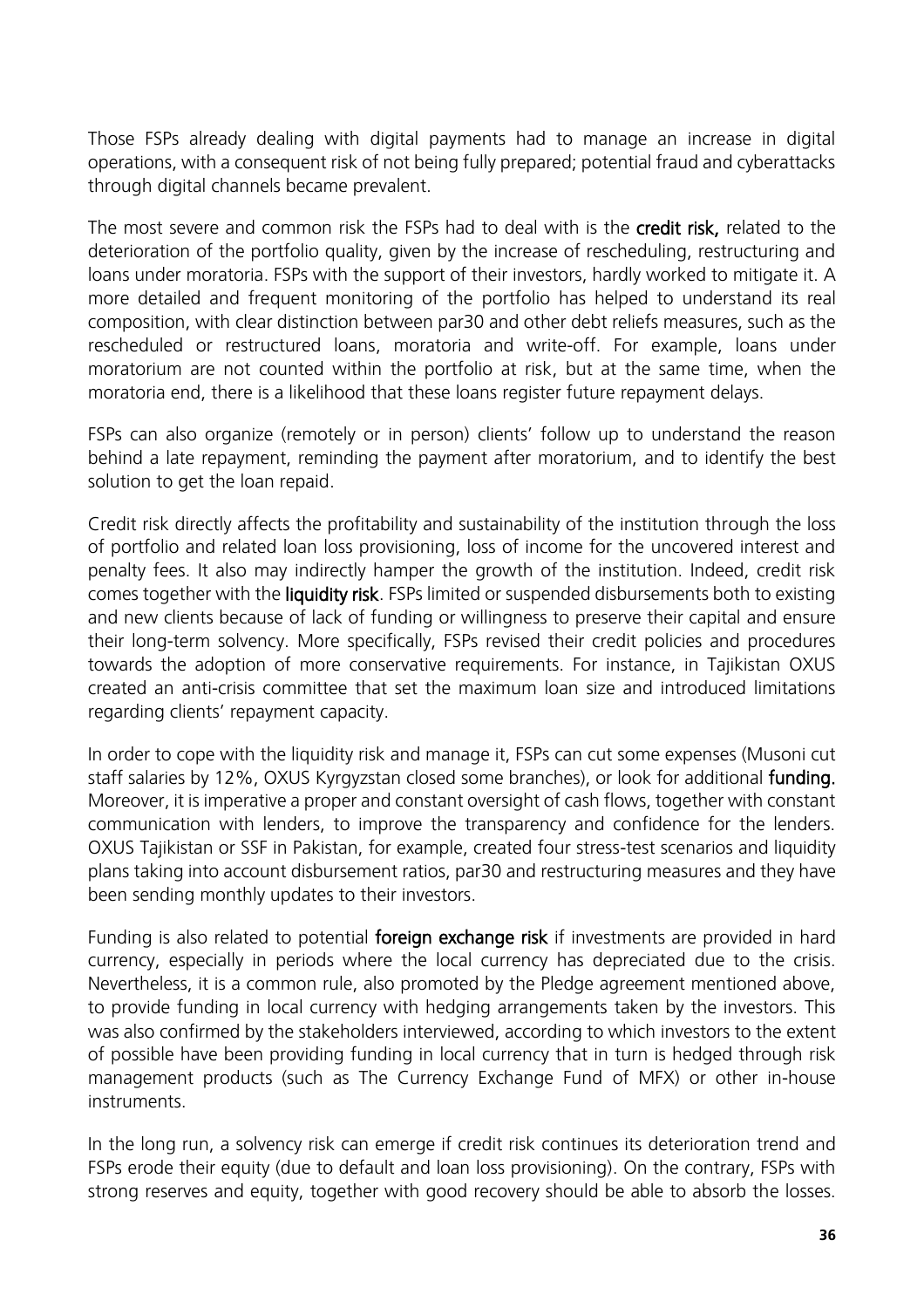Those FSPs already dealing with digital payments had to manage an increase in digital operations, with a consequent risk of not being fully prepared; potential fraud and cyberattacks through digital channels became prevalent.

The most severe and common risk the FSPs had to deal with is the **credit risk,** related to the deterioration of the portfolio quality, given by the increase of rescheduling, restructuring and loans under moratoria. FSPs with the support of their investors, hardly worked to mitigate it. A more detailed and frequent monitoring of the portfolio has helped to understand its real composition, with clear distinction between par30 and other debt reliefs measures, such as the rescheduled or restructured loans, moratoria and write-off. For example, loans under moratorium are not counted within the portfolio at risk, but at the same time, when the moratoria end, there is a likelihood that these loans register future repayment delays.

FSPs can also organize (remotely or in person) clients' follow up to understand the reason behind a late repayment, reminding the payment after moratorium, and to identify the best solution to get the loan repaid.

Credit risk directly affects the profitability and sustainability of the institution through the loss of portfolio and related loan loss provisioning, loss of income for the uncovered interest and penalty fees. It also may indirectly hamper the growth of the institution. Indeed, credit risk comes together with the **liquidity risk**. FSPs limited or suspended disbursements both to existing and new clients because of lack of funding or willingness to preserve their capital and ensure their long-term solvency. More specifically, FSPs revised their credit policies and procedures towards the adoption of more conservative requirements. For instance, in Tajikistan OXUS created an anti-crisis committee that set the maximum loan size and introduced limitations regarding clients' repayment capacity.

In order to cope with the liquidity risk and manage it, FSPs can cut some expenses (Musoni cut staff salaries by 12%, OXUS Kyrgyzstan closed some branches), or look for additional **funding.** Moreover, it is imperative a proper and constant oversight of cash flows, together with constant communication with lenders, to improve the transparency and confidence for the lenders. OXUS Tajikistan or SSF in Pakistan, for example, created four stress-test scenarios and liquidity plans taking into account disbursement ratios, par30 and restructuring measures and they have been sending monthly updates to their investors.

Funding is also related to potential **foreign exchange risk** if investments are provided in hard currency, especially in periods where the local currency has depreciated due to the crisis. Nevertheless, it is a common rule, also promoted by the Pledge agreement mentioned above, to provide funding in local currency with hedging arrangements taken by the investors. This was also confirmed by the stakeholders interviewed, according to which investors to the extent of possible have been providing funding in local currency that in turn is hedged through risk management products (such as The Currency Exchange Fund of MFX) or other in-house instruments.

In the long run, a solvency risk can emerge if credit risk continues its deterioration trend and FSPs erode their equity (due to default and loan loss provisioning). On the contrary, FSPs with strong reserves and equity, together with good recovery should be able to absorb the losses.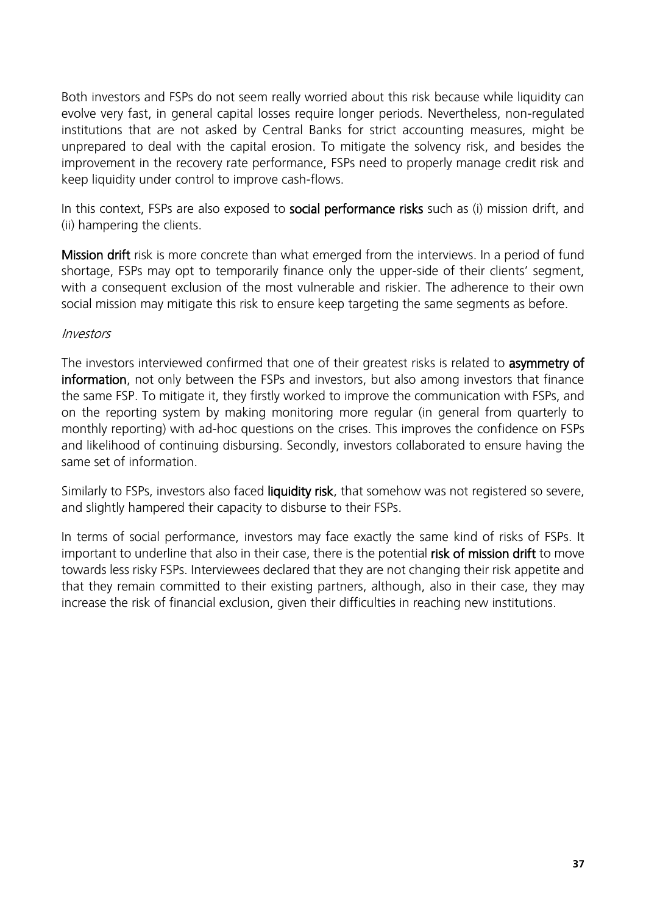Both investors and FSPs do not seem really worried about this risk because while liquidity can evolve very fast, in general capital losses require longer periods. Nevertheless, non-regulated institutions that are not asked by Central Banks for strict accounting measures, might be unprepared to deal with the capital erosion. To mitigate the solvency risk, and besides the improvement in the recovery rate performance, FSPs need to properly manage credit risk and keep liquidity under control to improve cash-flows.

In this context, FSPs are also exposed to **social performance risks** such as (i) mission drift, and (ii) hampering the clients.

**Mission drift** risk is more concrete than what emerged from the interviews. In a period of fund shortage, FSPs may opt to temporarily finance only the upper-side of their clients' segment, with a consequent exclusion of the most vulnerable and riskier. The adherence to their own social mission may mitigate this risk to ensure keep targeting the same segments as before.

*Investors*

The investors interviewed confirmed that one of their greatest risks is related to **asymmetry of information**, not only between the FSPs and investors, but also among investors that finance the same FSP. To mitigate it, they firstly worked to improve the communication with FSPs, and on the reporting system by making monitoring more regular (in general from quarterly to monthly reporting) with ad-hoc questions on the crises. This improves the confidence on FSPs and likelihood of continuing disbursing. Secondly, investors collaborated to ensure having the same set of information.

Similarly to FSPs, investors also faced **liquidity risk**, that somehow was not registered so severe, and slightly hampered their capacity to disburse to their FSPs.

In terms of social performance, investors may face exactly the same kind of risks of FSPs. It important to underline that also in their case, there is the potential **risk of mission drift** to move towards less risky FSPs. Interviewees declared that they are not changing their risk appetite and that they remain committed to their existing partners, although, also in their case, they may increase the risk of financial exclusion, given their difficulties in reaching new institutions.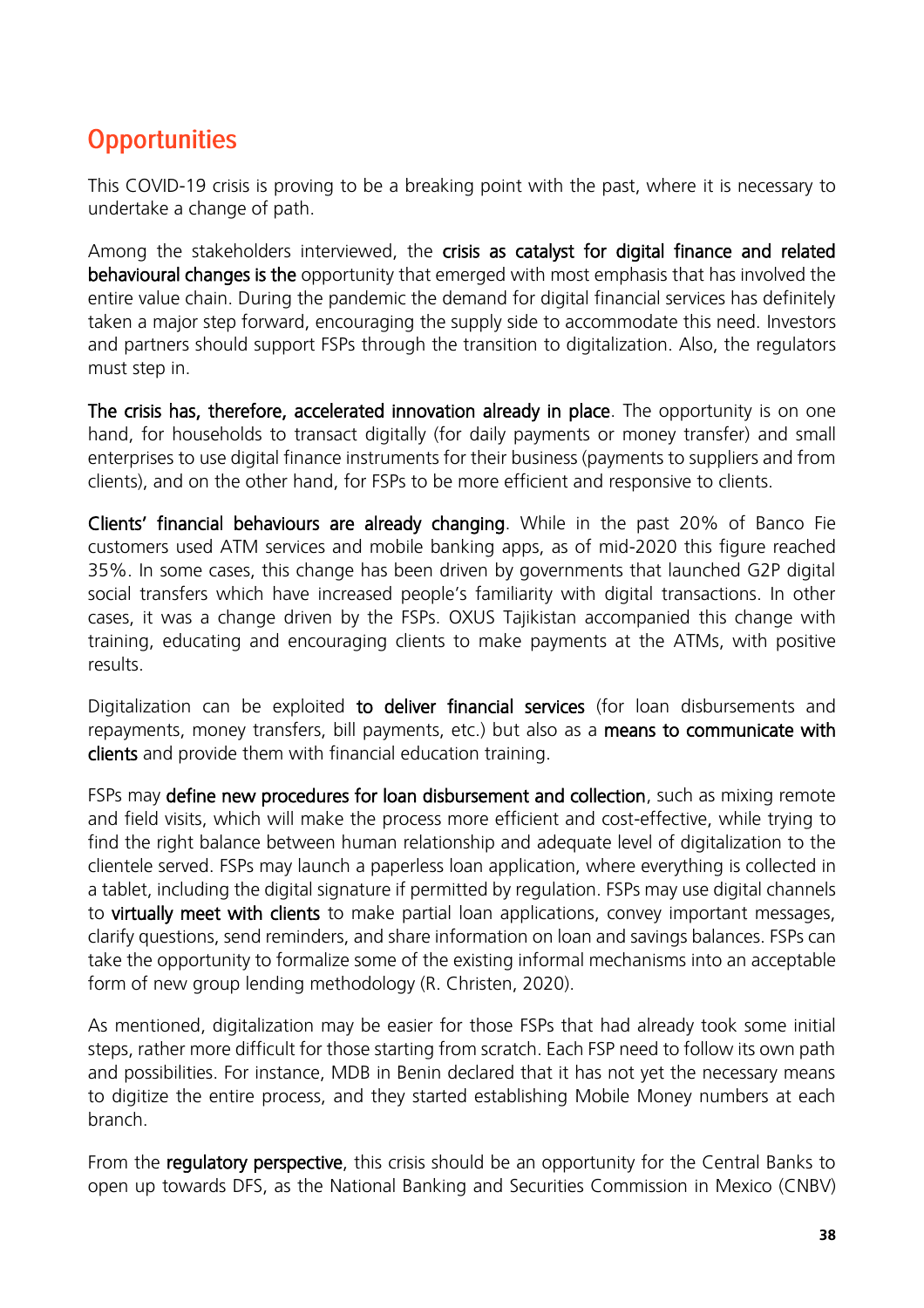## Opportunities

This COVID-19 crisis is proving to be a breaking point with the past, where it is necessary to undertake a change of path.

Among the stakeholders interviewed, the **crisis as catalyst for digital finance and related behavioural changes is the** opportunity that emerged with most emphasis that has involved the entire value chain. During the pandemic the demand for digital financial services has definitely taken a major step forward, encouraging the supply side to accommodate this need. Investors and partners should support FSPs through the transition to digitalization. Also, the regulators must step in.

**The crisis has, therefore, accelerated innovation already in place**. The opportunity is on one hand, for households to transact digitally (for daily payments or money transfer) and small enterprises to use digital finance instruments for their business (payments to suppliers and from clients), and on the other hand, for FSPs to be more efficient and responsive to clients.

**Clients' financial behaviours are already changing**. While in the past 20% of Banco Fie customers used ATM services and mobile banking apps, as of mid-2020 this figure reached 35%. In some cases, this change has been driven by governments that launched G2P digital social transfers which have increased people's familiarity with digital transactions. In other cases, it was a change driven by the FSPs. OXUS Tajikistan accompanied this change with training, educating and encouraging clients to make payments at the ATMs, with positive results.

Digitalization can be exploited **to deliver financial services** (for loan disbursements and repayments, money transfers, bill payments, etc.) but also as a **means to communicate with clients** and provide them with financial education training.

FSPs may **define new procedures for loan disbursement and collection**, such as mixing remote and field visits, which will make the process more efficient and cost-effective, while trying to find the right balance between human relationship and adequate level of digitalization to the clientele served. FSPs may launch a paperless loan application, where everything is collected in a tablet, including the digital signature if permitted by regulation. FSPs may use digital channels to **virtually meet with clients** to make partial loan applications, convey important messages, clarify questions, send reminders, and share information on loan and savings balances. FSPs can take the opportunity to formalize some of the existing informal mechanisms into an acceptable form of new group lending methodology (R. Christen, 2020).

As mentioned, digitalization may be easier for those FSPs that had already took some initial steps, rather more difficult for those starting from scratch. Each FSP need to follow its own path and possibilities. For instance, MDB in Benin declared that it has not yet the necessary means to digitize the entire process, and they started establishing Mobile Money numbers at each branch.

From the **regulatory perspective**, this crisis should be an opportunity for the Central Banks to open up towards DFS, as the National Banking and Securities Commission in Mexico (CNBV)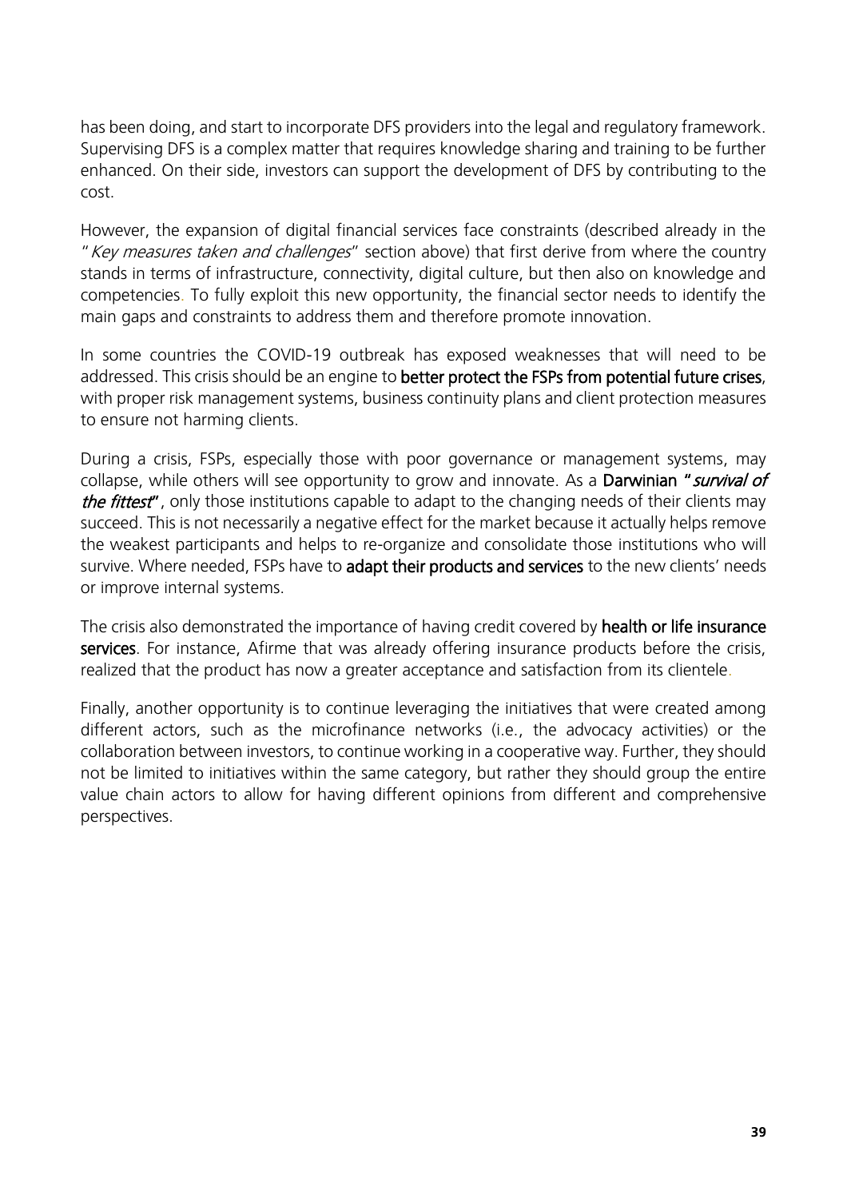has been doing, and start to incorporate DFS providers into the legal and regulatory framework. Supervising DFS is a complex matter that requires knowledge sharing and training to be further enhanced. On their side, investors can support the development of DFS by contributing to the cost.

However, the expansion of digital financial services face constraints (described already in the "*Key measures taken and challenges*" section above) that first derive from where the country stands in terms of infrastructure, connectivity, digital culture, but then also on knowledge and competencies. To fully exploit this new opportunity, the financial sector needs to identify the main gaps and constraints to address them and therefore promote innovation.

In some countries the COVID-19 outbreak has exposed weaknesses that will need to be addressed. This crisis should be an engine to **better protect the FSPs from potential future crises**, with proper risk management systems, business continuity plans and client protection measures to ensure not harming clients.

During a crisis, FSPs, especially those with poor governance or management systems, may collapse, while others will see opportunity to grow and innovate. As a **Darwinian "*survival of the fittest*"**, only those institutions capable to adapt to the changing needs of their clients may succeed. This is not necessarily a negative effect for the market because it actually helps remove the weakest participants and helps to re-organize and consolidate those institutions who will survive. Where needed, FSPs have to **adapt their products and services** to the new clients' needs or improve internal systems.

The crisis also demonstrated the importance of having credit covered by **health or life insurance services**. For instance, Afirme that was already offering insurance products before the crisis, realized that the product has now a greater acceptance and satisfaction from its clientele.

Finally, another opportunity is to continue leveraging the initiatives that were created among different actors, such as the microfinance networks (i.e., the advocacy activities) or the collaboration between investors, to continue working in a cooperative way. Further, they should not be limited to initiatives within the same category, but rather they should group the entire value chain actors to allow for having different opinions from different and comprehensive perspectives.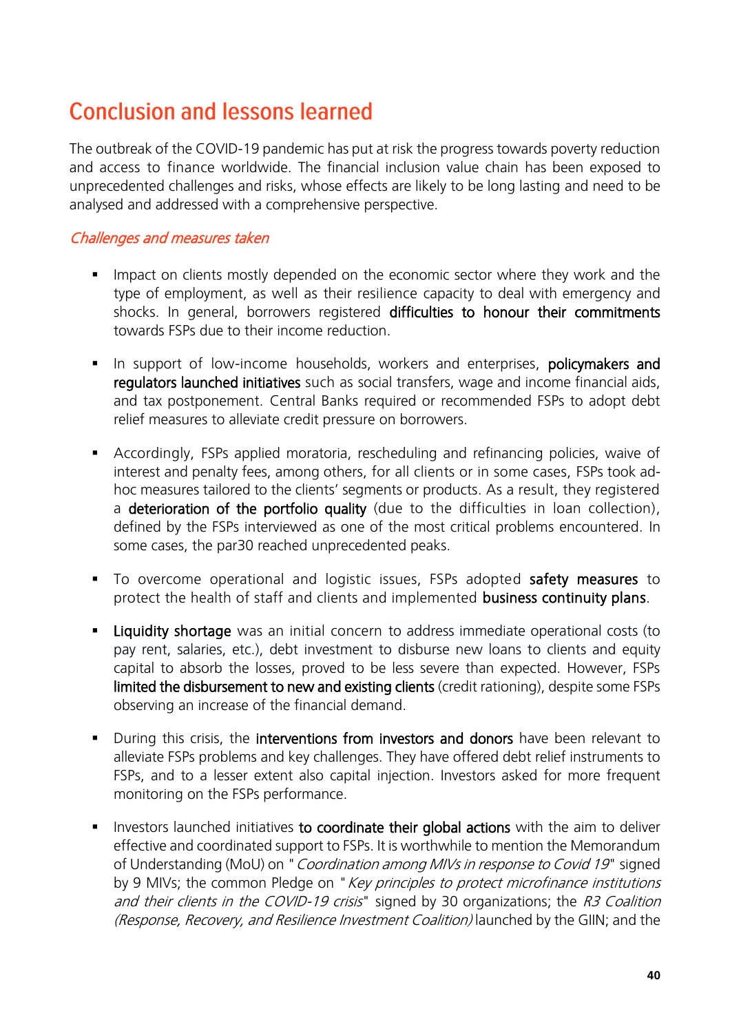# Conclusion and lessons learned

The outbreak of the COVID-19 pandemic has put at risk the progress towards poverty reduction and access to finance worldwide. The financial inclusion value chain has been exposed to unprecedented challenges and risks, whose effects are likely to be long lasting and need to be analysed and addressed with a comprehensive perspective.

## *Challenges and measures taken*

- Impact on clients mostly depended on the economic sector where they work and the type of employment, as well as their resilience capacity to deal with emergency and shocks. In general, borrowers registered **difficulties to honour their commitments** towards FSPs due to their income reduction.

- In support of low-income households, workers and enterprises, **policymakers and regulators launched initiatives** such as social transfers, wage and income financial aids, and tax postponement. Central Banks required or recommended FSPs to adopt debt relief measures to alleviate credit pressure on borrowers.

- Accordingly, FSPs applied moratoria, rescheduling and refinancing policies, waive of interest and penalty fees, among others, for all clients or in some cases, FSPs took ad-hoc measures tailored to the clients' segments or products. As a result, they registered a **deterioration of the portfolio quality** (due to the difficulties in loan collection), defined by the FSPs interviewed as one of the most critical problems encountered. In some cases, the par30 reached unprecedented peaks.

- To overcome operational and logistic issues, FSPs adopted **safety measures** to protect the health of staff and clients and implemented **business continuity plans**.

- **Liquidity shortage** was an initial concern to address immediate operational costs (to pay rent, salaries, etc.), debt investment to disburse new loans to clients and equity capital to absorb the losses, proved to be less severe than expected. However, FSPs **limited the disbursement to new and existing clients** (credit rationing), despite some FSPs observing an increase of the financial demand.

- During this crisis, the **interventions from investors and donors** have been relevant to alleviate FSPs problems and key challenges. They have offered debt relief instruments to FSPs, and to a lesser extent also capital injection. Investors asked for more frequent monitoring on the FSPs performance.

- Investors launched initiatives **to coordinate their global actions** with the aim to deliver effective and coordinated support to FSPs. It is worthwhile to mention the Memorandum of Understanding (MoU) on "*Coordination among MIVs in response to Covid 19*" signed by 9 MIVs; the common Pledge on "*Key principles to protect microfinance institutions and their clients in the COVID-19 crisis*" signed by 30 organizations; the *R3 Coalition (Response, Recovery, and Resilience Investment Coalition)* launched by the GIIN; and the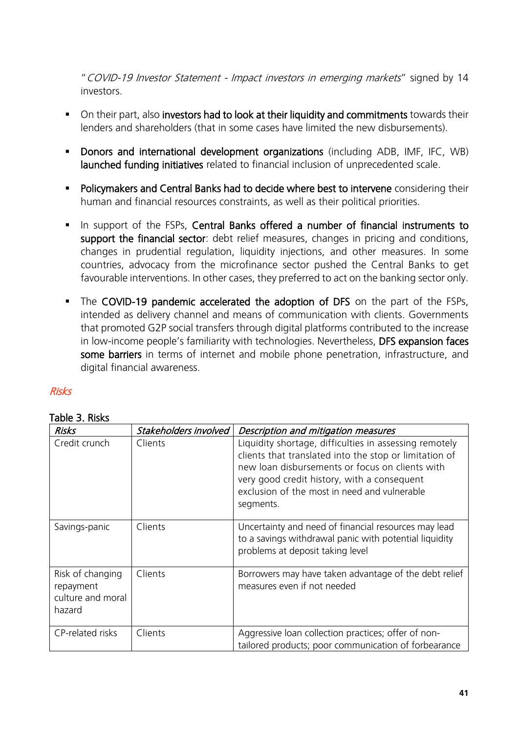"*COVID-19 Investor Statement - Impact investors in emerging markets*" signed by 14 investors.

- On their part, also **investors had to look at their liquidity and commitments** towards their lenders and shareholders (that in some cases have limited the new disbursements).
- **Donors and international development organizations** (including ADB, IMF, IFC, WB) **launched funding initiatives** related to financial inclusion of unprecedented scale.
- **Policymakers and Central Banks had to decide where best to intervene** considering their human and financial resources constraints, as well as their political priorities.
- In support of the FSPs, **Central Banks offered a number of financial instruments to support the financial sector**: debt relief measures, changes in pricing and conditions, changes in prudential regulation, liquidity injections, and other measures. In some countries, advocacy from the microfinance sector pushed the Central Banks to get favourable interventions. In other cases, they preferred to act on the banking sector only.
- The **COVID-19 pandemic accelerated the adoption of DFS** on the part of the FSPs, intended as delivery channel and means of communication with clients. Governments that promoted G2P social transfers through digital platforms contributed to the increase in low-income people's familiarity with technologies. Nevertheless, **DFS expansion faces some barriers** in terms of internet and mobile phone penetration, infrastructure, and digital financial awareness.

### *Risks*

**Table 3. Risks**

| *Risks* | *Stakeholders involved* | *Description and mitigation measures* |
|---|---|---|
| Credit crunch | Clients | Liquidity shortage, difficulties in assessing remotely clients that translated into the stop or limitation of new loan disbursements or focus on clients with very good credit history, with a consequent exclusion of the most in need and vulnerable segments. |
| Savings-panic | Clients | Uncertainty and need of financial resources may lead to a savings withdrawal panic with potential liquidity problems at deposit taking level |
| Risk of changing repayment culture and moral hazard | Clients | Borrowers may have taken advantage of the debt relief measures even if not needed |
| CP-related risks | Clients | Aggressive loan collection practices; offer of non-tailored products; poor communication of forbearance |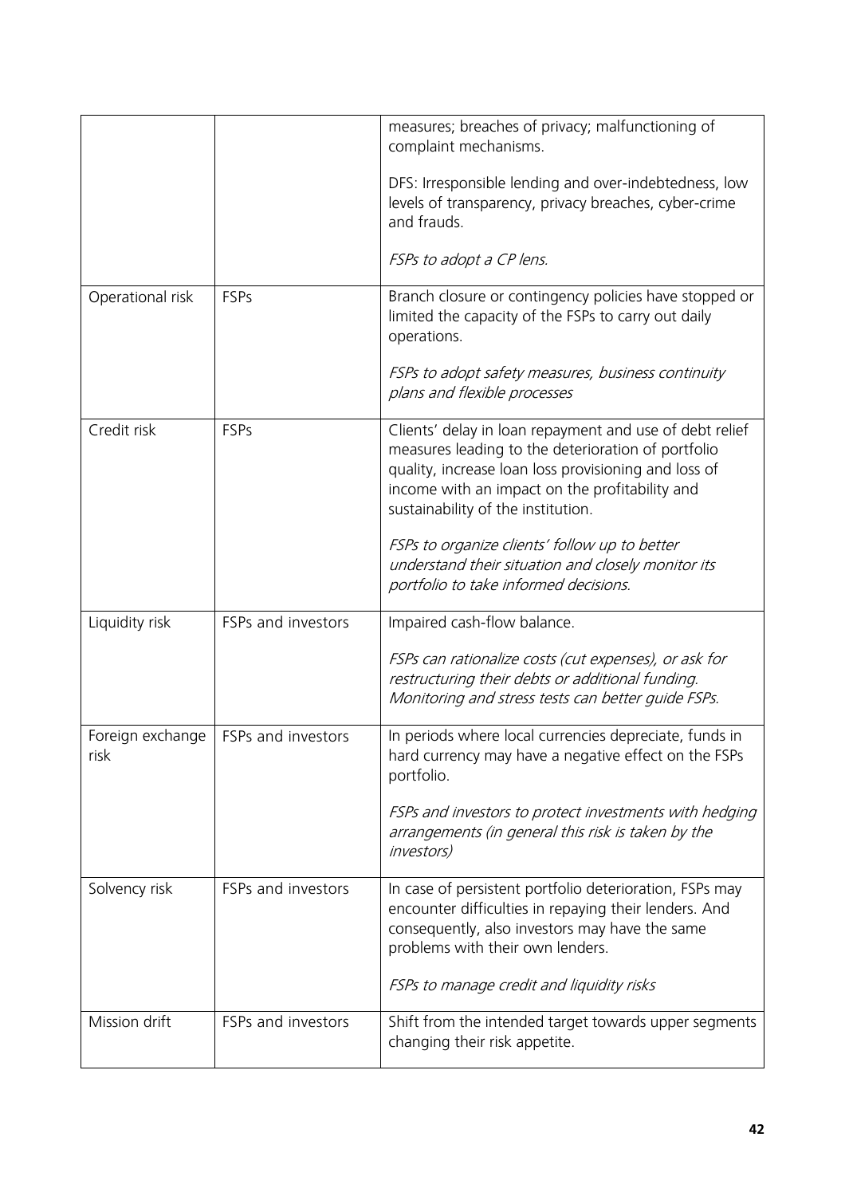| | | |
|---|---|---|
| | | measures; breaches of privacy; malfunctioning of complaint mechanisms.<br><br>DFS: Irresponsible lending and over-indebtedness, low levels of transparency, privacy breaches, cyber-crime and frauds.<br><br>*FSPs to adopt a CP lens.* |
| Operational risk | FSPs | Branch closure or contingency policies have stopped or limited the capacity of the FSPs to carry out daily operations.<br><br>*FSPs to adopt safety measures, business continuity plans and flexible processes* |
| Credit risk | FSPs | Clients' delay in loan repayment and use of debt relief measures leading to the deterioration of portfolio quality, increase loan loss provisioning and loss of income with an impact on the profitability and sustainability of the institution.<br><br>*FSPs to organize clients' follow up to better understand their situation and closely monitor its portfolio to take informed decisions.* |
| Liquidity risk | FSPs and investors | Impaired cash-flow balance.<br><br>*FSPs can rationalize costs (cut expenses), or ask for restructuring their debts or additional funding. Monitoring and stress tests can better guide FSPs.* |
| Foreign exchange risk | FSPs and investors | In periods where local currencies depreciate, funds in hard currency may have a negative effect on the FSPs portfolio.<br><br>*FSPs and investors to protect investments with hedging arrangements (in general this risk is taken by the investors)* |
| Solvency risk | FSPs and investors | In case of persistent portfolio deterioration, FSPs may encounter difficulties in repaying their lenders. And consequently, also investors may have the same problems with their own lenders.<br><br>*FSPs to manage credit and liquidity risks* |
| Mission drift | FSPs and investors | Shift from the intended target towards upper segments changing their risk appetite. |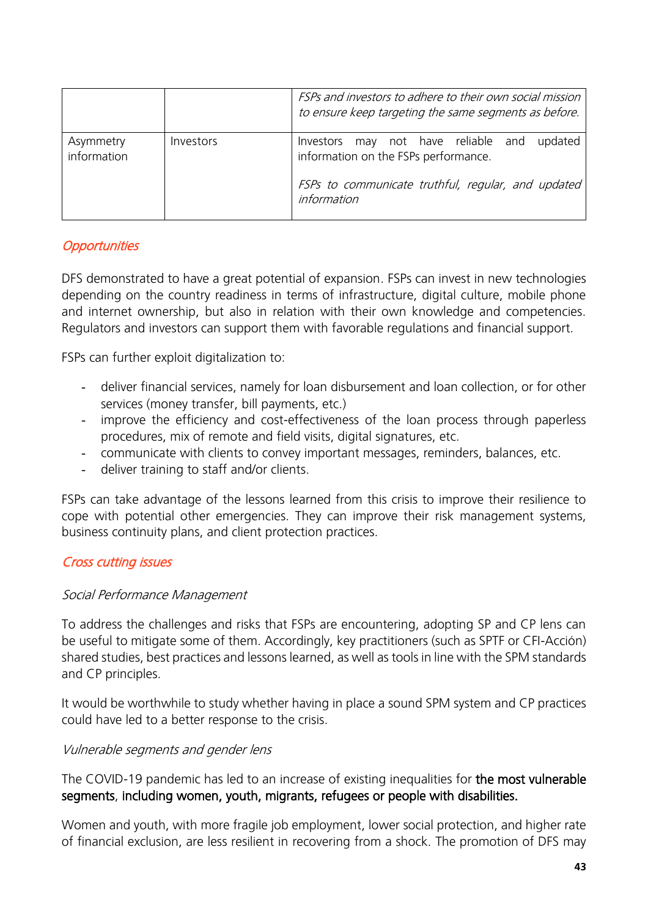|  |  |  |
|---|---|---|
|  |  | *FSPs and investors to adhere to their own social mission to ensure keep targeting the same segments as before.* |
| Asymmetry information | Investors | Investors may not have reliable and updated information on the FSPs performance.<br><br>*FSPs to communicate truthful, regular, and updated information* |

### *Opportunities*

DFS demonstrated to have a great potential of expansion. FSPs can invest in new technologies depending on the country readiness in terms of infrastructure, digital culture, mobile phone and internet ownership, but also in relation with their own knowledge and competencies. Regulators and investors can support them with favorable regulations and financial support.

FSPs can further exploit digitalization to:

- deliver financial services, namely for loan disbursement and loan collection, or for other services (money transfer, bill payments, etc.)
- improve the efficiency and cost-effectiveness of the loan process through paperless procedures, mix of remote and field visits, digital signatures, etc.
- communicate with clients to convey important messages, reminders, balances, etc.
- deliver training to staff and/or clients.

FSPs can take advantage of the lessons learned from this crisis to improve their resilience to cope with potential other emergencies. They can improve their risk management systems, business continuity plans, and client protection practices.

### *Cross cutting issues*

*Social Performance Management*

To address the challenges and risks that FSPs are encountering, adopting SP and CP lens can be useful to mitigate some of them. Accordingly, key practitioners (such as SPTF or CFI-Acción) shared studies, best practices and lessons learned, as well as tools in line with the SPM standards and CP principles.

It would be worthwhile to study whether having in place a sound SPM system and CP practices could have led to a better response to the crisis.

*Vulnerable segments and gender lens*

The COVID-19 pandemic has led to an increase of existing inequalities for the most vulnerable segments, including women, youth, migrants, refugees or people with disabilities.

Women and youth, with more fragile job employment, lower social protection, and higher rate of financial exclusion, are less resilient in recovering from a shock. The promotion of DFS may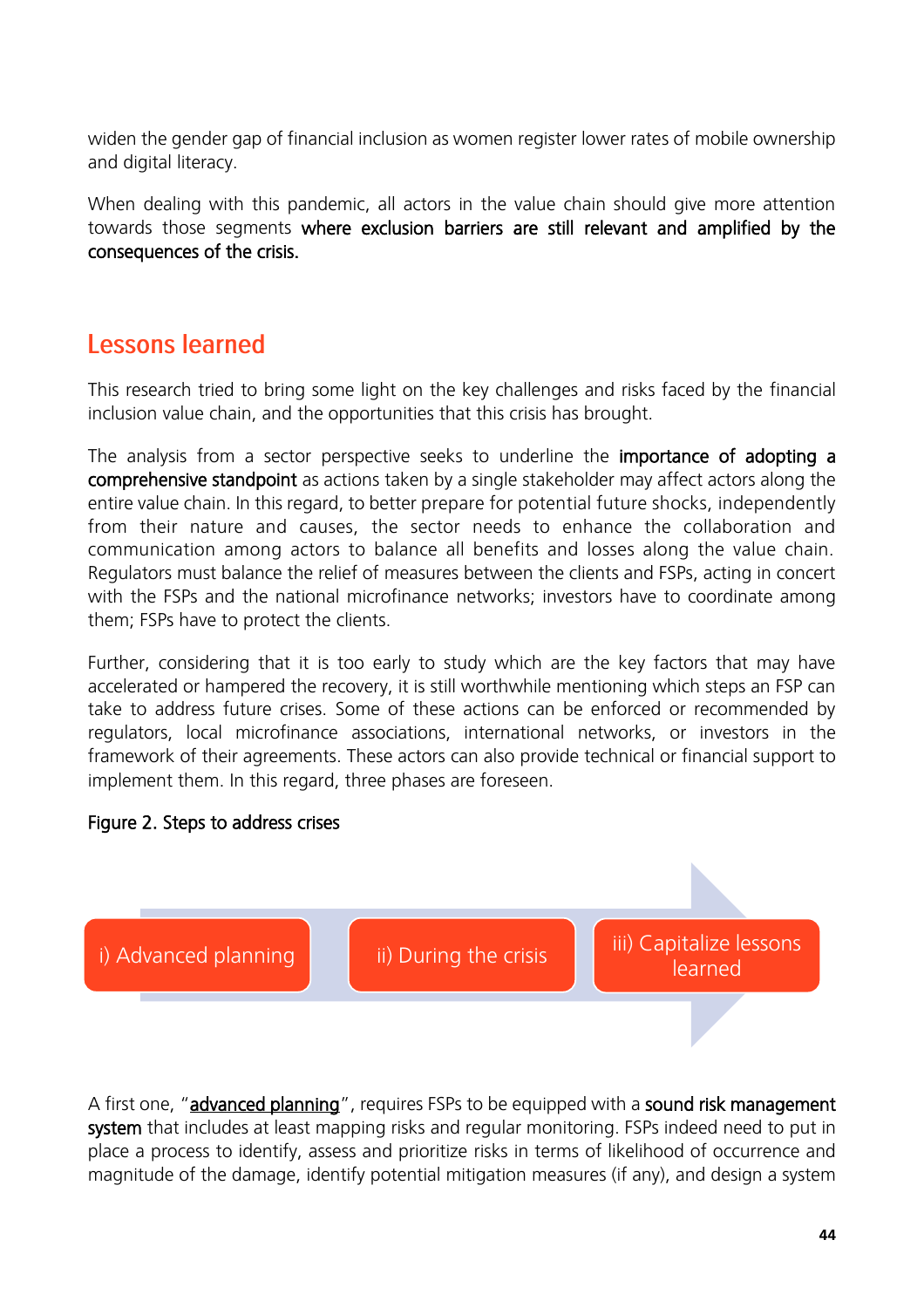widen the gender gap of financial inclusion as women register lower rates of mobile ownership and digital literacy.

When dealing with this pandemic, all actors in the value chain should give more attention towards those segments **where exclusion barriers are still relevant and amplified by the consequences of the crisis.**

## Lessons learned

This research tried to bring some light on the key challenges and risks faced by the financial inclusion value chain, and the opportunities that this crisis has brought.

The analysis from a sector perspective seeks to underline the **importance of adopting a comprehensive standpoint** as actions taken by a single stakeholder may affect actors along the entire value chain. In this regard, to better prepare for potential future shocks, independently from their nature and causes, the sector needs to enhance the collaboration and communication among actors to balance all benefits and losses along the value chain. Regulators must balance the relief of measures between the clients and FSPs, acting in concert with the FSPs and the national microfinance networks; investors have to coordinate among them; FSPs have to protect the clients.

Further, considering that it is too early to study which are the key factors that may have accelerated or hampered the recovery, it is still worthwhile mentioning which steps an FSP can take to address future crises. Some of these actions can be enforced or recommended by regulators, local microfinance associations, international networks, or investors in the framework of their agreements. These actors can also provide technical or financial support to implement them. In this regard, three phases are foreseen.

**Figure 2. Steps to address crises**

i) Advanced planning → ii) During the crisis → iii) Capitalize lessons learned

A first one, "**advanced planning**", requires FSPs to be equipped with a **sound risk management system** that includes at least mapping risks and regular monitoring. FSPs indeed need to put in place a process to identify, assess and prioritize risks in terms of likelihood of occurrence and magnitude of the damage, identify potential mitigation measures (if any), and design a system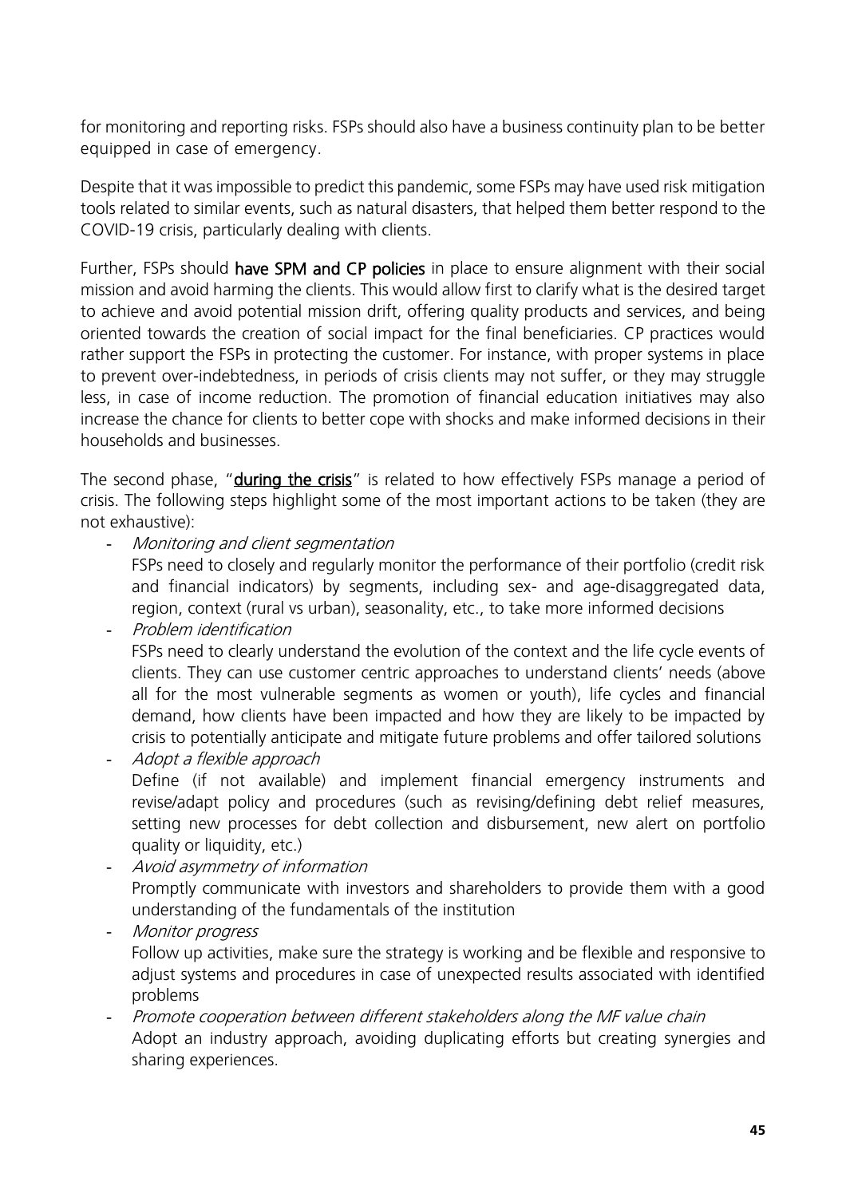for monitoring and reporting risks. FSPs should also have a business continuity plan to be better equipped in case of emergency.

Despite that it was impossible to predict this pandemic, some FSPs may have used risk mitigation tools related to similar events, such as natural disasters, that helped them better respond to the COVID-19 crisis, particularly dealing with clients.

Further, FSPs should **have SPM and CP policies** in place to ensure alignment with their social mission and avoid harming the clients. This would allow first to clarify what is the desired target to achieve and avoid potential mission drift, offering quality products and services, and being oriented towards the creation of social impact for the final beneficiaries. CP practices would rather support the FSPs in protecting the customer. For instance, with proper systems in place to prevent over-indebtedness, in periods of crisis clients may not suffer, or they may struggle less, in case of income reduction. The promotion of financial education initiatives may also increase the chance for clients to better cope with shocks and make informed decisions in their households and businesses.

The second phase, "**during the crisis**" is related to how effectively FSPs manage a period of crisis. The following steps highlight some of the most important actions to be taken (they are not exhaustive):

- *Monitoring and client segmentation*
  FSPs need to closely and regularly monitor the performance of their portfolio (credit risk and financial indicators) by segments, including sex- and age-disaggregated data, region, context (rural vs urban), seasonality, etc., to take more informed decisions
- *Problem identification*
  FSPs need to clearly understand the evolution of the context and the life cycle events of clients. They can use customer centric approaches to understand clients' needs (above all for the most vulnerable segments as women or youth), life cycles and financial demand, how clients have been impacted and how they are likely to be impacted by crisis to potentially anticipate and mitigate future problems and offer tailored solutions
- *Adopt a flexible approach*
  Define (if not available) and implement financial emergency instruments and revise/adapt policy and procedures (such as revising/defining debt relief measures, setting new processes for debt collection and disbursement, new alert on portfolio quality or liquidity, etc.)
- *Avoid asymmetry of information*
  Promptly communicate with investors and shareholders to provide them with a good understanding of the fundamentals of the institution
- *Monitor progress*
  Follow up activities, make sure the strategy is working and be flexible and responsive to adjust systems and procedures in case of unexpected results associated with identified problems
- *Promote cooperation between different stakeholders along the MF value chain*
  Adopt an industry approach, avoiding duplicating efforts but creating synergies and sharing experiences.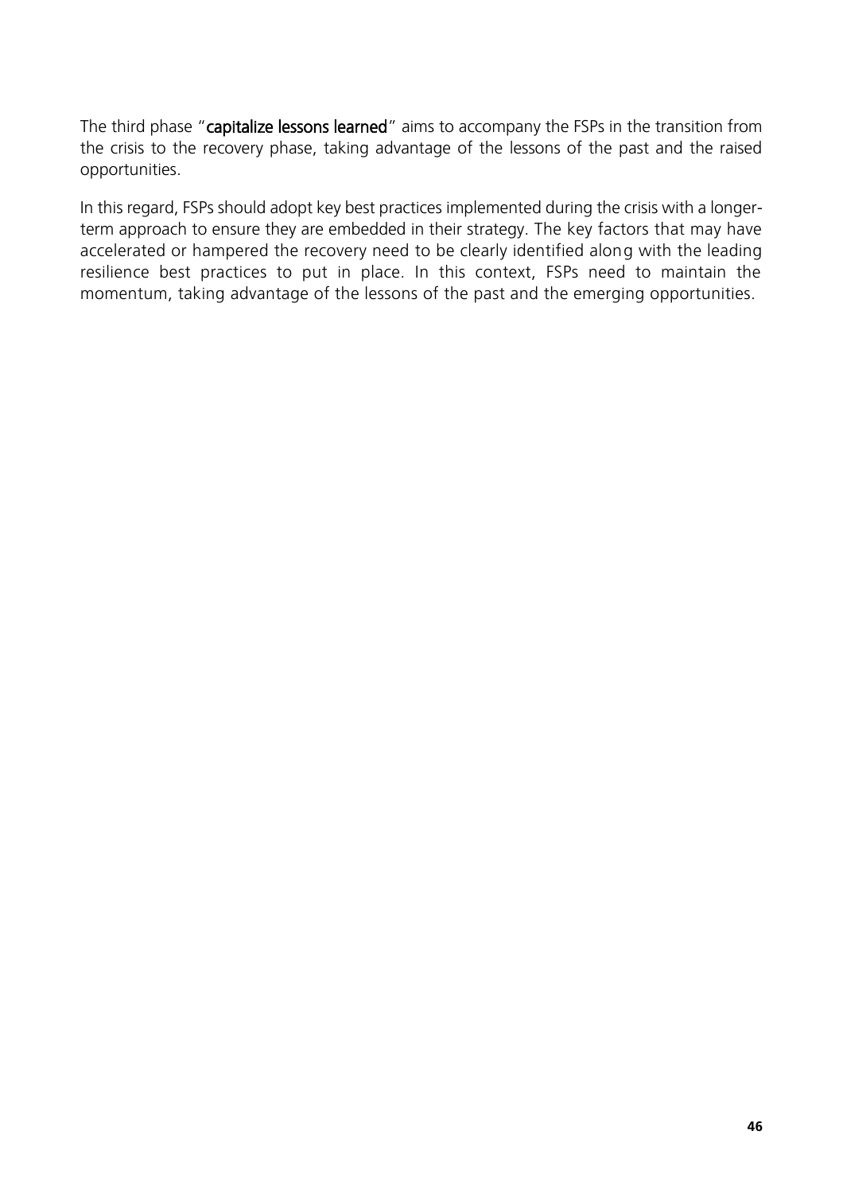The third phase "**capitalize lessons learned**" aims to accompany the FSPs in the transition from the crisis to the recovery phase, taking advantage of the lessons of the past and the raised opportunities.

In this regard, FSPs should adopt key best practices implemented during the crisis with a longer-term approach to ensure they are embedded in their strategy. The key factors that may have accelerated or hampered the recovery need to be clearly identified along with the leading resilience best practices to put in place. In this context, FSPs need to maintain the momentum, taking advantage of the lessons of the past and the emerging opportunities.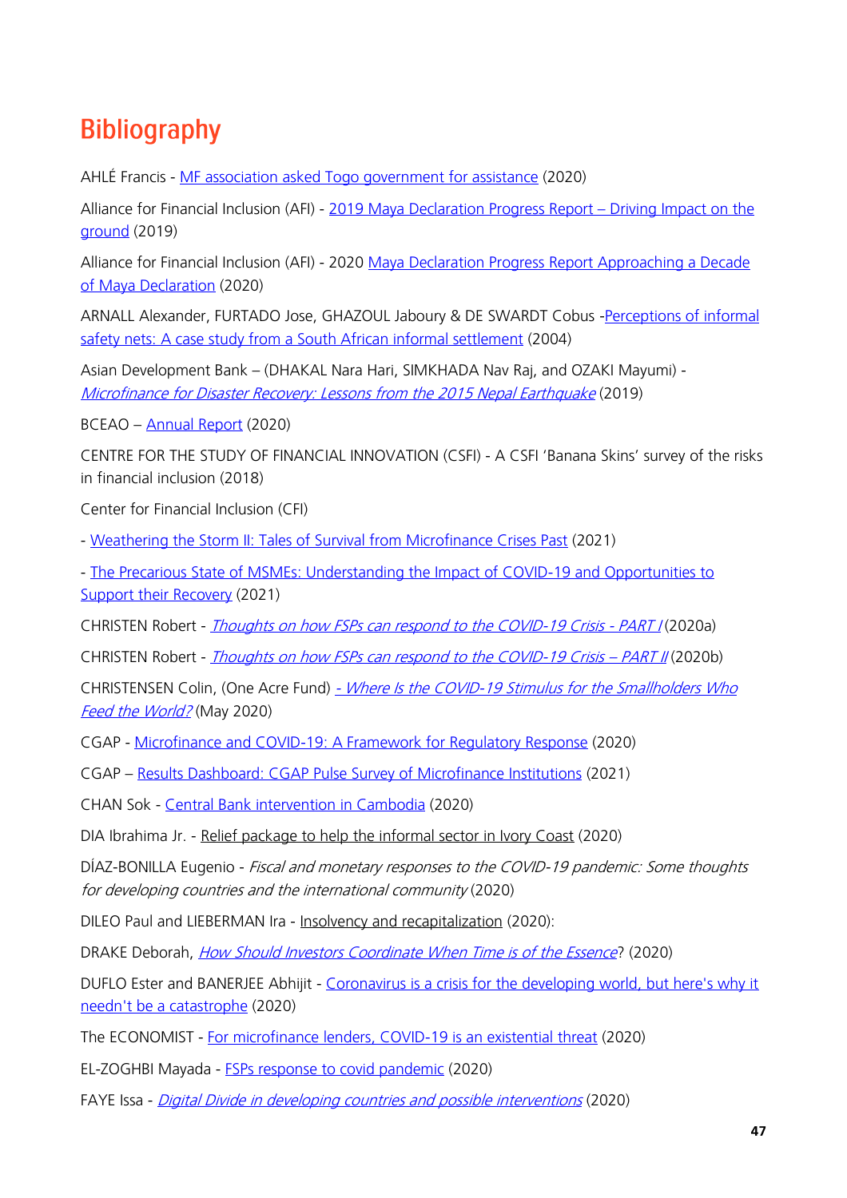# Bibliography

AHLÉ Francis - MF association asked Togo government for assistance (2020)

Alliance for Financial Inclusion (AFI) - 2019 Maya Declaration Progress Report – Driving Impact on the ground (2019)

Alliance for Financial Inclusion (AFI) - 2020 Maya Declaration Progress Report Approaching a Decade of Maya Declaration (2020)

ARNALL Alexander, FURTADO Jose, GHAZOUL Jaboury & DE SWARDT Cobus -Perceptions of informal safety nets: A case study from a South African informal settlement (2004)

Asian Development Bank – (DHAKAL Nara Hari, SIMKHADA Nav Raj, and OZAKI Mayumi) - *Microfinance for Disaster Recovery: Lessons from the 2015 Nepal Earthquake* (2019)

BCEAO – Annual Report (2020)

CENTRE FOR THE STUDY OF FINANCIAL INNOVATION (CSFI) - A CSFI 'Banana Skins' survey of the risks in financial inclusion (2018)

Center for Financial Inclusion (CFI)

- Weathering the Storm II: Tales of Survival from Microfinance Crises Past (2021)

- The Precarious State of MSMEs: Understanding the Impact of COVID-19 and Opportunities to Support their Recovery (2021)

CHRISTEN Robert - *Thoughts on how FSPs can respond to the COVID-19 Crisis - PART I* (2020a)

CHRISTEN Robert - *Thoughts on how FSPs can respond to the COVID-19 Crisis – PART II* (2020b)

CHRISTENSEN Colin, (One Acre Fund) *- Where Is the COVID-19 Stimulus for the Smallholders Who Feed the World?* (May 2020)

CGAP - Microfinance and COVID-19: A Framework for Regulatory Response (2020)

CGAP – Results Dashboard: CGAP Pulse Survey of Microfinance Institutions (2021)

CHAN Sok - Central Bank intervention in Cambodia (2020)

DIA Ibrahima Jr. - Relief package to help the informal sector in Ivory Coast (2020)

DÍAZ-BONILLA Eugenio - *Fiscal and monetary responses to the COVID-19 pandemic: Some thoughts for developing countries and the international community* (2020)

DILEO Paul and LIEBERMAN Ira - Insolvency and recapitalization (2020):

DRAKE Deborah, *How Should Investors Coordinate When Time is of the Essence*? (2020)

DUFLO Ester and BANERJEE Abhijit - Coronavirus is a crisis for the developing world, but here's why it needn't be a catastrophe (2020)

The ECONOMIST - For microfinance lenders, COVID-19 is an existential threat (2020)

EL-ZOGHBI Mayada - FSPs response to covid pandemic (2020)

FAYE Issa - *Digital Divide in developing countries and possible interventions* (2020)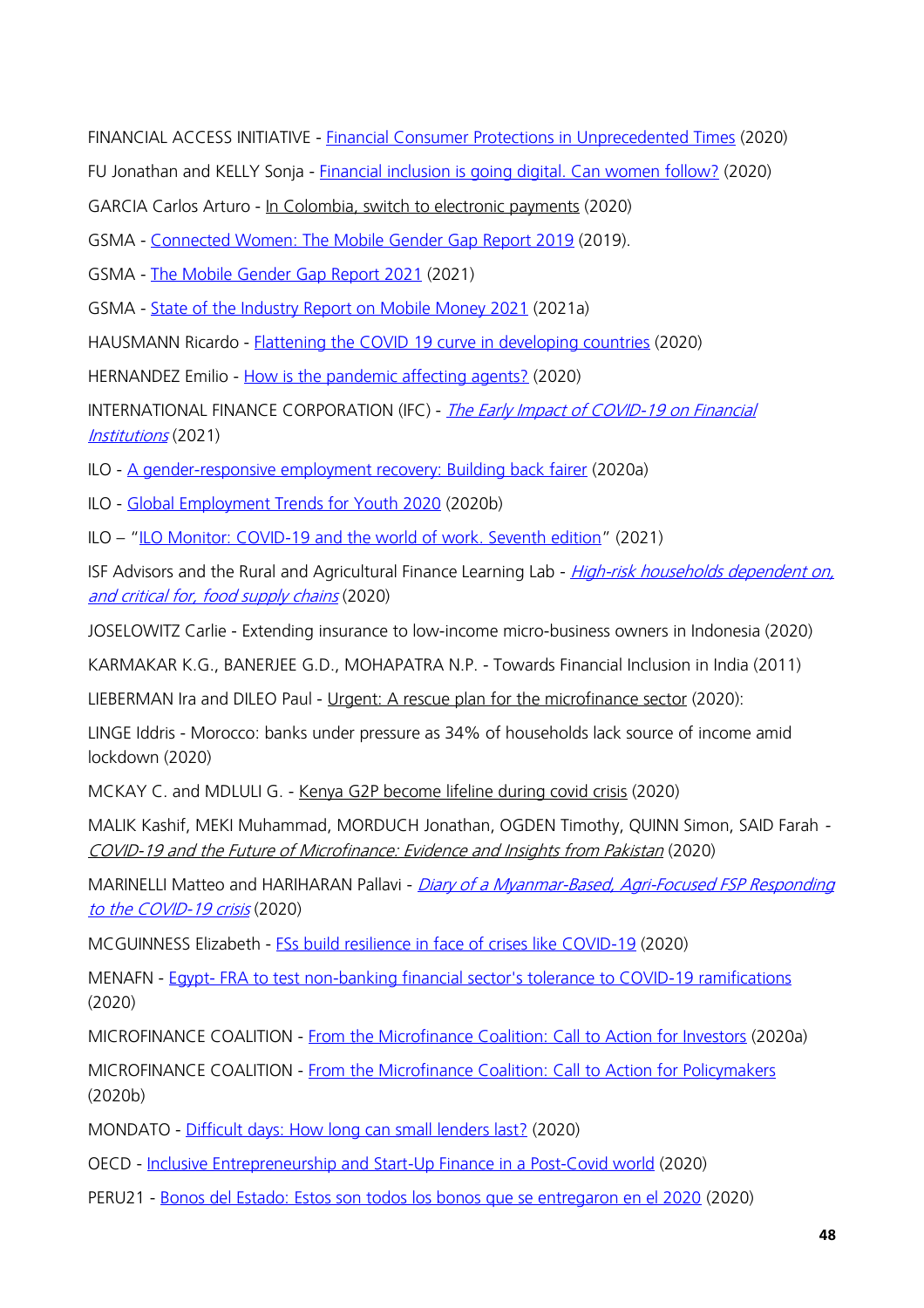FINANCIAL ACCESS INITIATIVE - Financial Consumer Protections in Unprecedented Times (2020)

FU Jonathan and KELLY Sonja - Financial inclusion is going digital. Can women follow? (2020)

GARCIA Carlos Arturo - In Colombia, switch to electronic payments (2020)

GSMA - Connected Women: The Mobile Gender Gap Report 2019 (2019).

GSMA - The Mobile Gender Gap Report 2021 (2021)

GSMA - State of the Industry Report on Mobile Money 2021 (2021a)

HAUSMANN Ricardo - Flattening the COVID 19 curve in developing countries (2020)

HERNANDEZ Emilio - How is the pandemic affecting agents? (2020)

INTERNATIONAL FINANCE CORPORATION (IFC) - *The Early Impact of COVID-19 on Financial Institutions* (2021)

ILO - A gender-responsive employment recovery: Building back fairer (2020a)

ILO - Global Employment Trends for Youth 2020 (2020b)

ILO – "ILO Monitor: COVID-19 and the world of work. Seventh edition" (2021)

ISF Advisors and the Rural and Agricultural Finance Learning Lab - *High-risk households dependent on, and critical for, food supply chains* (2020)

JOSELOWITZ Carlie - Extending insurance to low-income micro-business owners in Indonesia (2020)

KARMAKAR K.G., BANERJEE G.D., MOHAPATRA N.P. - Towards Financial Inclusion in India (2011)

LIEBERMAN Ira and DILEO Paul - Urgent: A rescue plan for the microfinance sector (2020):

LINGE Iddris - Morocco: banks under pressure as 34% of households lack source of income amid lockdown (2020)

MCKAY C. and MDLULI G. - Kenya G2P become lifeline during covid crisis (2020)

MALIK Kashif, MEKI Muhammad, MORDUCH Jonathan, OGDEN Timothy, QUINN Simon, SAID Farah - *COVID-19 and the Future of Microfinance: Evidence and Insights from Pakistan* (2020)

MARINELLI Matteo and HARIHARAN Pallavi - *Diary of a Myanmar-Based, Agri-Focused FSP Responding to the COVID-19 crisis* (2020)

MCGUINNESS Elizabeth - FSs build resilience in face of crises like COVID-19 (2020)

MENAFN - Egypt- FRA to test non-banking financial sector's tolerance to COVID-19 ramifications (2020)

MICROFINANCE COALITION - From the Microfinance Coalition: Call to Action for Investors (2020a)

MICROFINANCE COALITION - From the Microfinance Coalition: Call to Action for Policymakers (2020b)

MONDATO - Difficult days: How long can small lenders last? (2020)

OECD - Inclusive Entrepreneurship and Start-Up Finance in a Post-Covid world (2020)

PERU21 - Bonos del Estado: Estos son todos los bonos que se entregaron en el 2020 (2020)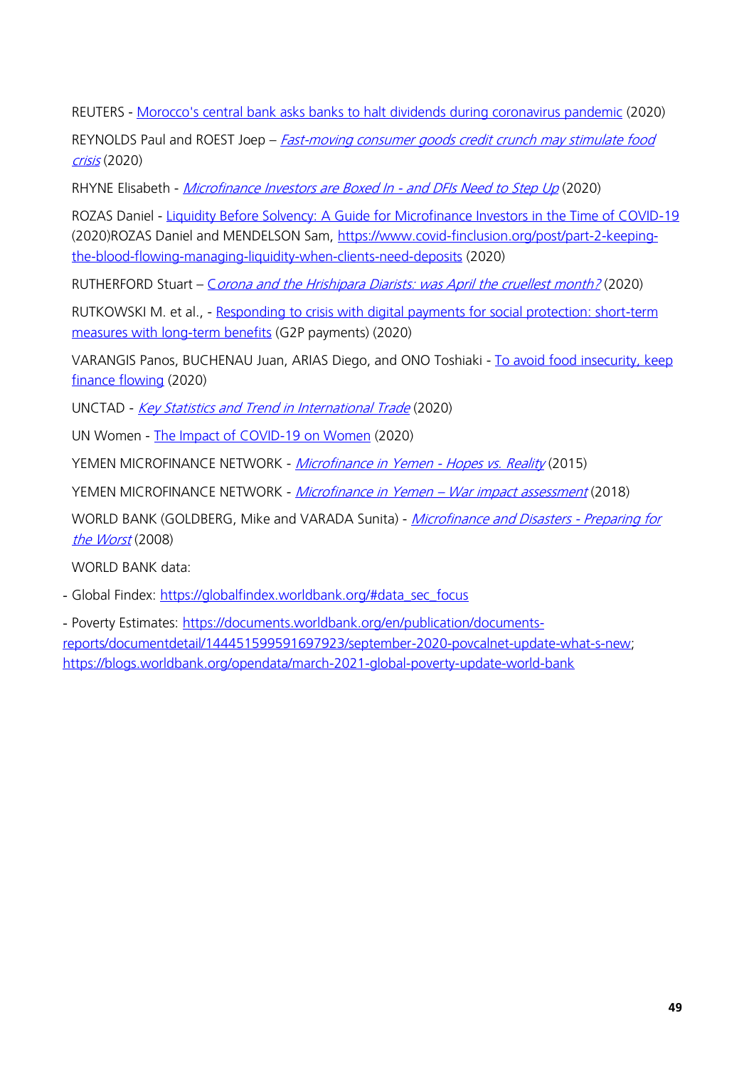REUTERS - Morocco's central bank asks banks to halt dividends during coronavirus pandemic (2020)

REYNOLDS Paul and ROEST Joep – *Fast-moving consumer goods credit crunch may stimulate food crisis* (2020)

RHYNE Elisabeth - *Microfinance Investors are Boxed In - and DFIs Need to Step Up* (2020)

ROZAS Daniel - Liquidity Before Solvency: A Guide for Microfinance Investors in the Time of COVID-19 (2020)ROZAS Daniel and MENDELSON Sam, https://www.covid-finclusion.org/post/part-2-keeping-the-blood-flowing-managing-liquidity-when-clients-need-deposits (2020)

RUTHERFORD Stuart – *Corona and the Hrishipara Diarists: was April the cruellest month?* (2020)

RUTKOWSKI M. et al., - Responding to crisis with digital payments for social protection: short-term measures with long-term benefits (G2P payments) (2020)

VARANGIS Panos, BUCHENAU Juan, ARIAS Diego, and ONO Toshiaki - To avoid food insecurity, keep finance flowing (2020)

UNCTAD - *Key Statistics and Trend in International Trade* (2020)

UN Women - The Impact of COVID-19 on Women (2020)

YEMEN MICROFINANCE NETWORK - *Microfinance in Yemen - Hopes vs. Reality* (2015)

YEMEN MICROFINANCE NETWORK - *Microfinance in Yemen – War impact assessment* (2018)

WORLD BANK (GOLDBERG, Mike and VARADA Sunita) - *Microfinance and Disasters - Preparing for the Worst* (2008)

WORLD BANK data:

- Global Findex: https://globalfindex.worldbank.org/#data_sec_focus
- Poverty Estimates: https://documents.worldbank.org/en/publication/documents-reports/documentdetail/144451599591697923/september-2020-povcalnet-update-what-s-new; https://blogs.worldbank.org/opendata/march-2021-global-poverty-update-world-bank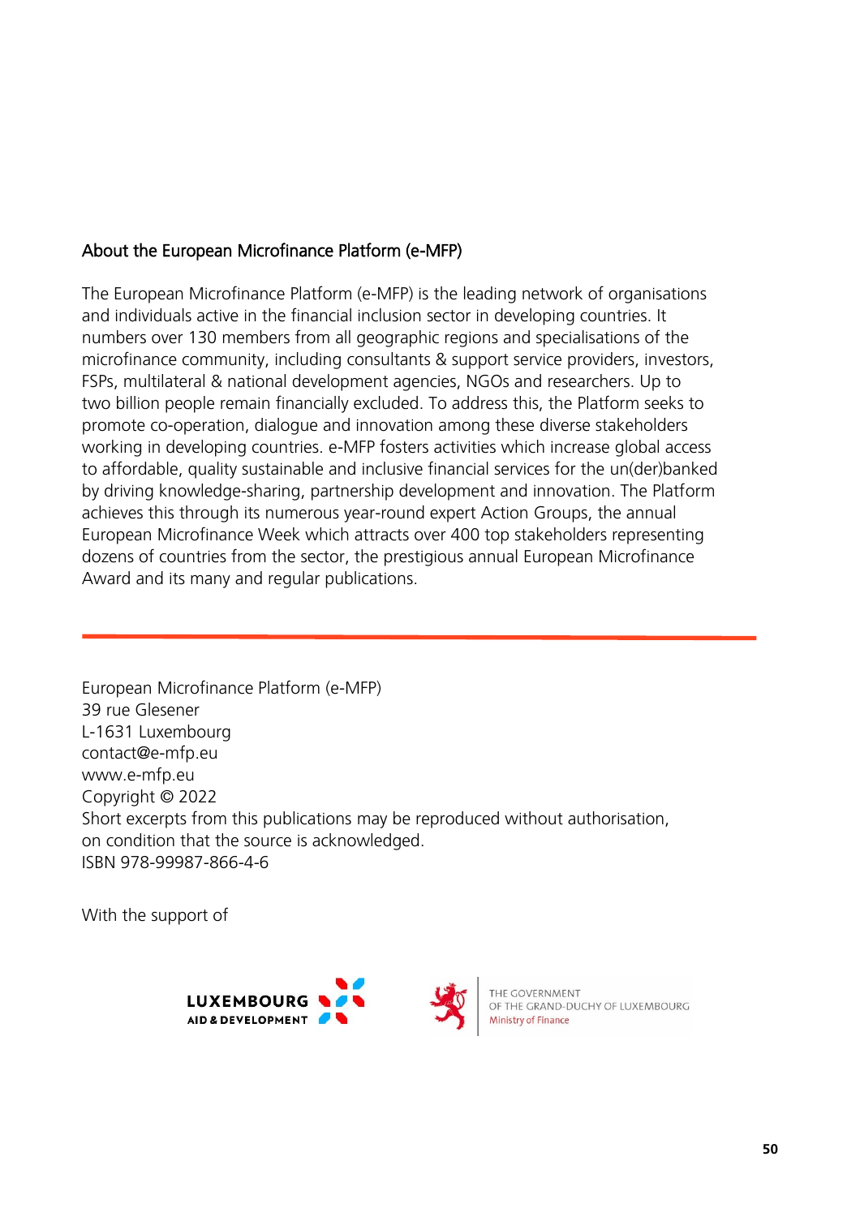## About the European Microfinance Platform (e-MFP)

The European Microfinance Platform (e-MFP) is the leading network of organisations and individuals active in the financial inclusion sector in developing countries. It numbers over 130 members from all geographic regions and specialisations of the microfinance community, including consultants & support service providers, investors, FSPs, multilateral & national development agencies, NGOs and researchers. Up to two billion people remain financially excluded. To address this, the Platform seeks to promote co-operation, dialogue and innovation among these diverse stakeholders working in developing countries. e-MFP fosters activities which increase global access to affordable, quality sustainable and inclusive financial services for the un(der)banked by driving knowledge-sharing, partnership development and innovation. The Platform achieves this through its numerous year-round expert Action Groups, the annual European Microfinance Week which attracts over 400 top stakeholders representing dozens of countries from the sector, the prestigious annual European Microfinance Award and its many and regular publications.

---

European Microfinance Platform (e-MFP)
39 rue Glesener
L-1631 Luxembourg
contact@e-mfp.eu
www.e-mfp.eu
Copyright © 2022
Short excerpts from this publications may be reproduced without authorisation, on condition that the source is acknowledged.
ISBN 978-99987-866-4-6

With the support of

LUXEMBOURG AID & DEVELOPMENT

THE GOVERNMENT OF THE GRAND-DUCHY OF LUXEMBOURG
Ministry of Finance